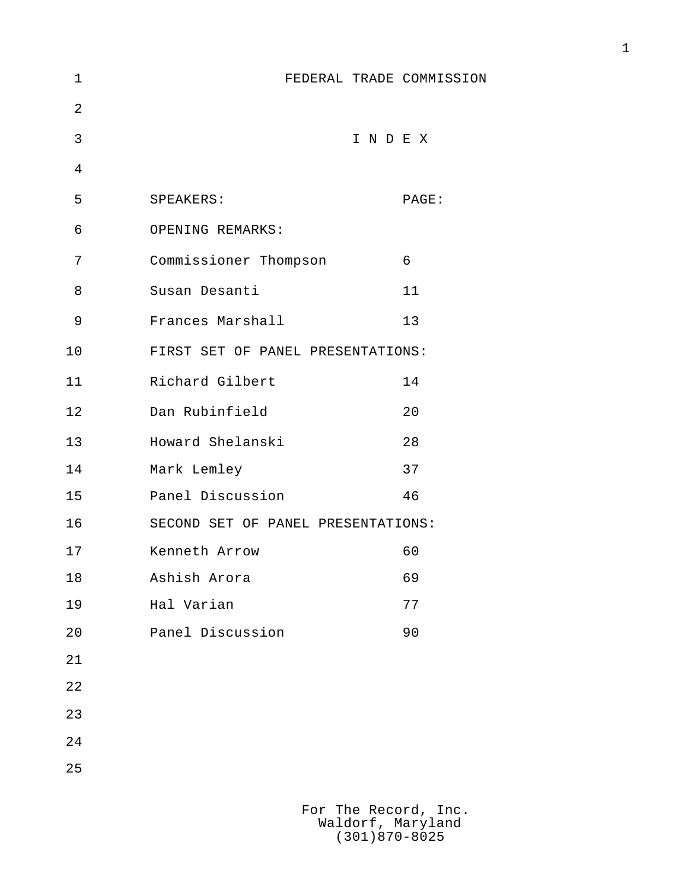# FEDERAL TRADE COMMISSION

## I N D E X

| SPEAKERS: | PAGE: |
|---|---|
| OPENING REMARKS: | |
| Commissioner Thompson | 6 |
| Susan Desanti | 11 |
| Frances Marshall | 13 |
| FIRST SET OF PANEL PRESENTATIONS: | |
| Richard Gilbert | 14 |
| Dan Rubinfield | 20 |
| Howard Shelanski | 28 |
| Mark Lemley | 37 |
| Panel Discussion | 46 |
| SECOND SET OF PANEL PRESENTATIONS: | |
| Kenneth Arrow | 60 |
| Ashish Arora | 69 |
| Hal Varian | 77 |
| Panel Discussion | 90 |

For The Record, Inc.
Waldorf, Maryland
(301)870-8025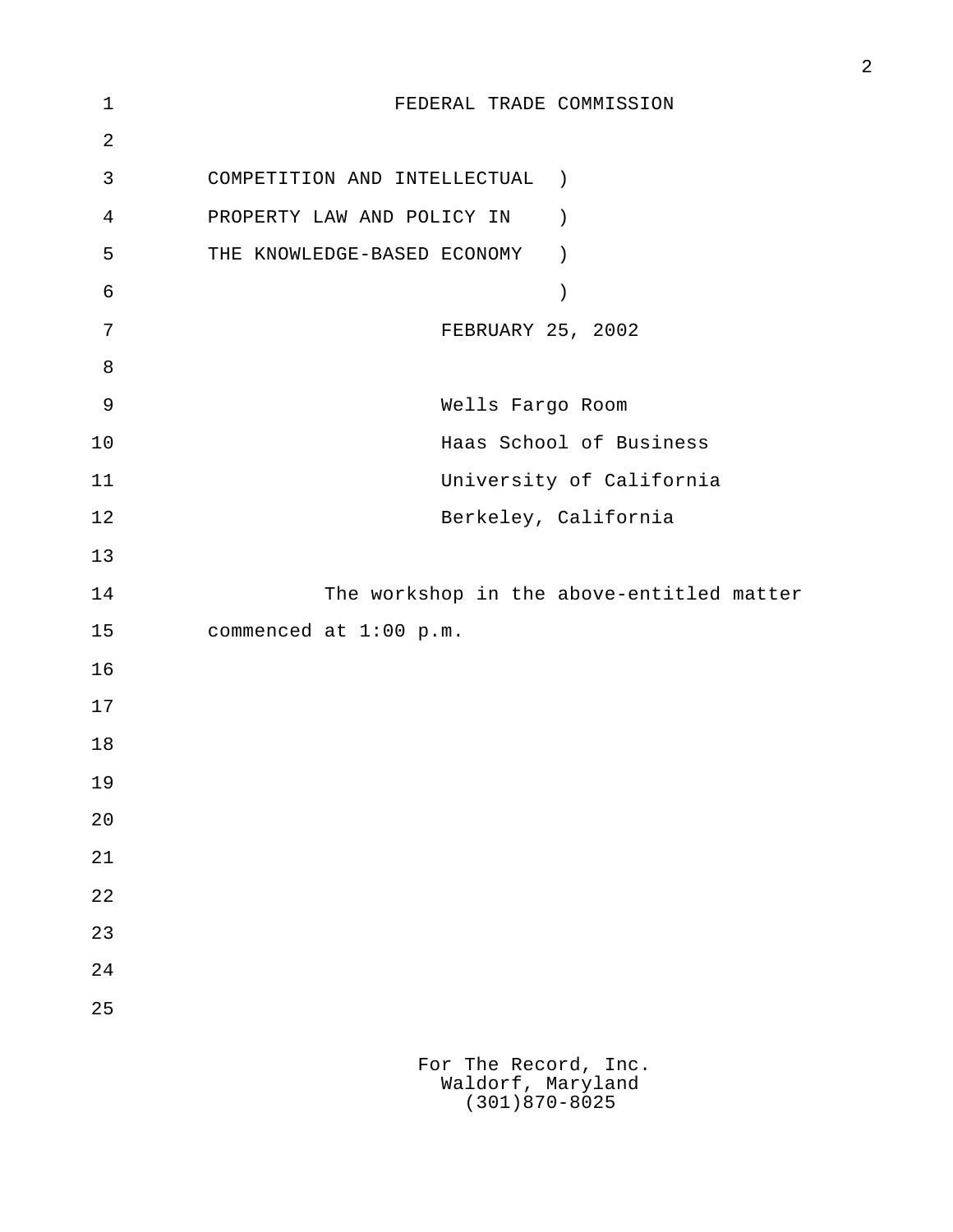FEDERAL TRADE COMMISSION

COMPETITION AND INTELLECTUAL )
PROPERTY LAW AND POLICY IN )
THE KNOWLEDGE-BASED ECONOMY )
)

FEBRUARY 25, 2002

Wells Fargo Room
Haas School of Business
University of California
Berkeley, California

The workshop in the above-entitled matter commenced at 1:00 p.m.

For The Record, Inc.
Waldorf, Maryland
(301)870-8025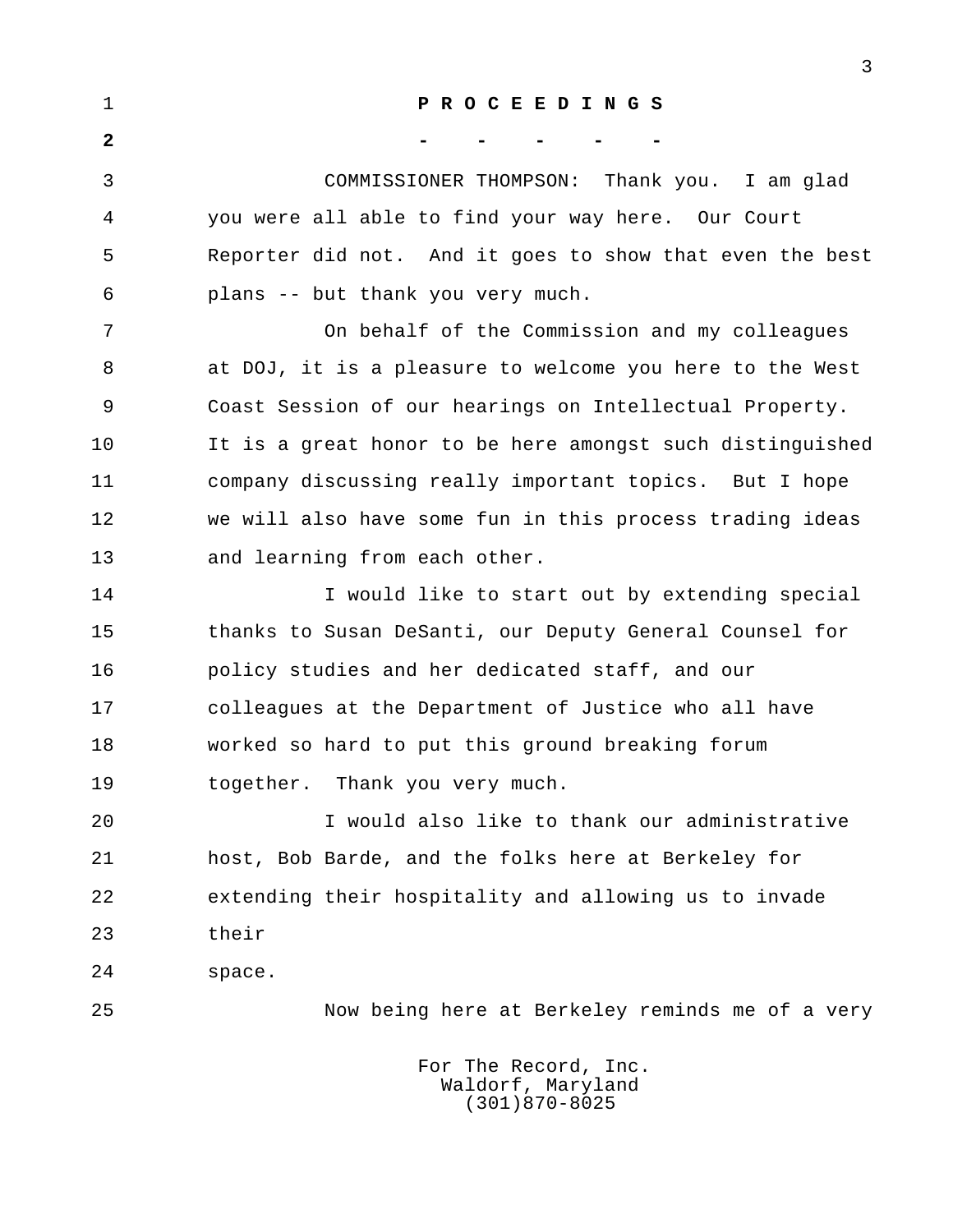# P R O C E E D I N G S

\- - - - -

COMMISSIONER THOMPSON: Thank you. I am glad you were all able to find your way here. Our Court Reporter did not. And it goes to show that even the best plans -- but thank you very much.

On behalf of the Commission and my colleagues at DOJ, it is a pleasure to welcome you here to the West Coast Session of our hearings on Intellectual Property. It is a great honor to be here amongst such distinguished company discussing really important topics. But I hope we will also have some fun in this process trading ideas and learning from each other.

I would like to start out by extending special thanks to Susan DeSanti, our Deputy General Counsel for policy studies and her dedicated staff, and our colleagues at the Department of Justice who all have worked so hard to put this ground breaking forum together. Thank you very much.

I would also like to thank our administrative host, Bob Barde, and the folks here at Berkeley for extending their hospitality and allowing us to invade their space.

Now being here at Berkeley reminds me of a very

For The Record, Inc.
Waldorf, Maryland
(301)870-8025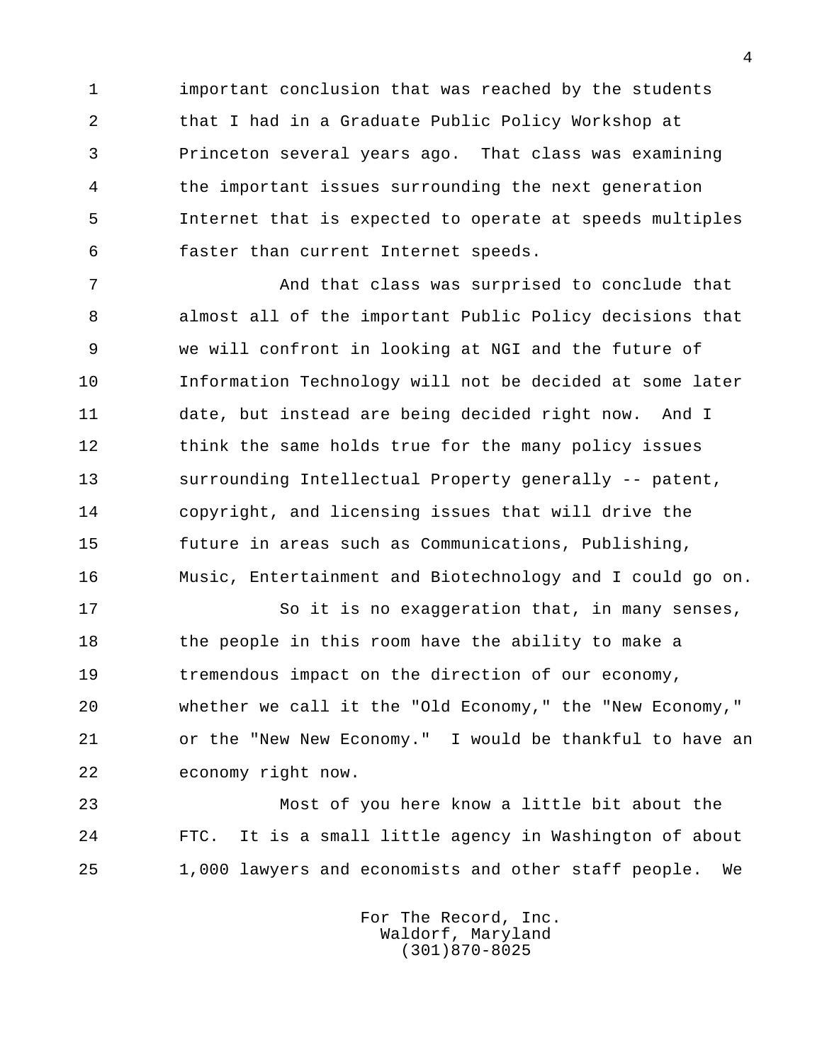important conclusion that was reached by the students that I had in a Graduate Public Policy Workshop at Princeton several years ago. That class was examining the important issues surrounding the next generation Internet that is expected to operate at speeds multiples faster than current Internet speeds.

And that class was surprised to conclude that almost all of the important Public Policy decisions that we will confront in looking at NGI and the future of Information Technology will not be decided at some later date, but instead are being decided right now. And I think the same holds true for the many policy issues surrounding Intellectual Property generally -- patent, copyright, and licensing issues that will drive the future in areas such as Communications, Publishing, Music, Entertainment and Biotechnology and I could go on.

So it is no exaggeration that, in many senses, the people in this room have the ability to make a tremendous impact on the direction of our economy, whether we call it the "Old Economy," the "New Economy," or the "New New Economy." I would be thankful to have an economy right now.

Most of you here know a little bit about the FTC. It is a small little agency in Washington of about 1,000 lawyers and economists and other staff people. We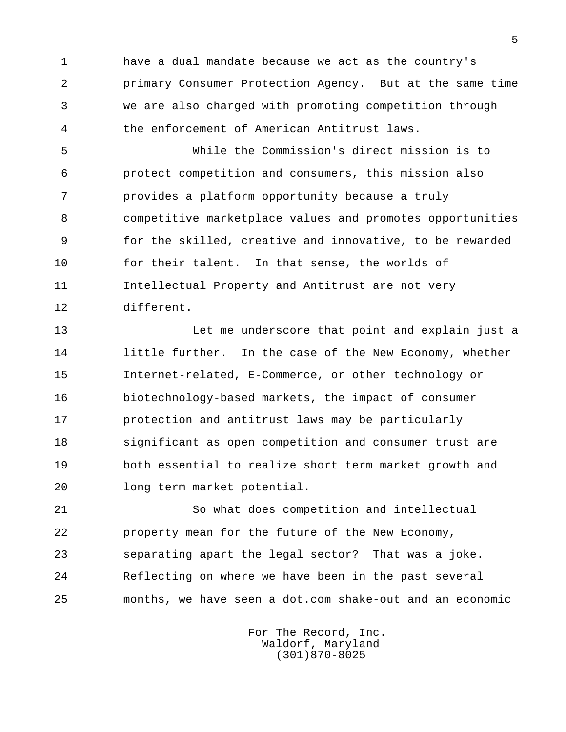have a dual mandate because we act as the country's primary Consumer Protection Agency. But at the same time we are also charged with promoting competition through the enforcement of American Antitrust laws.

While the Commission's direct mission is to protect competition and consumers, this mission also provides a platform opportunity because a truly competitive marketplace values and promotes opportunities for the skilled, creative and innovative, to be rewarded for their talent. In that sense, the worlds of Intellectual Property and Antitrust are not very different.

Let me underscore that point and explain just a little further. In the case of the New Economy, whether Internet-related, E-Commerce, or other technology or biotechnology-based markets, the impact of consumer protection and antitrust laws may be particularly significant as open competition and consumer trust are both essential to realize short term market growth and long term market potential.

So what does competition and intellectual property mean for the future of the New Economy, separating apart the legal sector? That was a joke. Reflecting on where we have been in the past several months, we have seen a dot.com shake-out and an economic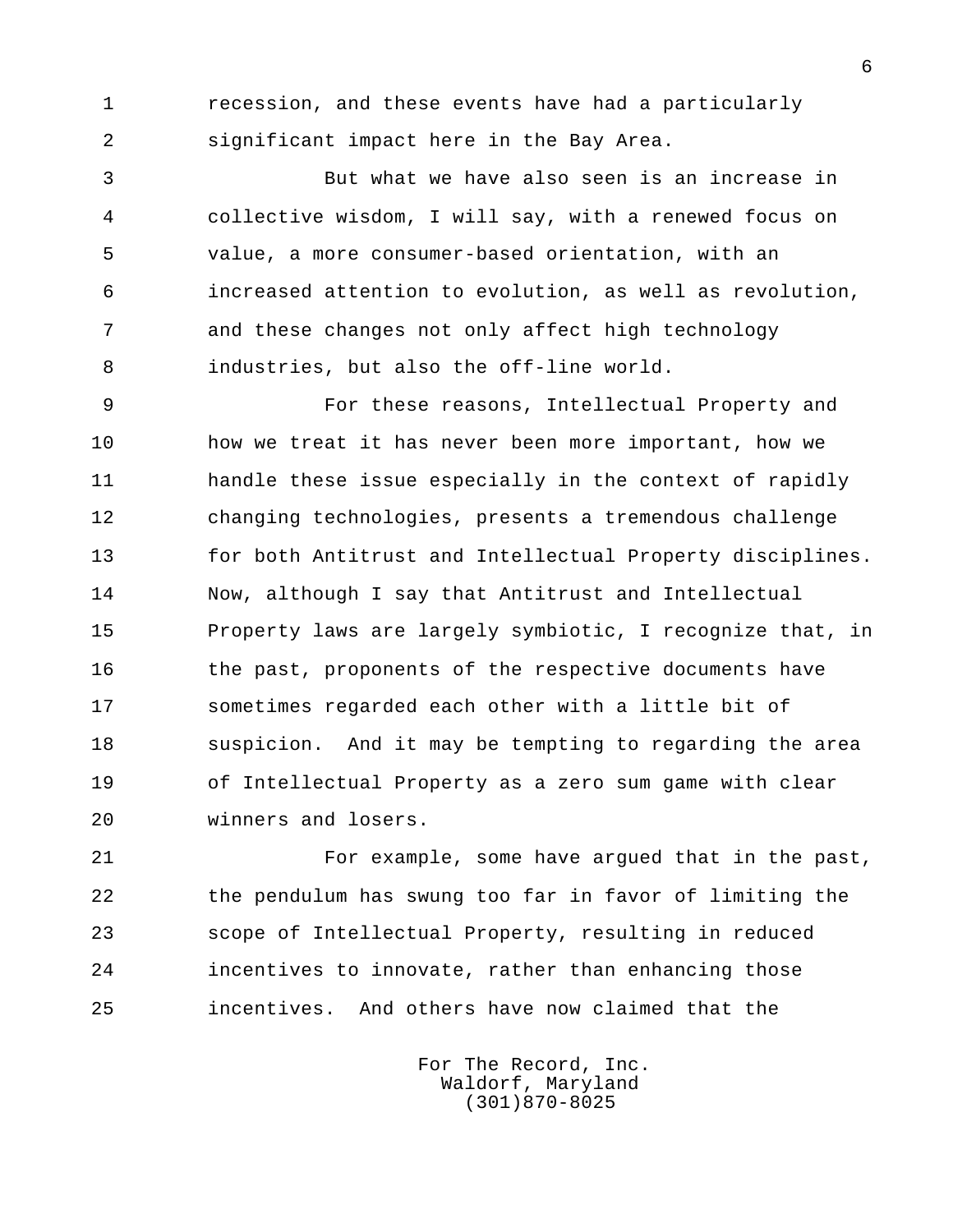recession, and these events have had a particularly significant impact here in the Bay Area.

But what we have also seen is an increase in collective wisdom, I will say, with a renewed focus on value, a more consumer-based orientation, with an increased attention to evolution, as well as revolution, and these changes not only affect high technology industries, but also the off-line world.

For these reasons, Intellectual Property and how we treat it has never been more important, how we handle these issue especially in the context of rapidly changing technologies, presents a tremendous challenge for both Antitrust and Intellectual Property disciplines. Now, although I say that Antitrust and Intellectual Property laws are largely symbiotic, I recognize that, in the past, proponents of the respective documents have sometimes regarded each other with a little bit of suspicion. And it may be tempting to regarding the area of Intellectual Property as a zero sum game with clear winners and losers.

For example, some have argued that in the past, the pendulum has swung too far in favor of limiting the scope of Intellectual Property, resulting in reduced incentives to innovate, rather than enhancing those incentives. And others have now claimed that the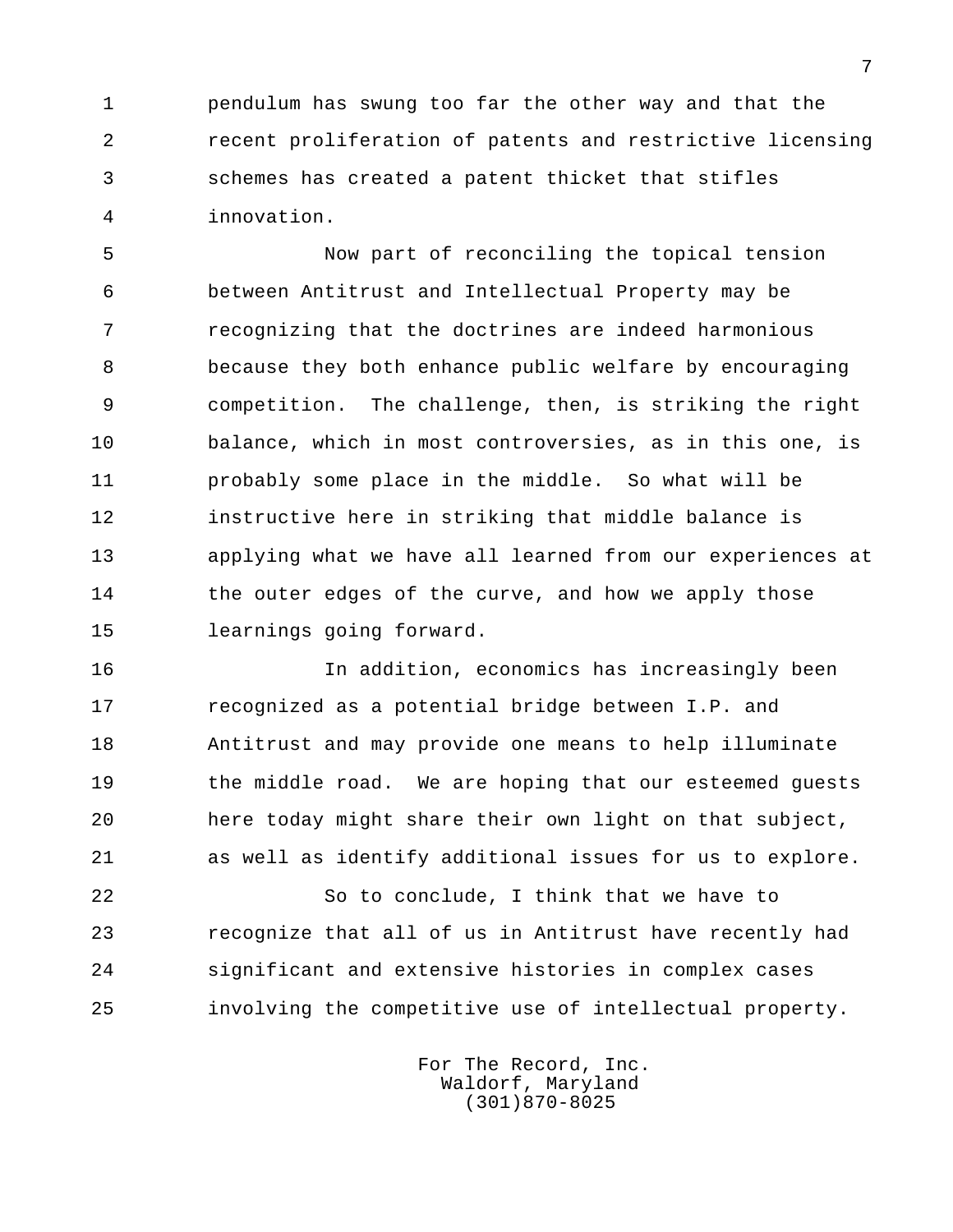pendulum has swung too far the other way and that the recent proliferation of patents and restrictive licensing schemes has created a patent thicket that stifles innovation.

Now part of reconciling the topical tension between Antitrust and Intellectual Property may be recognizing that the doctrines are indeed harmonious because they both enhance public welfare by encouraging competition. The challenge, then, is striking the right balance, which in most controversies, as in this one, is probably some place in the middle. So what will be instructive here in striking that middle balance is applying what we have all learned from our experiences at the outer edges of the curve, and how we apply those learnings going forward.

In addition, economics has increasingly been recognized as a potential bridge between I.P. and Antitrust and may provide one means to help illuminate the middle road. We are hoping that our esteemed guests here today might share their own light on that subject, as well as identify additional issues for us to explore.

So to conclude, I think that we have to recognize that all of us in Antitrust have recently had significant and extensive histories in complex cases involving the competitive use of intellectual property.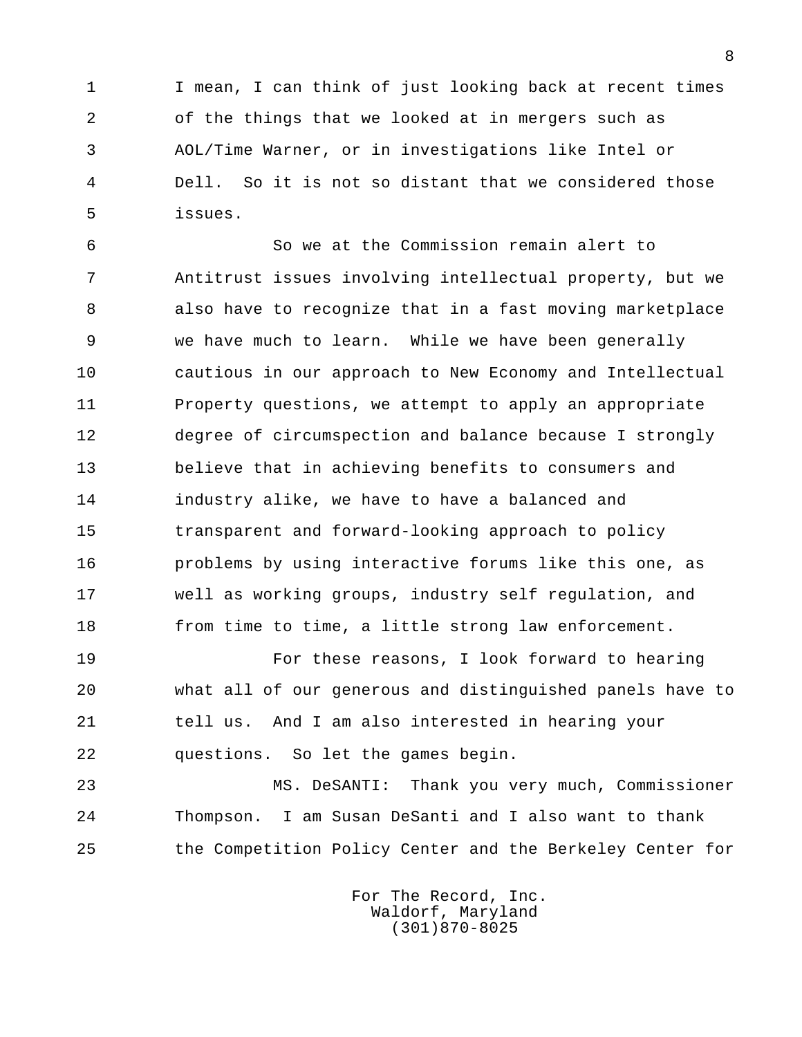I mean, I can think of just looking back at recent times of the things that we looked at in mergers such as AOL/Time Warner, or in investigations like Intel or Dell. So it is not so distant that we considered those issues.

So we at the Commission remain alert to Antitrust issues involving intellectual property, but we also have to recognize that in a fast moving marketplace we have much to learn. While we have been generally cautious in our approach to New Economy and Intellectual Property questions, we attempt to apply an appropriate degree of circumspection and balance because I strongly believe that in achieving benefits to consumers and industry alike, we have to have a balanced and transparent and forward-looking approach to policy problems by using interactive forums like this one, as well as working groups, industry self regulation, and from time to time, a little strong law enforcement.

For these reasons, I look forward to hearing what all of our generous and distinguished panels have to tell us. And I am also interested in hearing your questions. So let the games begin.

MS. DeSANTI: Thank you very much, Commissioner Thompson. I am Susan DeSanti and I also want to thank the Competition Policy Center and the Berkeley Center for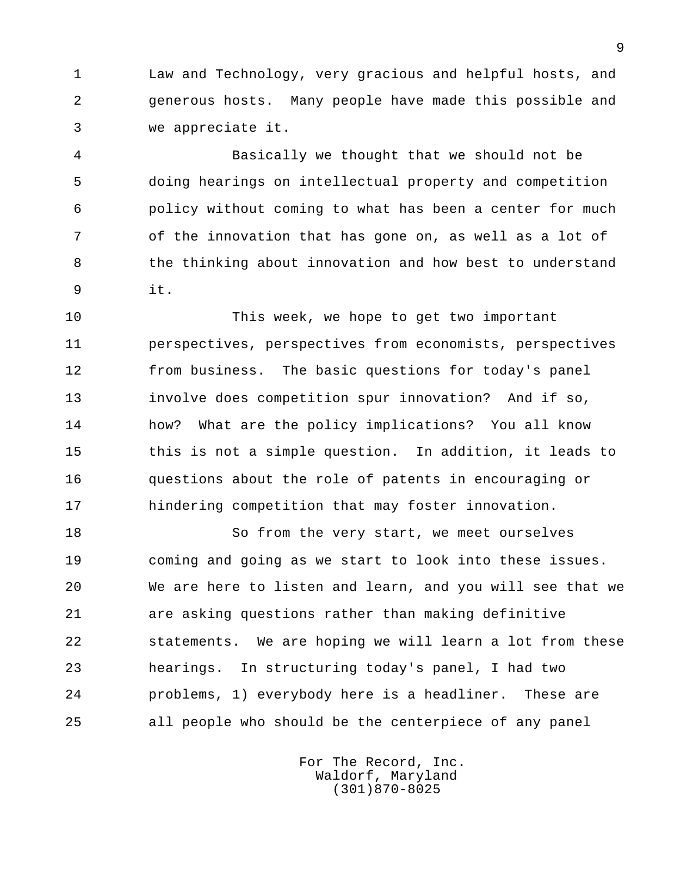Law and Technology, very gracious and helpful hosts, and generous hosts. Many people have made this possible and we appreciate it.

Basically we thought that we should not be doing hearings on intellectual property and competition policy without coming to what has been a center for much of the innovation that has gone on, as well as a lot of the thinking about innovation and how best to understand it.

This week, we hope to get two important perspectives, perspectives from economists, perspectives from business. The basic questions for today's panel involve does competition spur innovation? And if so, how? What are the policy implications? You all know this is not a simple question. In addition, it leads to questions about the role of patents in encouraging or hindering competition that may foster innovation.

So from the very start, we meet ourselves coming and going as we start to look into these issues. We are here to listen and learn, and you will see that we are asking questions rather than making definitive statements. We are hoping we will learn a lot from these hearings. In structuring today's panel, I had two problems, 1) everybody here is a headliner. These are all people who should be the centerpiece of any panel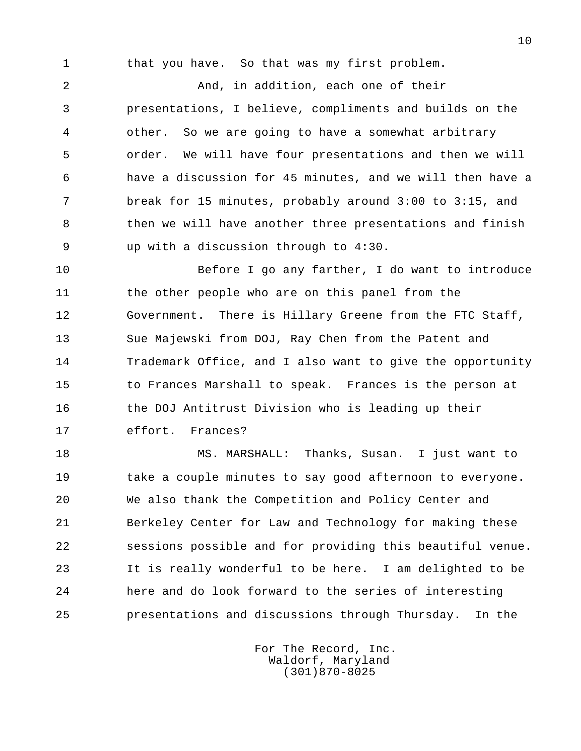that you have. So that was my first problem.

And, in addition, each one of their presentations, I believe, compliments and builds on the other. So we are going to have a somewhat arbitrary order. We will have four presentations and then we will have a discussion for 45 minutes, and we will then have a break for 15 minutes, probably around 3:00 to 3:15, and then we will have another three presentations and finish up with a discussion through to 4:30.

Before I go any farther, I do want to introduce the other people who are on this panel from the Government. There is Hillary Greene from the FTC Staff, Sue Majewski from DOJ, Ray Chen from the Patent and Trademark Office, and I also want to give the opportunity to Frances Marshall to speak. Frances is the person at the DOJ Antitrust Division who is leading up their effort. Frances?

MS. MARSHALL: Thanks, Susan. I just want to take a couple minutes to say good afternoon to everyone. We also thank the Competition and Policy Center and Berkeley Center for Law and Technology for making these sessions possible and for providing this beautiful venue. It is really wonderful to be here. I am delighted to be here and do look forward to the series of interesting presentations and discussions through Thursday. In the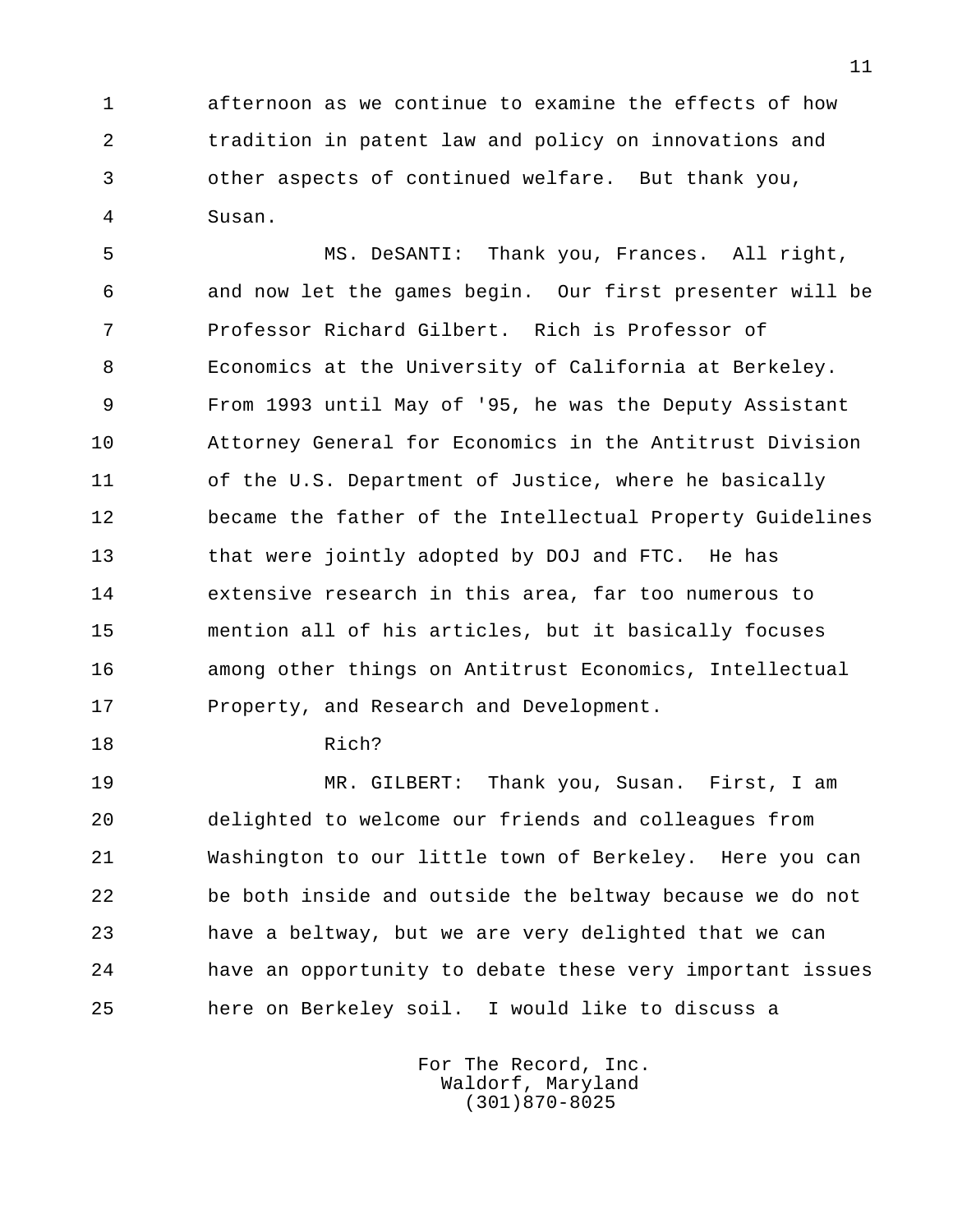afternoon as we continue to examine the effects of how tradition in patent law and policy on innovations and other aspects of continued welfare. But thank you, Susan.

MS. DeSANTI: Thank you, Frances. All right, and now let the games begin. Our first presenter will be Professor Richard Gilbert. Rich is Professor of Economics at the University of California at Berkeley. From 1993 until May of '95, he was the Deputy Assistant Attorney General for Economics in the Antitrust Division of the U.S. Department of Justice, where he basically became the father of the Intellectual Property Guidelines that were jointly adopted by DOJ and FTC. He has extensive research in this area, far too numerous to mention all of his articles, but it basically focuses among other things on Antitrust Economics, Intellectual Property, and Research and Development.

Rich?

MR. GILBERT: Thank you, Susan. First, I am delighted to welcome our friends and colleagues from Washington to our little town of Berkeley. Here you can be both inside and outside the beltway because we do not have a beltway, but we are very delighted that we can have an opportunity to debate these very important issues here on Berkeley soil. I would like to discuss a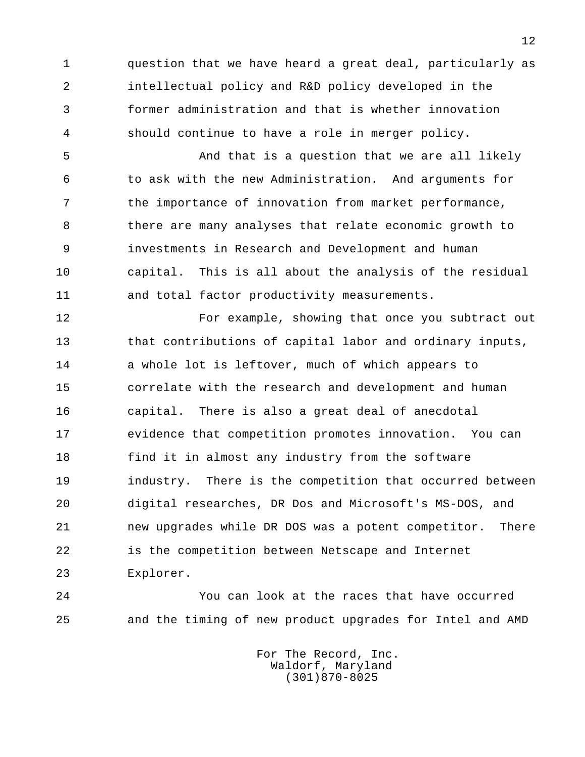question that we have heard a great deal, particularly as intellectual policy and R&D policy developed in the former administration and that is whether innovation should continue to have a role in merger policy.

And that is a question that we are all likely to ask with the new Administration. And arguments for the importance of innovation from market performance, there are many analyses that relate economic growth to investments in Research and Development and human capital. This is all about the analysis of the residual and total factor productivity measurements.

For example, showing that once you subtract out that contributions of capital labor and ordinary inputs, a whole lot is leftover, much of which appears to correlate with the research and development and human capital. There is also a great deal of anecdotal evidence that competition promotes innovation. You can find it in almost any industry from the software industry. There is the competition that occurred between digital researches, DR Dos and Microsoft's MS-DOS, and new upgrades while DR DOS was a potent competitor. There is the competition between Netscape and Internet Explorer.

You can look at the races that have occurred and the timing of new product upgrades for Intel and AMD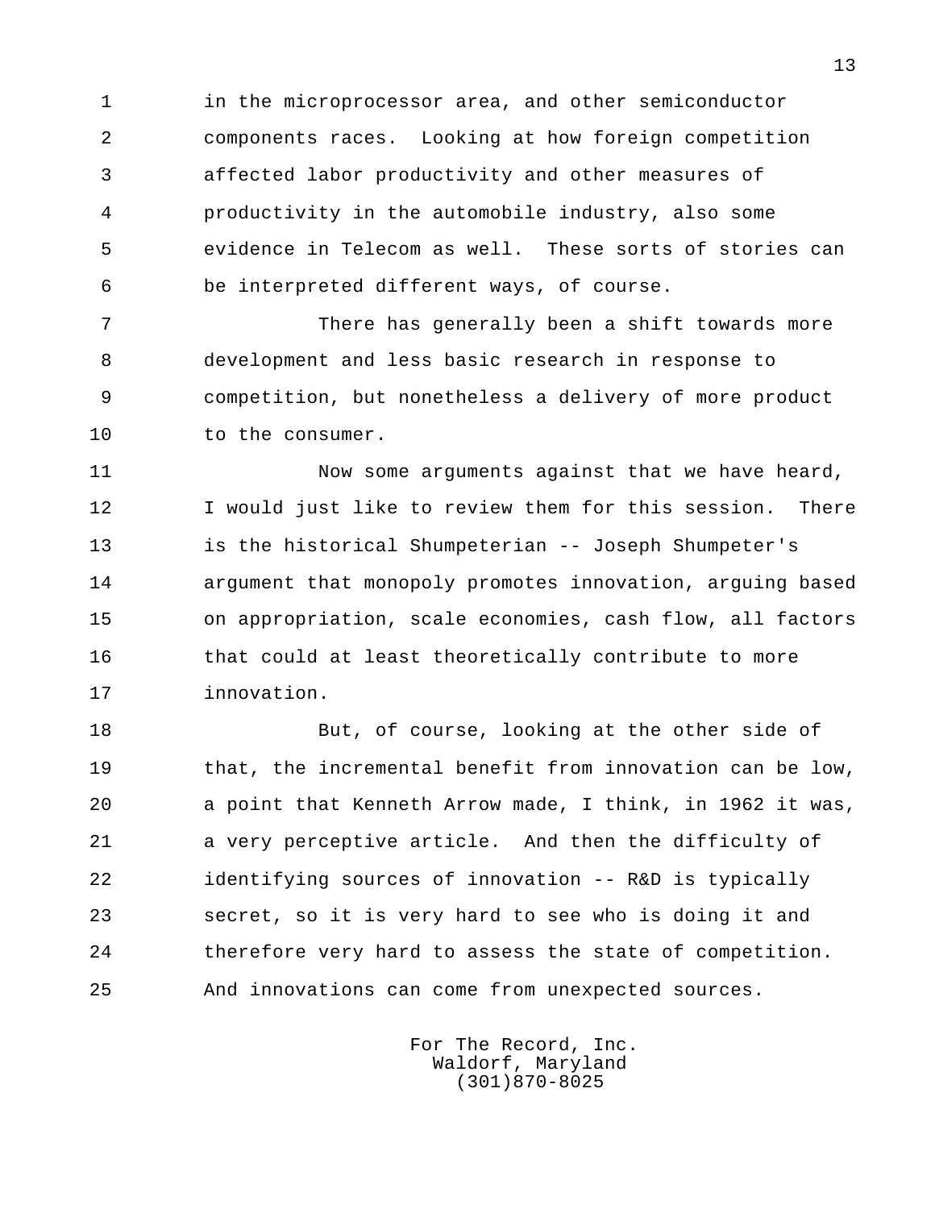in the microprocessor area, and other semiconductor components races. Looking at how foreign competition affected labor productivity and other measures of productivity in the automobile industry, also some evidence in Telecom as well. These sorts of stories can be interpreted different ways, of course.

There has generally been a shift towards more development and less basic research in response to competition, but nonetheless a delivery of more product to the consumer.

Now some arguments against that we have heard, I would just like to review them for this session. There is the historical Shumpeterian -- Joseph Shumpeter's argument that monopoly promotes innovation, arguing based on appropriation, scale economies, cash flow, all factors that could at least theoretically contribute to more innovation.

But, of course, looking at the other side of that, the incremental benefit from innovation can be low, a point that Kenneth Arrow made, I think, in 1962 it was, a very perceptive article. And then the difficulty of identifying sources of innovation -- R&D is typically secret, so it is very hard to see who is doing it and therefore very hard to assess the state of competition. And innovations can come from unexpected sources.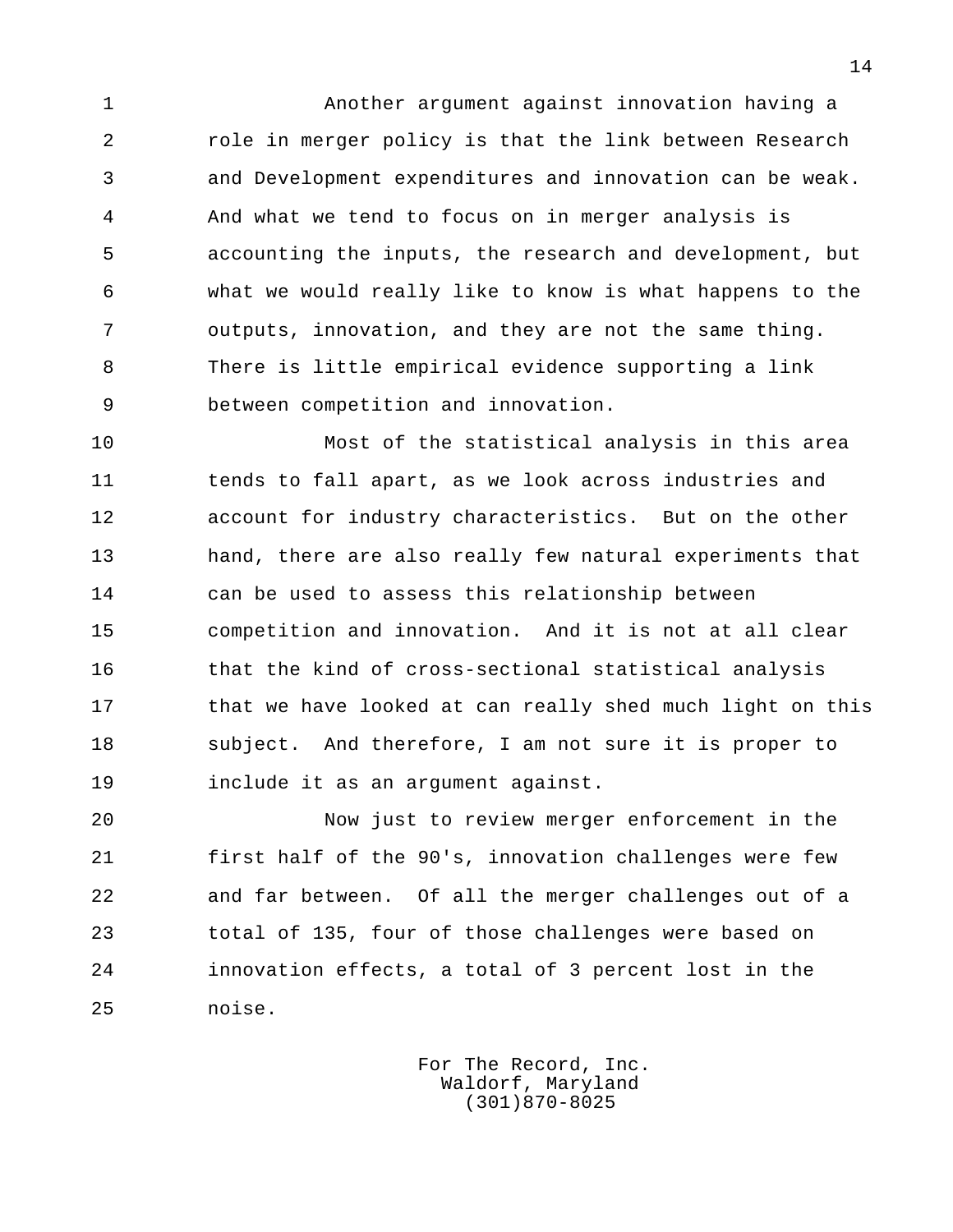Another argument against innovation having a role in merger policy is that the link between Research and Development expenditures and innovation can be weak. And what we tend to focus on in merger analysis is accounting the inputs, the research and development, but what we would really like to know is what happens to the outputs, innovation, and they are not the same thing. There is little empirical evidence supporting a link between competition and innovation.

Most of the statistical analysis in this area tends to fall apart, as we look across industries and account for industry characteristics. But on the other hand, there are also really few natural experiments that can be used to assess this relationship between competition and innovation. And it is not at all clear that the kind of cross-sectional statistical analysis that we have looked at can really shed much light on this subject. And therefore, I am not sure it is proper to include it as an argument against.

Now just to review merger enforcement in the first half of the 90's, innovation challenges were few and far between. Of all the merger challenges out of a total of 135, four of those challenges were based on innovation effects, a total of 3 percent lost in the noise.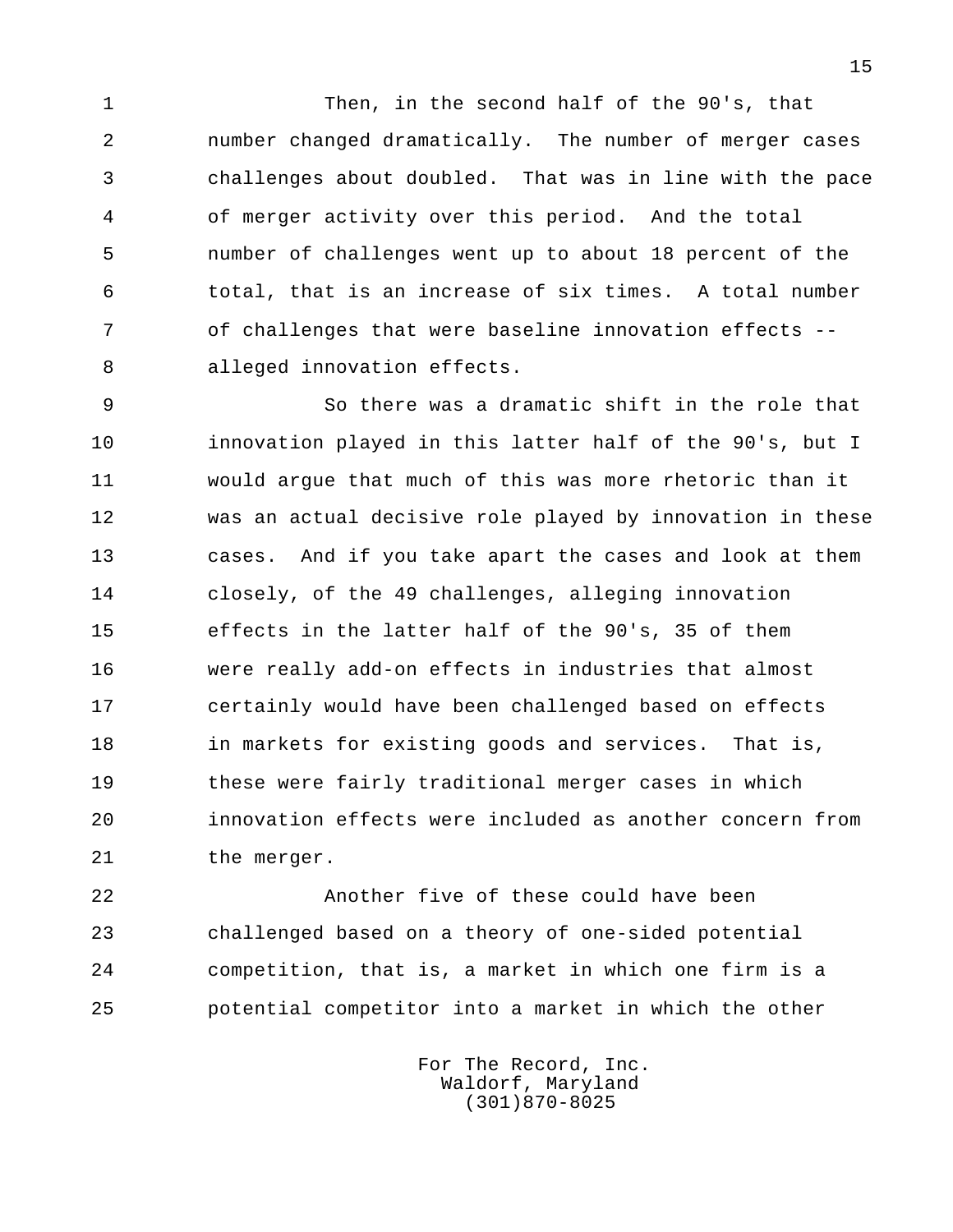Then, in the second half of the 90's, that number changed dramatically. The number of merger cases challenges about doubled. That was in line with the pace of merger activity over this period. And the total number of challenges went up to about 18 percent of the total, that is an increase of six times. A total number of challenges that were baseline innovation effects -- alleged innovation effects.

So there was a dramatic shift in the role that innovation played in this latter half of the 90's, but I would argue that much of this was more rhetoric than it was an actual decisive role played by innovation in these cases. And if you take apart the cases and look at them closely, of the 49 challenges, alleging innovation effects in the latter half of the 90's, 35 of them were really add-on effects in industries that almost certainly would have been challenged based on effects in markets for existing goods and services. That is, these were fairly traditional merger cases in which innovation effects were included as another concern from the merger.

Another five of these could have been challenged based on a theory of one-sided potential competition, that is, a market in which one firm is a potential competitor into a market in which the other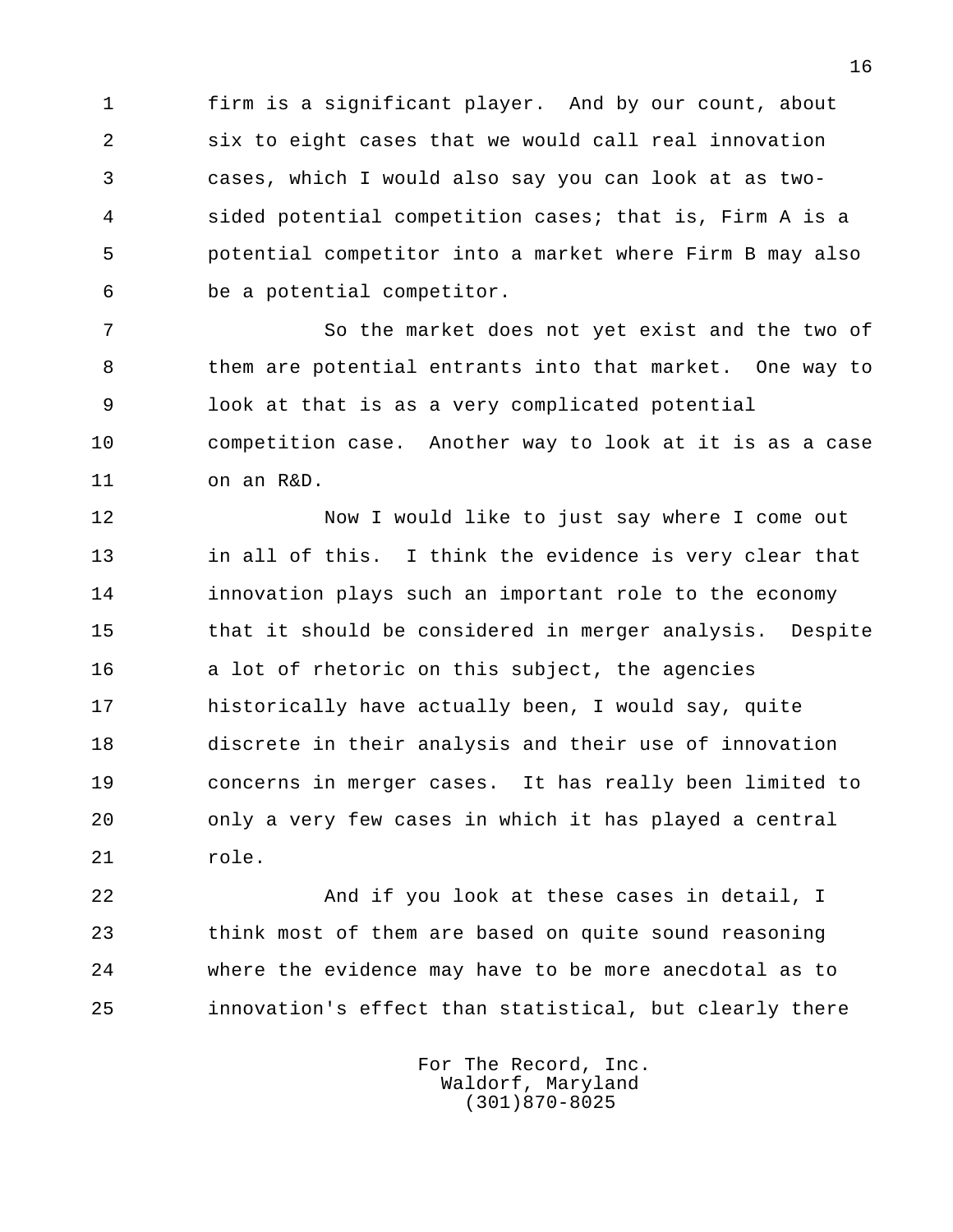firm is a significant player. And by our count, about six to eight cases that we would call real innovation cases, which I would also say you can look at as two-sided potential competition cases; that is, Firm A is a potential competitor into a market where Firm B may also be a potential competitor.

So the market does not yet exist and the two of them are potential entrants into that market. One way to look at that is as a very complicated potential competition case. Another way to look at it is as a case on an R&D.

Now I would like to just say where I come out in all of this. I think the evidence is very clear that innovation plays such an important role to the economy that it should be considered in merger analysis. Despite a lot of rhetoric on this subject, the agencies historically have actually been, I would say, quite discrete in their analysis and their use of innovation concerns in merger cases. It has really been limited to only a very few cases in which it has played a central role.

And if you look at these cases in detail, I think most of them are based on quite sound reasoning where the evidence may have to be more anecdotal as to innovation's effect than statistical, but clearly there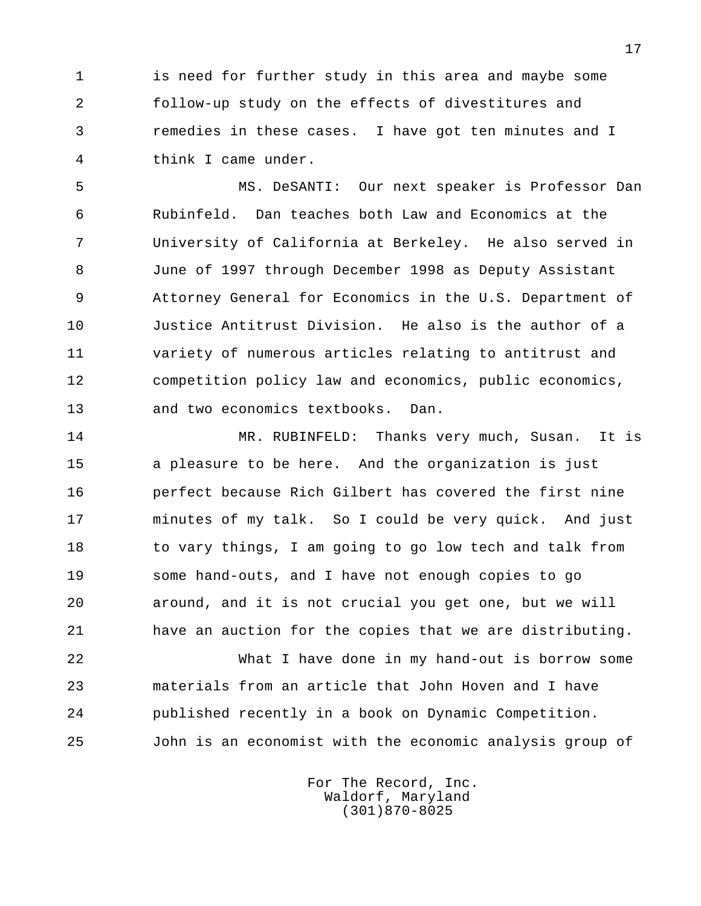is need for further study in this area and maybe some follow-up study on the effects of divestitures and remedies in these cases. I have got ten minutes and I think I came under.

MS. DeSANTI: Our next speaker is Professor Dan Rubinfeld. Dan teaches both Law and Economics at the University of California at Berkeley. He also served in June of 1997 through December 1998 as Deputy Assistant Attorney General for Economics in the U.S. Department of Justice Antitrust Division. He also is the author of a variety of numerous articles relating to antitrust and competition policy law and economics, public economics, and two economics textbooks. Dan.

MR. RUBINFELD: Thanks very much, Susan. It is a pleasure to be here. And the organization is just perfect because Rich Gilbert has covered the first nine minutes of my talk. So I could be very quick. And just to vary things, I am going to go low tech and talk from some hand-outs, and I have not enough copies to go around, and it is not crucial you get one, but we will have an auction for the copies that we are distributing.

What I have done in my hand-out is borrow some materials from an article that John Hoven and I have published recently in a book on Dynamic Competition. John is an economist with the economic analysis group of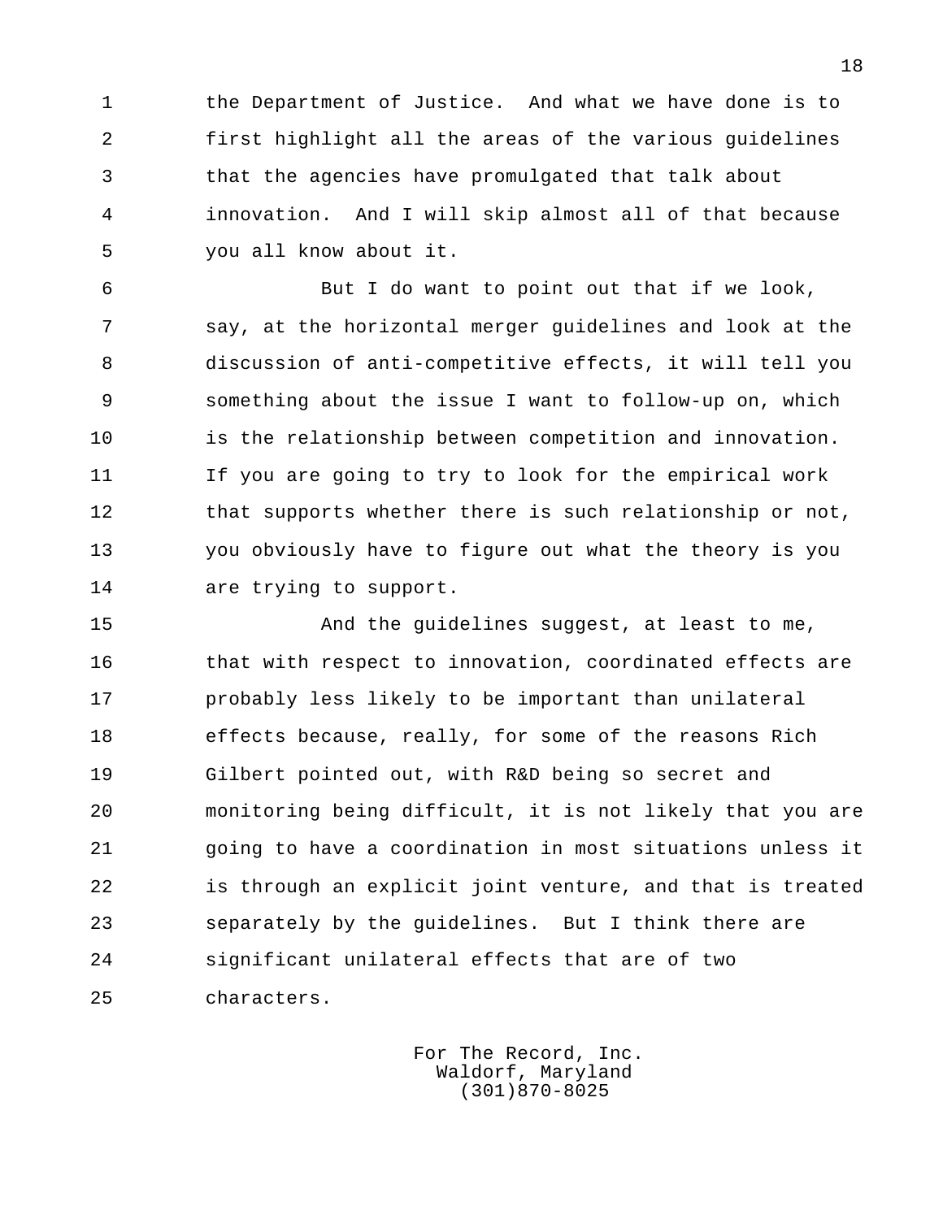the Department of Justice. And what we have done is to first highlight all the areas of the various guidelines that the agencies have promulgated that talk about innovation. And I will skip almost all of that because you all know about it.

But I do want to point out that if we look, say, at the horizontal merger guidelines and look at the discussion of anti-competitive effects, it will tell you something about the issue I want to follow-up on, which is the relationship between competition and innovation. If you are going to try to look for the empirical work that supports whether there is such relationship or not, you obviously have to figure out what the theory is you are trying to support.

And the guidelines suggest, at least to me, that with respect to innovation, coordinated effects are probably less likely to be important than unilateral effects because, really, for some of the reasons Rich Gilbert pointed out, with R&D being so secret and monitoring being difficult, it is not likely that you are going to have a coordination in most situations unless it is through an explicit joint venture, and that is treated separately by the guidelines. But I think there are significant unilateral effects that are of two characters.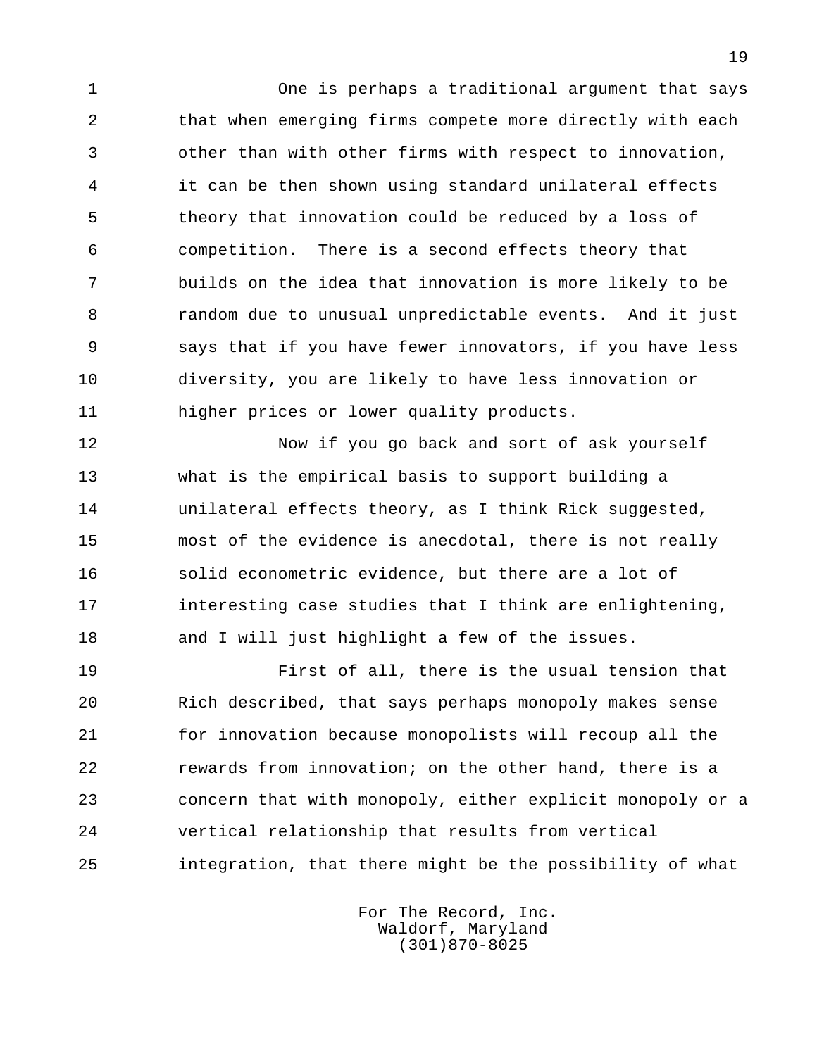One is perhaps a traditional argument that says that when emerging firms compete more directly with each other than with other firms with respect to innovation, it can be then shown using standard unilateral effects theory that innovation could be reduced by a loss of competition. There is a second effects theory that builds on the idea that innovation is more likely to be random due to unusual unpredictable events. And it just says that if you have fewer innovators, if you have less diversity, you are likely to have less innovation or higher prices or lower quality products.

Now if you go back and sort of ask yourself what is the empirical basis to support building a unilateral effects theory, as I think Rick suggested, most of the evidence is anecdotal, there is not really solid econometric evidence, but there are a lot of interesting case studies that I think are enlightening, and I will just highlight a few of the issues.

First of all, there is the usual tension that Rich described, that says perhaps monopoly makes sense for innovation because monopolists will recoup all the rewards from innovation; on the other hand, there is a concern that with monopoly, either explicit monopoly or a vertical relationship that results from vertical integration, that there might be the possibility of what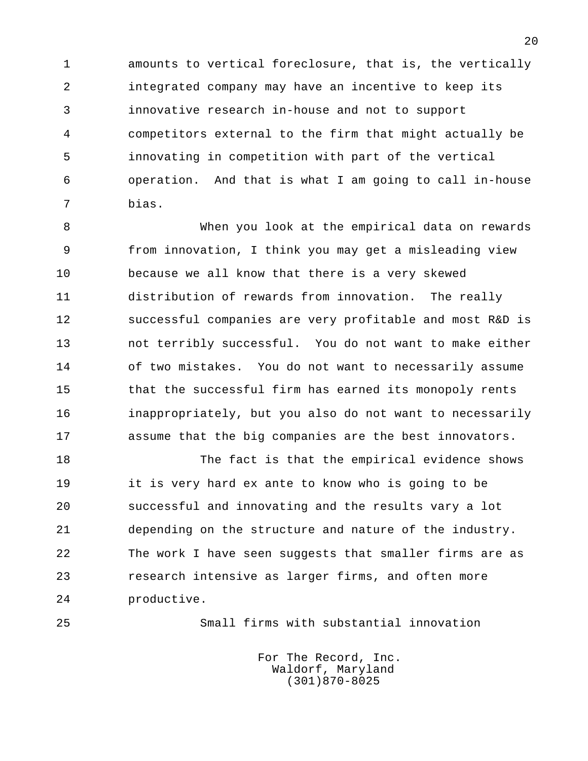amounts to vertical foreclosure, that is, the vertically integrated company may have an incentive to keep its innovative research in-house and not to support competitors external to the firm that might actually be innovating in competition with part of the vertical operation. And that is what I am going to call in-house bias.

When you look at the empirical data on rewards from innovation, I think you may get a misleading view because we all know that there is a very skewed distribution of rewards from innovation. The really successful companies are very profitable and most R&D is not terribly successful. You do not want to make either of two mistakes. You do not want to necessarily assume that the successful firm has earned its monopoly rents inappropriately, but you also do not want to necessarily assume that the big companies are the best innovators.

The fact is that the empirical evidence shows it is very hard ex ante to know who is going to be successful and innovating and the results vary a lot depending on the structure and nature of the industry. The work I have seen suggests that smaller firms are as research intensive as larger firms, and often more productive.

Small firms with substantial innovation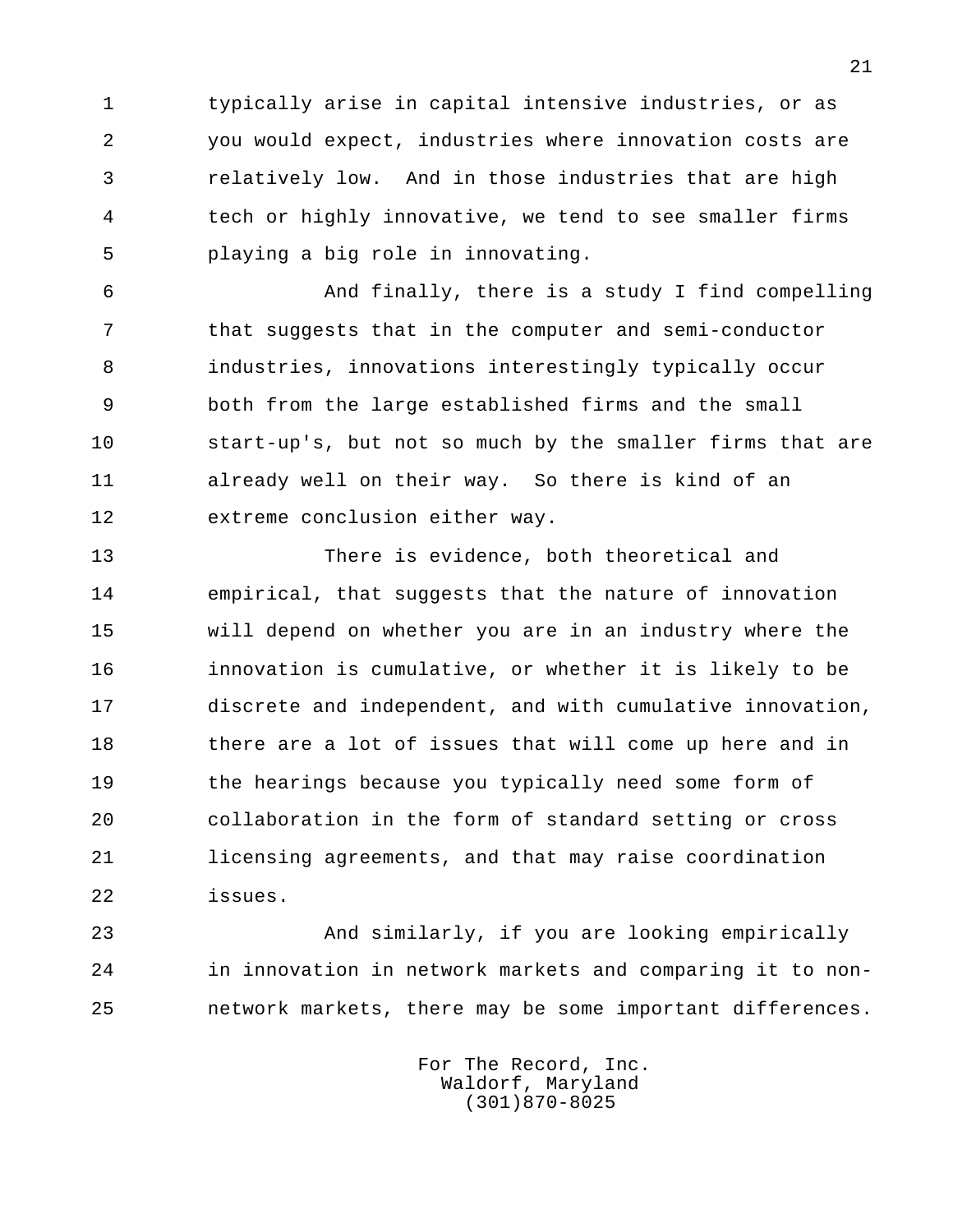typically arise in capital intensive industries, or as you would expect, industries where innovation costs are relatively low. And in those industries that are high tech or highly innovative, we tend to see smaller firms playing a big role in innovating.

And finally, there is a study I find compelling that suggests that in the computer and semi-conductor industries, innovations interestingly typically occur both from the large established firms and the small start-up's, but not so much by the smaller firms that are already well on their way. So there is kind of an extreme conclusion either way.

There is evidence, both theoretical and empirical, that suggests that the nature of innovation will depend on whether you are in an industry where the innovation is cumulative, or whether it is likely to be discrete and independent, and with cumulative innovation, there are a lot of issues that will come up here and in the hearings because you typically need some form of collaboration in the form of standard setting or cross licensing agreements, and that may raise coordination issues.

And similarly, if you are looking empirically in innovation in network markets and comparing it to non-network markets, there may be some important differences.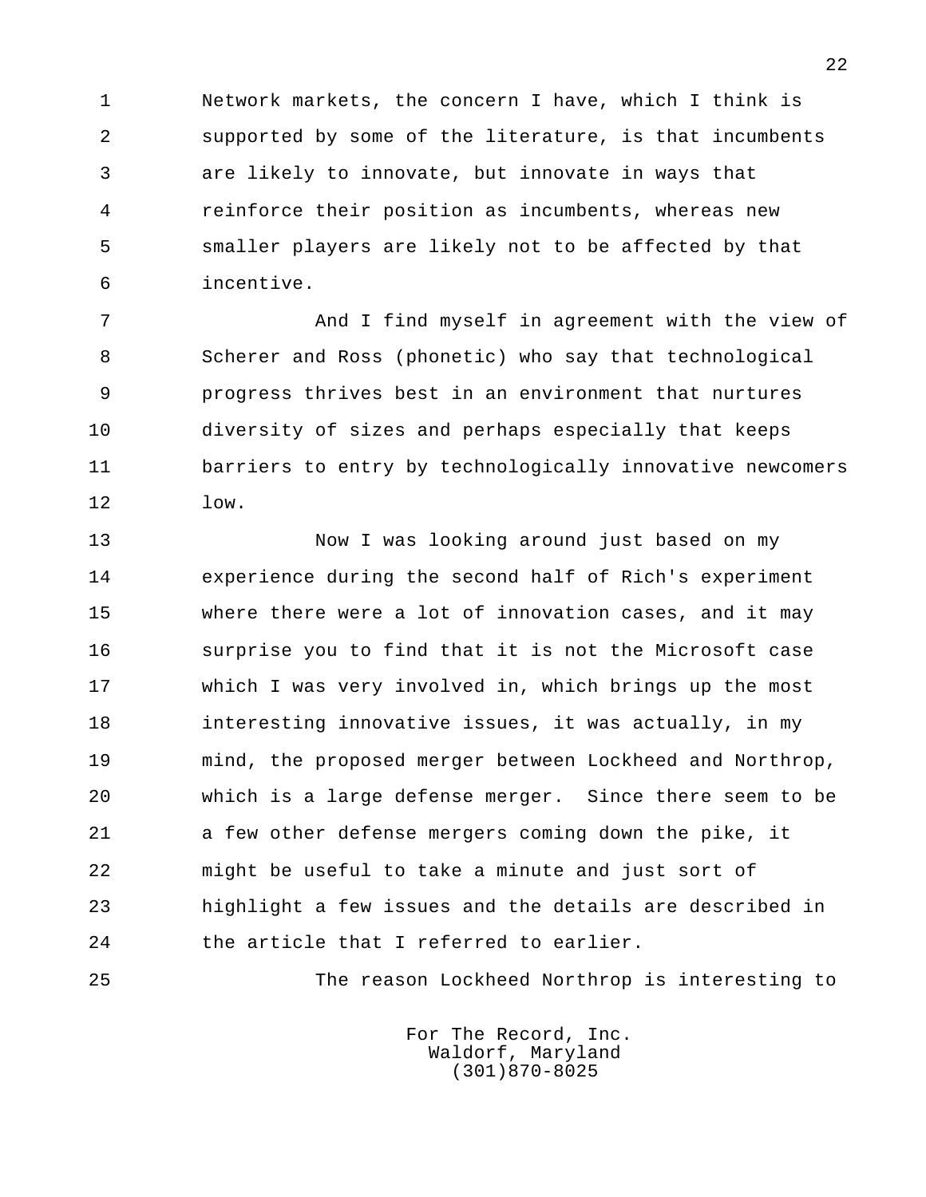Network markets, the concern I have, which I think is supported by some of the literature, is that incumbents are likely to innovate, but innovate in ways that reinforce their position as incumbents, whereas new smaller players are likely not to be affected by that incentive.

And I find myself in agreement with the view of Scherer and Ross (phonetic) who say that technological progress thrives best in an environment that nurtures diversity of sizes and perhaps especially that keeps barriers to entry by technologically innovative newcomers low.

Now I was looking around just based on my experience during the second half of Rich's experiment where there were a lot of innovation cases, and it may surprise you to find that it is not the Microsoft case which I was very involved in, which brings up the most interesting innovative issues, it was actually, in my mind, the proposed merger between Lockheed and Northrop, which is a large defense merger. Since there seem to be a few other defense mergers coming down the pike, it might be useful to take a minute and just sort of highlight a few issues and the details are described in the article that I referred to earlier.

The reason Lockheed Northrop is interesting to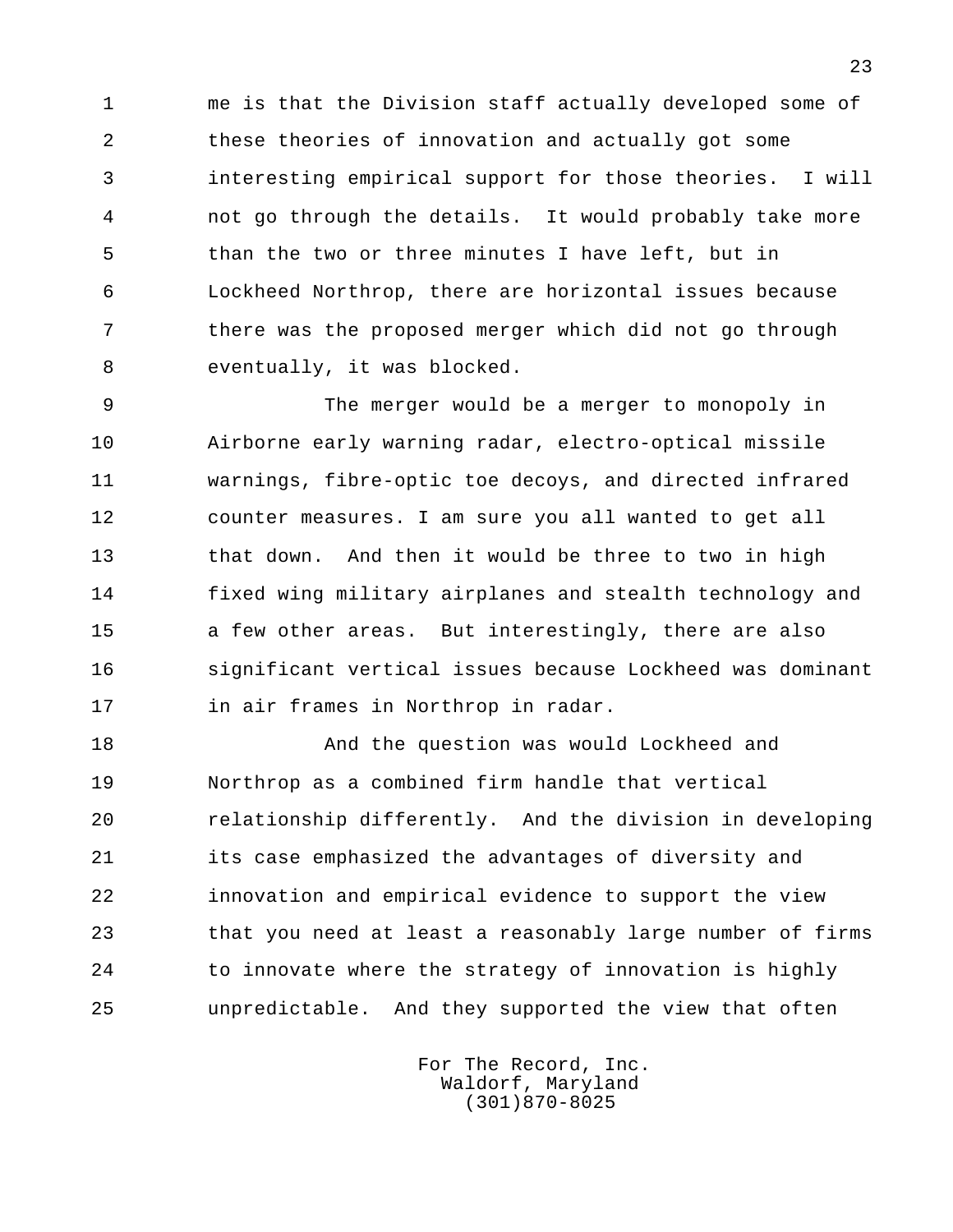me is that the Division staff actually developed some of these theories of innovation and actually got some interesting empirical support for those theories. I will not go through the details. It would probably take more than the two or three minutes I have left, but in Lockheed Northrop, there are horizontal issues because there was the proposed merger which did not go through eventually, it was blocked.

The merger would be a merger to monopoly in Airborne early warning radar, electro-optical missile warnings, fibre-optic toe decoys, and directed infrared counter measures. I am sure you all wanted to get all that down. And then it would be three to two in high fixed wing military airplanes and stealth technology and a few other areas. But interestingly, there are also significant vertical issues because Lockheed was dominant in air frames in Northrop in radar.

And the question was would Lockheed and Northrop as a combined firm handle that vertical relationship differently. And the division in developing its case emphasized the advantages of diversity and innovation and empirical evidence to support the view that you need at least a reasonably large number of firms to innovate where the strategy of innovation is highly unpredictable. And they supported the view that often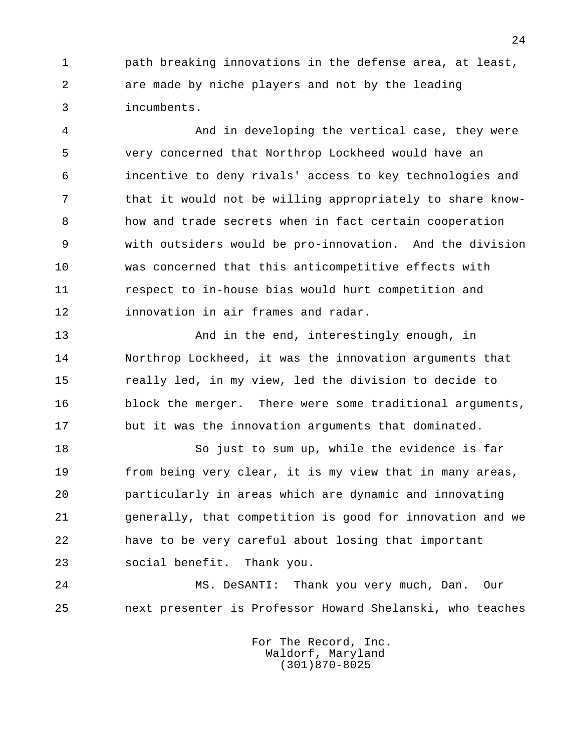path breaking innovations in the defense area, at least, are made by niche players and not by the leading incumbents.

And in developing the vertical case, they were very concerned that Northrop Lockheed would have an incentive to deny rivals' access to key technologies and that it would not be willing appropriately to share know-how and trade secrets when in fact certain cooperation with outsiders would be pro-innovation. And the division was concerned that this anticompetitive effects with respect to in-house bias would hurt competition and innovation in air frames and radar.

And in the end, interestingly enough, in Northrop Lockheed, it was the innovation arguments that really led, in my view, led the division to decide to block the merger. There were some traditional arguments, but it was the innovation arguments that dominated.

So just to sum up, while the evidence is far from being very clear, it is my view that in many areas, particularly in areas which are dynamic and innovating generally, that competition is good for innovation and we have to be very careful about losing that important social benefit. Thank you.

MS. DeSANTI: Thank you very much, Dan. Our next presenter is Professor Howard Shelanski, who teaches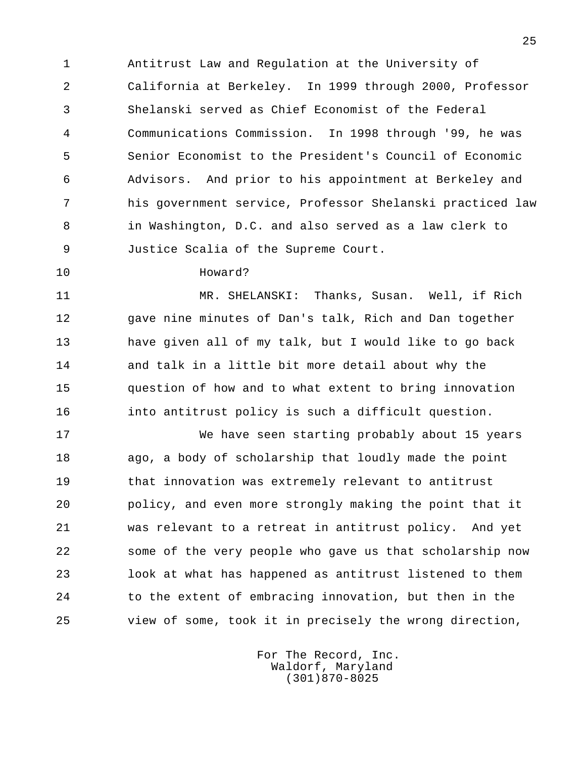Antitrust Law and Regulation at the University of California at Berkeley. In 1999 through 2000, Professor Shelanski served as Chief Economist of the Federal Communications Commission. In 1998 through '99, he was Senior Economist to the President's Council of Economic Advisors. And prior to his appointment at Berkeley and his government service, Professor Shelanski practiced law in Washington, D.C. and also served as a law clerk to Justice Scalia of the Supreme Court.

Howard?

MR. SHELANSKI: Thanks, Susan. Well, if Rich gave nine minutes of Dan's talk, Rich and Dan together have given all of my talk, but I would like to go back and talk in a little bit more detail about why the question of how and to what extent to bring innovation into antitrust policy is such a difficult question.

We have seen starting probably about 15 years ago, a body of scholarship that loudly made the point that innovation was extremely relevant to antitrust policy, and even more strongly making the point that it was relevant to a retreat in antitrust policy. And yet some of the very people who gave us that scholarship now look at what has happened as antitrust listened to them to the extent of embracing innovation, but then in the view of some, took it in precisely the wrong direction,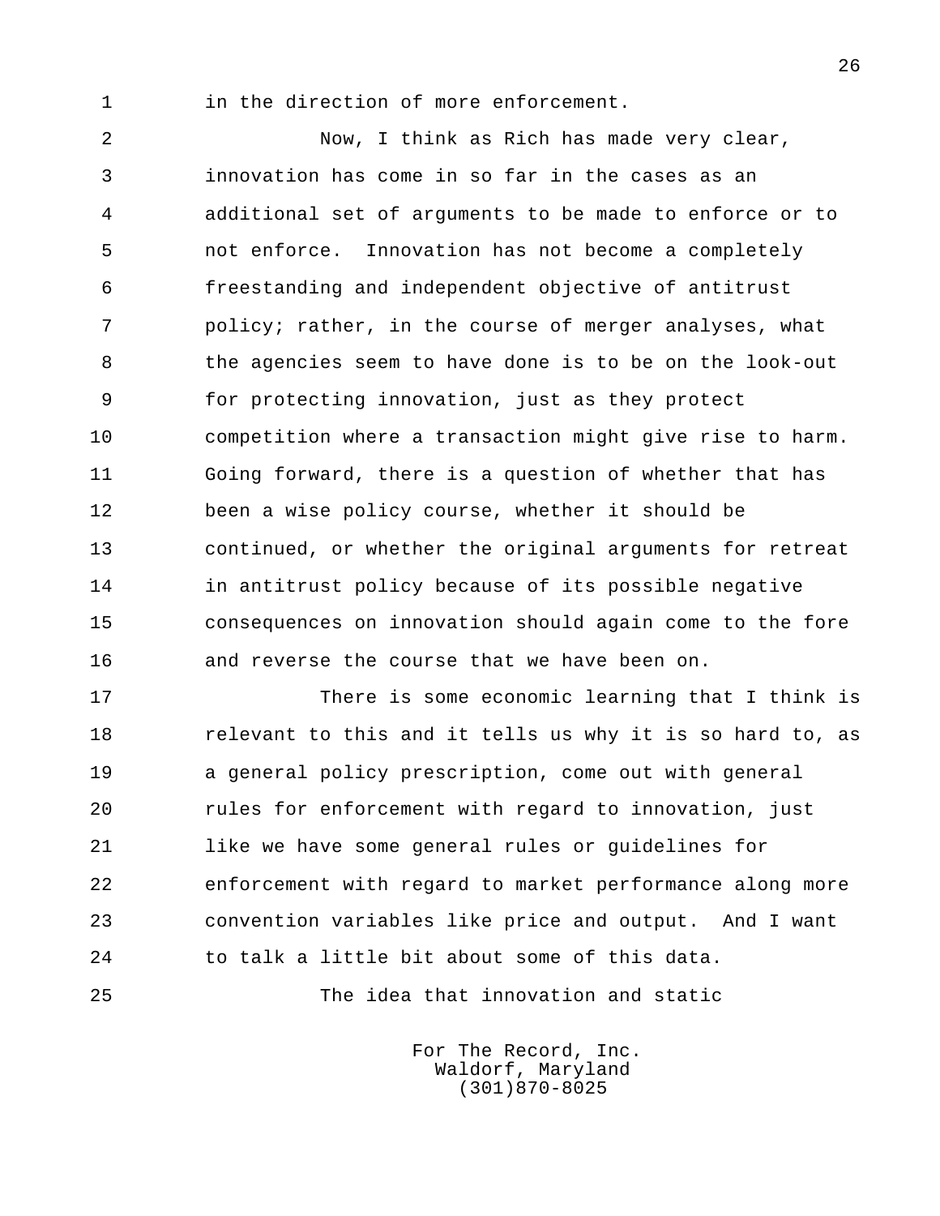in the direction of more enforcement.

Now, I think as Rich has made very clear, innovation has come in so far in the cases as an additional set of arguments to be made to enforce or to not enforce. Innovation has not become a completely freestanding and independent objective of antitrust policy; rather, in the course of merger analyses, what the agencies seem to have done is to be on the look-out for protecting innovation, just as they protect competition where a transaction might give rise to harm. Going forward, there is a question of whether that has been a wise policy course, whether it should be continued, or whether the original arguments for retreat in antitrust policy because of its possible negative consequences on innovation should again come to the fore and reverse the course that we have been on.

There is some economic learning that I think is relevant to this and it tells us why it is so hard to, as a general policy prescription, come out with general rules for enforcement with regard to innovation, just like we have some general rules or guidelines for enforcement with regard to market performance along more convention variables like price and output. And I want to talk a little bit about some of this data.

The idea that innovation and static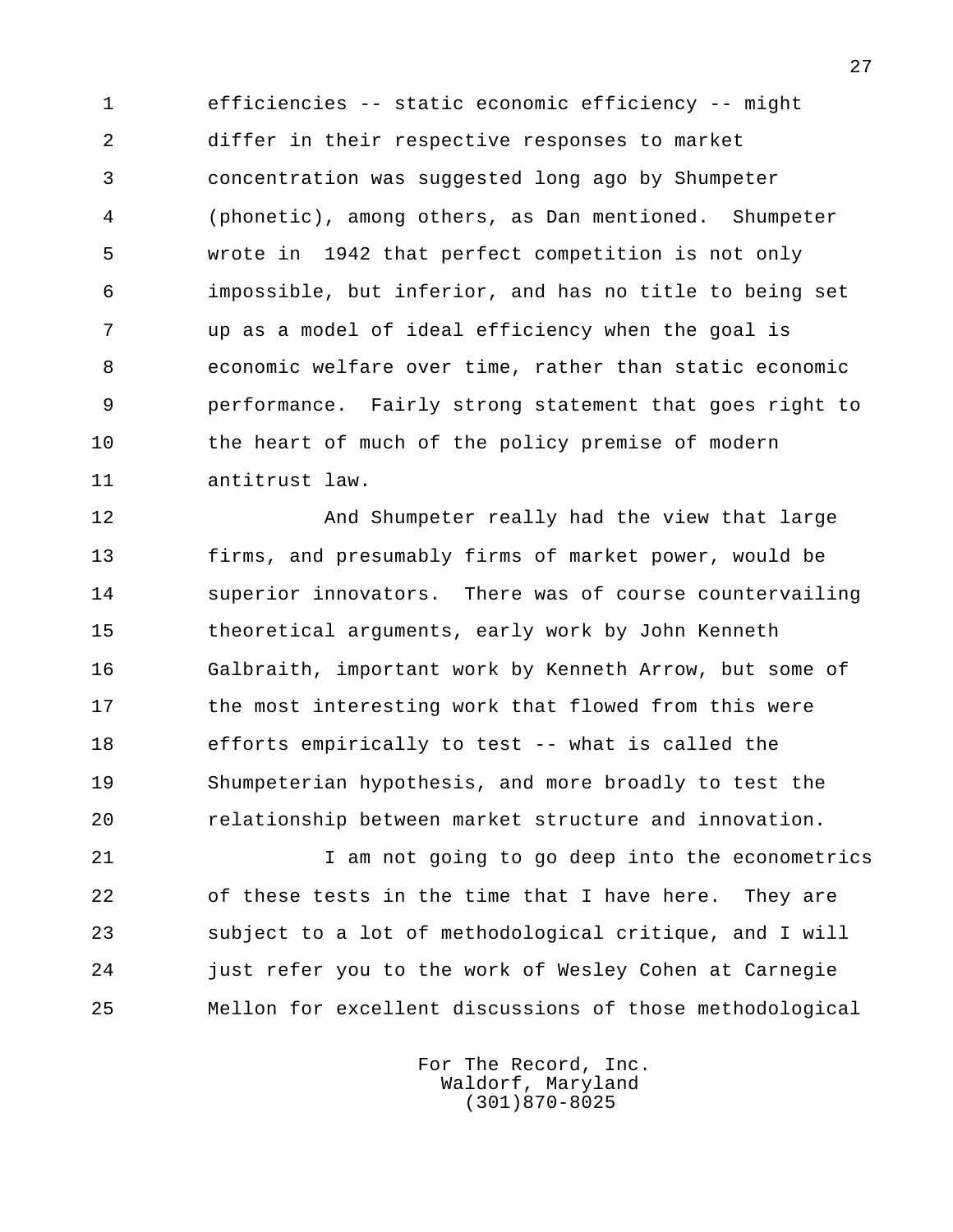efficiencies -- static economic efficiency -- might differ in their respective responses to market concentration was suggested long ago by Shumpeter (phonetic), among others, as Dan mentioned. Shumpeter wrote in 1942 that perfect competition is not only impossible, but inferior, and has no title to being set up as a model of ideal efficiency when the goal is economic welfare over time, rather than static economic performance. Fairly strong statement that goes right to the heart of much of the policy premise of modern antitrust law.

And Shumpeter really had the view that large firms, and presumably firms of market power, would be superior innovators. There was of course countervailing theoretical arguments, early work by John Kenneth Galbraith, important work by Kenneth Arrow, but some of the most interesting work that flowed from this were efforts empirically to test -- what is called the Shumpeterian hypothesis, and more broadly to test the relationship between market structure and innovation.

I am not going to go deep into the econometrics of these tests in the time that I have here. They are subject to a lot of methodological critique, and I will just refer you to the work of Wesley Cohen at Carnegie Mellon for excellent discussions of those methodological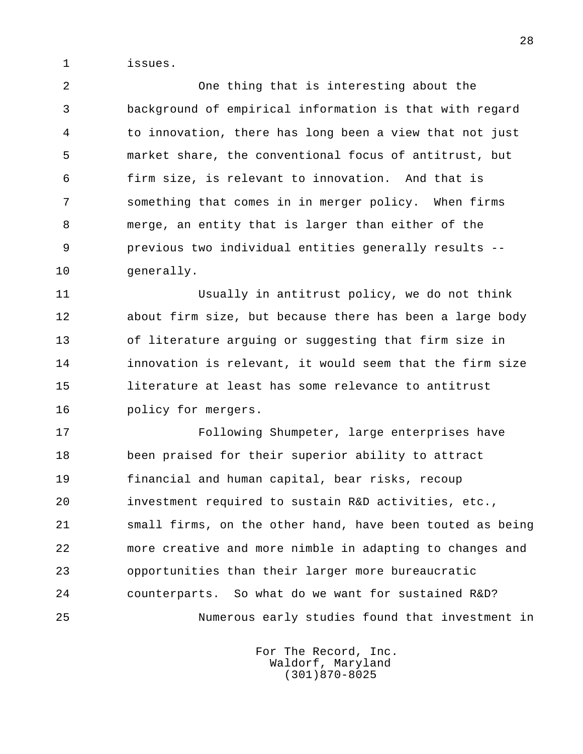issues.

One thing that is interesting about the background of empirical information is that with regard to innovation, there has long been a view that not just market share, the conventional focus of antitrust, but firm size, is relevant to innovation. And that is something that comes in in merger policy. When firms merge, an entity that is larger than either of the previous two individual entities generally results -- generally.

Usually in antitrust policy, we do not think about firm size, but because there has been a large body of literature arguing or suggesting that firm size in innovation is relevant, it would seem that the firm size literature at least has some relevance to antitrust policy for mergers.

Following Shumpeter, large enterprises have been praised for their superior ability to attract financial and human capital, bear risks, recoup investment required to sustain R&D activities, etc., small firms, on the other hand, have been touted as being more creative and more nimble in adapting to changes and opportunities than their larger more bureaucratic counterparts. So what do we want for sustained R&D?

Numerous early studies found that investment in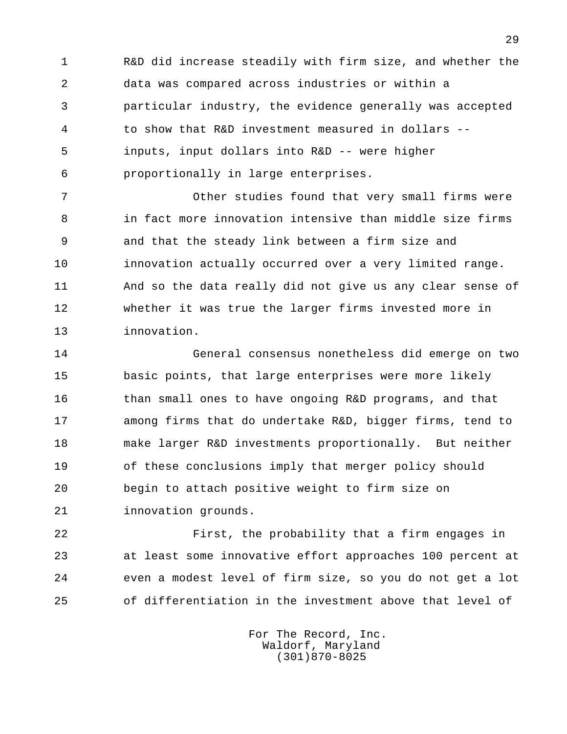R&D did increase steadily with firm size, and whether the data was compared across industries or within a particular industry, the evidence generally was accepted to show that R&D investment measured in dollars -- inputs, input dollars into R&D -- were higher proportionally in large enterprises.

Other studies found that very small firms were in fact more innovation intensive than middle size firms and that the steady link between a firm size and innovation actually occurred over a very limited range. And so the data really did not give us any clear sense of whether it was true the larger firms invested more in innovation.

General consensus nonetheless did emerge on two basic points, that large enterprises were more likely than small ones to have ongoing R&D programs, and that among firms that do undertake R&D, bigger firms, tend to make larger R&D investments proportionally. But neither of these conclusions imply that merger policy should begin to attach positive weight to firm size on innovation grounds.

First, the probability that a firm engages in at least some innovative effort approaches 100 percent at even a modest level of firm size, so you do not get a lot of differentiation in the investment above that level of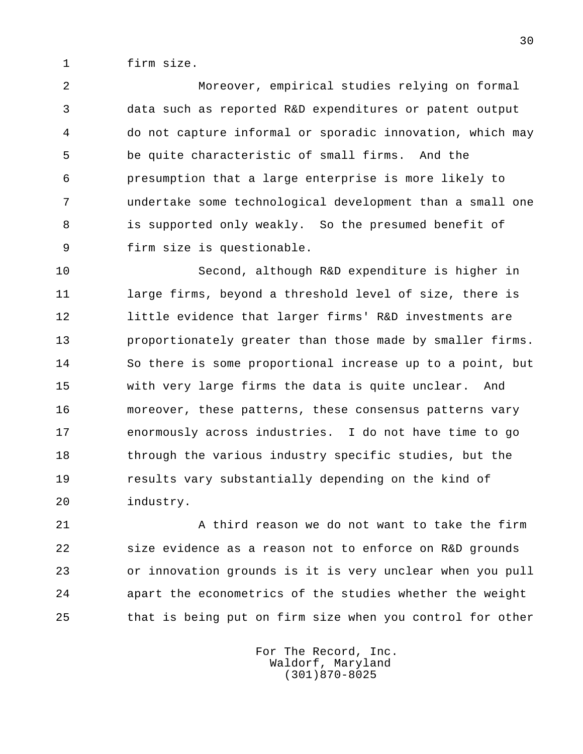firm size.

Moreover, empirical studies relying on formal data such as reported R&D expenditures or patent output do not capture informal or sporadic innovation, which may be quite characteristic of small firms. And the presumption that a large enterprise is more likely to undertake some technological development than a small one is supported only weakly. So the presumed benefit of firm size is questionable.

Second, although R&D expenditure is higher in large firms, beyond a threshold level of size, there is little evidence that larger firms' R&D investments are proportionately greater than those made by smaller firms. So there is some proportional increase up to a point, but with very large firms the data is quite unclear. And moreover, these patterns, these consensus patterns vary enormously across industries. I do not have time to go through the various industry specific studies, but the results vary substantially depending on the kind of industry.

A third reason we do not want to take the firm size evidence as a reason not to enforce on R&D grounds or innovation grounds is it is very unclear when you pull apart the econometrics of the studies whether the weight that is being put on firm size when you control for other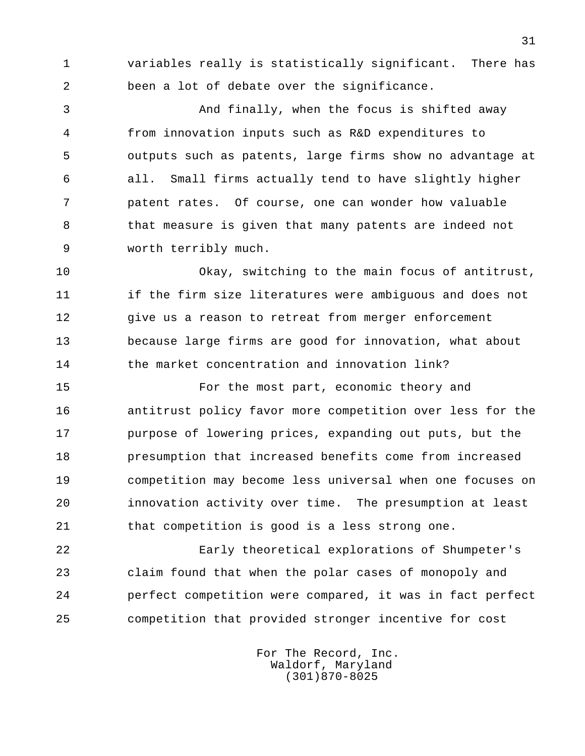variables really is statistically significant. There has been a lot of debate over the significance.

And finally, when the focus is shifted away from innovation inputs such as R&D expenditures to outputs such as patents, large firms show no advantage at all. Small firms actually tend to have slightly higher patent rates. Of course, one can wonder how valuable that measure is given that many patents are indeed not worth terribly much.

Okay, switching to the main focus of antitrust, if the firm size literatures were ambiguous and does not give us a reason to retreat from merger enforcement because large firms are good for innovation, what about the market concentration and innovation link?

For the most part, economic theory and antitrust policy favor more competition over less for the purpose of lowering prices, expanding out puts, but the presumption that increased benefits come from increased competition may become less universal when one focuses on innovation activity over time. The presumption at least that competition is good is a less strong one.

Early theoretical explorations of Shumpeter's claim found that when the polar cases of monopoly and perfect competition were compared, it was in fact perfect competition that provided stronger incentive for cost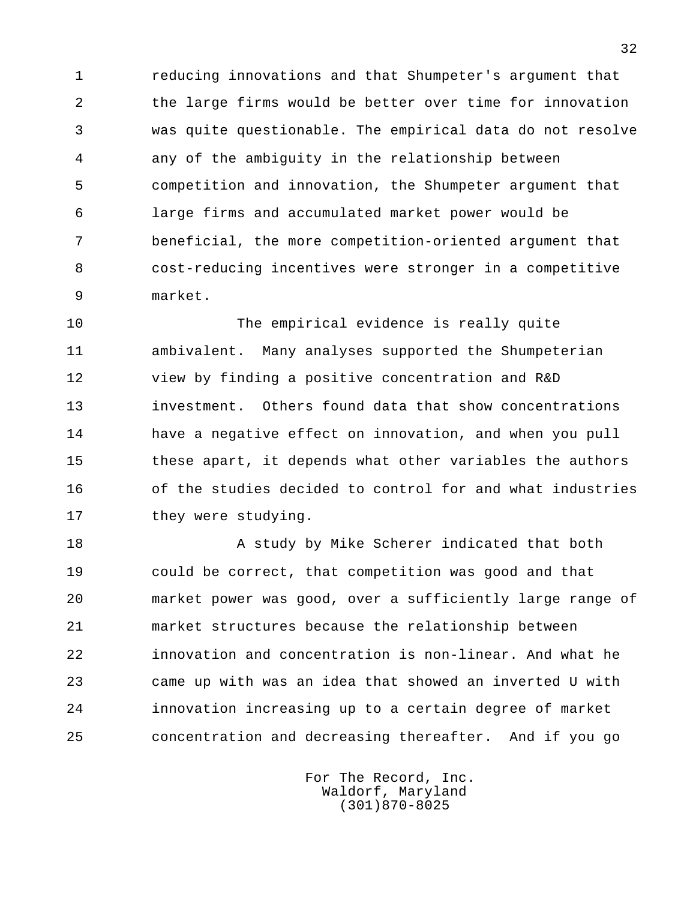reducing innovations and that Shumpeter's argument that the large firms would be better over time for innovation was quite questionable. The empirical data do not resolve any of the ambiguity in the relationship between competition and innovation, the Shumpeter argument that large firms and accumulated market power would be beneficial, the more competition-oriented argument that cost-reducing incentives were stronger in a competitive market.

The empirical evidence is really quite ambivalent. Many analyses supported the Shumpeterian view by finding a positive concentration and R&D investment. Others found data that show concentrations have a negative effect on innovation, and when you pull these apart, it depends what other variables the authors of the studies decided to control for and what industries they were studying.

A study by Mike Scherer indicated that both could be correct, that competition was good and that market power was good, over a sufficiently large range of market structures because the relationship between innovation and concentration is non-linear. And what he came up with was an idea that showed an inverted U with innovation increasing up to a certain degree of market concentration and decreasing thereafter. And if you go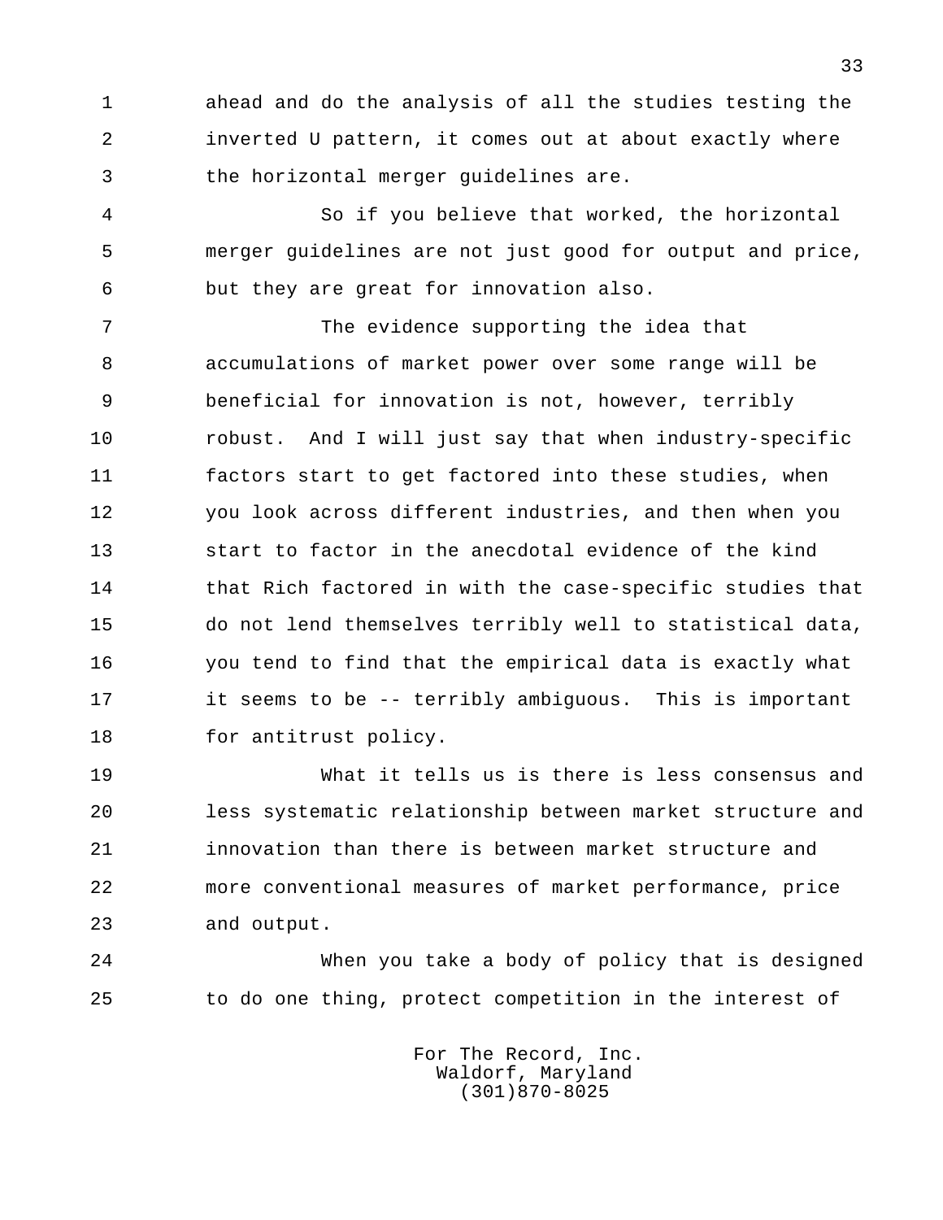ahead and do the analysis of all the studies testing the inverted U pattern, it comes out at about exactly where the horizontal merger guidelines are.

So if you believe that worked, the horizontal merger guidelines are not just good for output and price, but they are great for innovation also.

The evidence supporting the idea that accumulations of market power over some range will be beneficial for innovation is not, however, terribly robust. And I will just say that when industry-specific factors start to get factored into these studies, when you look across different industries, and then when you start to factor in the anecdotal evidence of the kind that Rich factored in with the case-specific studies that do not lend themselves terribly well to statistical data, you tend to find that the empirical data is exactly what it seems to be -- terribly ambiguous. This is important for antitrust policy.

What it tells us is there is less consensus and less systematic relationship between market structure and innovation than there is between market structure and more conventional measures of market performance, price and output.

When you take a body of policy that is designed to do one thing, protect competition in the interest of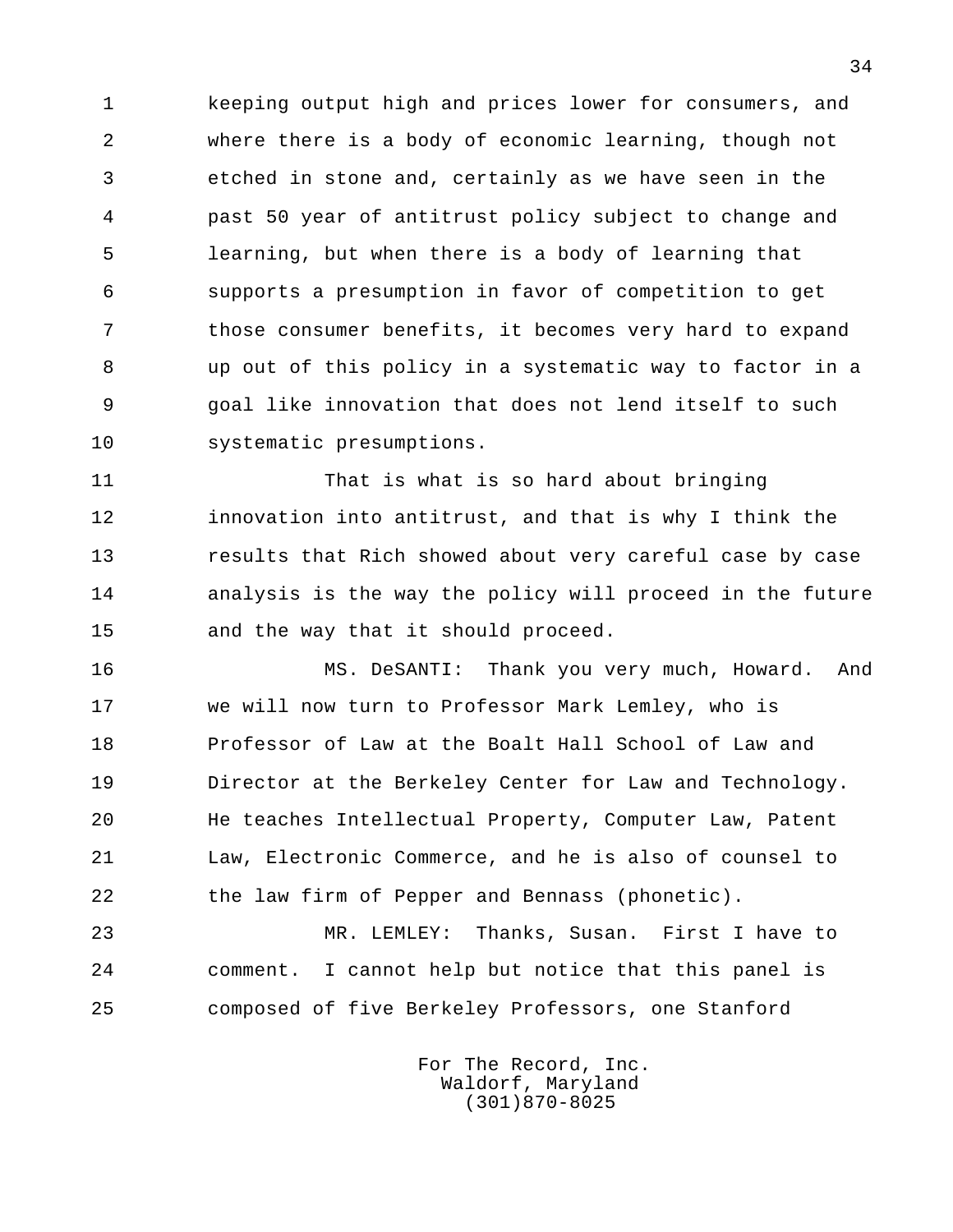keeping output high and prices lower for consumers, and where there is a body of economic learning, though not etched in stone and, certainly as we have seen in the past 50 year of antitrust policy subject to change and learning, but when there is a body of learning that supports a presumption in favor of competition to get those consumer benefits, it becomes very hard to expand up out of this policy in a systematic way to factor in a goal like innovation that does not lend itself to such systematic presumptions.

That is what is so hard about bringing innovation into antitrust, and that is why I think the results that Rich showed about very careful case by case analysis is the way the policy will proceed in the future and the way that it should proceed.

MS. DeSANTI: Thank you very much, Howard. And we will now turn to Professor Mark Lemley, who is Professor of Law at the Boalt Hall School of Law and Director at the Berkeley Center for Law and Technology. He teaches Intellectual Property, Computer Law, Patent Law, Electronic Commerce, and he is also of counsel to the law firm of Pepper and Bennass (phonetic).

MR. LEMLEY: Thanks, Susan. First I have to comment. I cannot help but notice that this panel is composed of five Berkeley Professors, one Stanford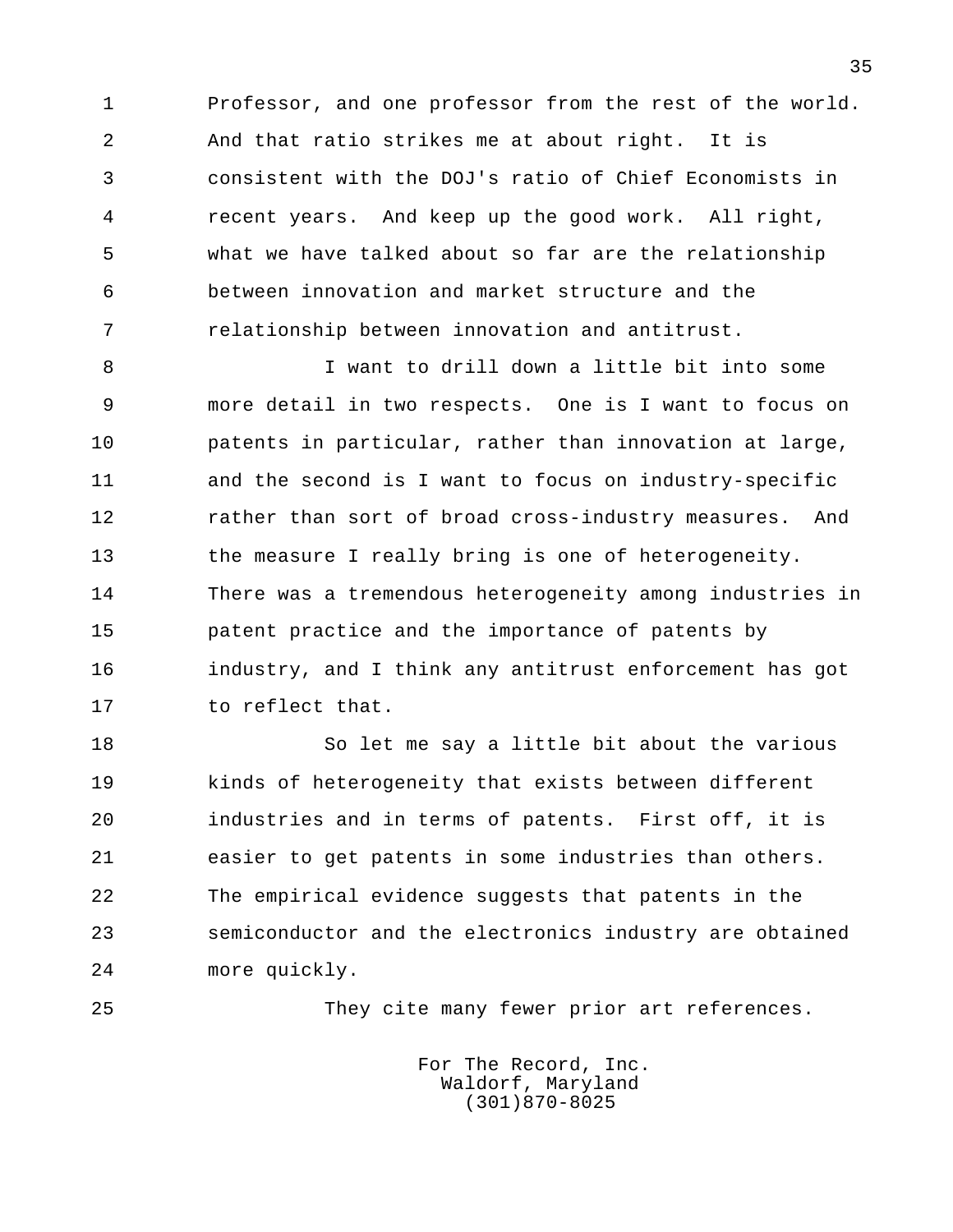Professor, and one professor from the rest of the world. And that ratio strikes me at about right. It is consistent with the DOJ's ratio of Chief Economists in recent years. And keep up the good work. All right, what we have talked about so far are the relationship between innovation and market structure and the relationship between innovation and antitrust.

I want to drill down a little bit into some more detail in two respects. One is I want to focus on patents in particular, rather than innovation at large, and the second is I want to focus on industry-specific rather than sort of broad cross-industry measures. And the measure I really bring is one of heterogeneity. There was a tremendous heterogeneity among industries in patent practice and the importance of patents by industry, and I think any antitrust enforcement has got to reflect that.

So let me say a little bit about the various kinds of heterogeneity that exists between different industries and in terms of patents. First off, it is easier to get patents in some industries than others. The empirical evidence suggests that patents in the semiconductor and the electronics industry are obtained more quickly.

They cite many fewer prior art references.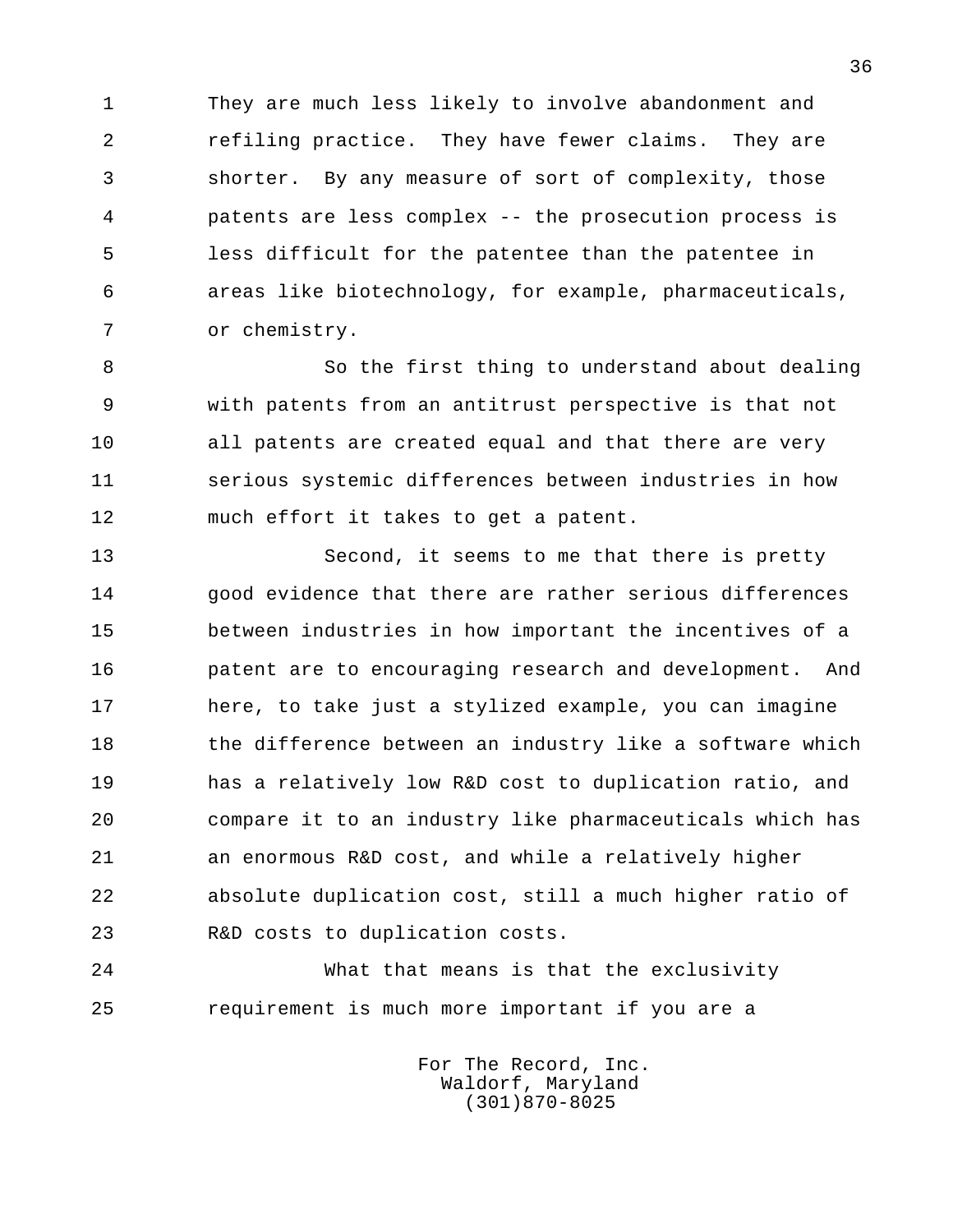They are much less likely to involve abandonment and refiling practice. They have fewer claims. They are shorter. By any measure of sort of complexity, those patents are less complex -- the prosecution process is less difficult for the patentee than the patentee in areas like biotechnology, for example, pharmaceuticals, or chemistry.

So the first thing to understand about dealing with patents from an antitrust perspective is that not all patents are created equal and that there are very serious systemic differences between industries in how much effort it takes to get a patent.

Second, it seems to me that there is pretty good evidence that there are rather serious differences between industries in how important the incentives of a patent are to encouraging research and development. And here, to take just a stylized example, you can imagine the difference between an industry like a software which has a relatively low R&D cost to duplication ratio, and compare it to an industry like pharmaceuticals which has an enormous R&D cost, and while a relatively higher absolute duplication cost, still a much higher ratio of R&D costs to duplication costs.

What that means is that the exclusivity requirement is much more important if you are a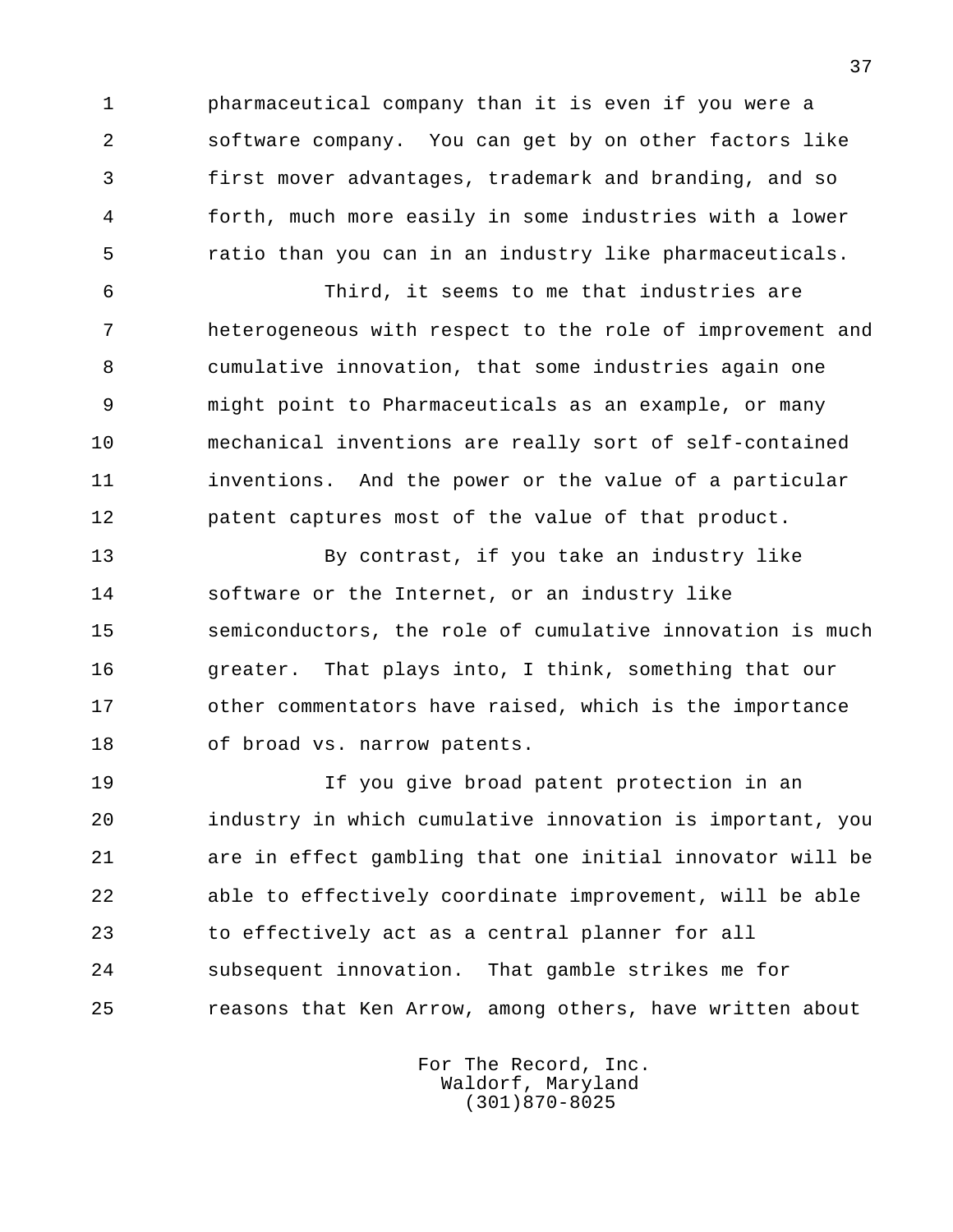pharmaceutical company than it is even if you were a software company. You can get by on other factors like first mover advantages, trademark and branding, and so forth, much more easily in some industries with a lower ratio than you can in an industry like pharmaceuticals.

Third, it seems to me that industries are heterogeneous with respect to the role of improvement and cumulative innovation, that some industries again one might point to Pharmaceuticals as an example, or many mechanical inventions are really sort of self-contained inventions. And the power or the value of a particular patent captures most of the value of that product.

By contrast, if you take an industry like software or the Internet, or an industry like semiconductors, the role of cumulative innovation is much greater. That plays into, I think, something that our other commentators have raised, which is the importance of broad vs. narrow patents.

If you give broad patent protection in an industry in which cumulative innovation is important, you are in effect gambling that one initial innovator will be able to effectively coordinate improvement, will be able to effectively act as a central planner for all subsequent innovation. That gamble strikes me for reasons that Ken Arrow, among others, have written about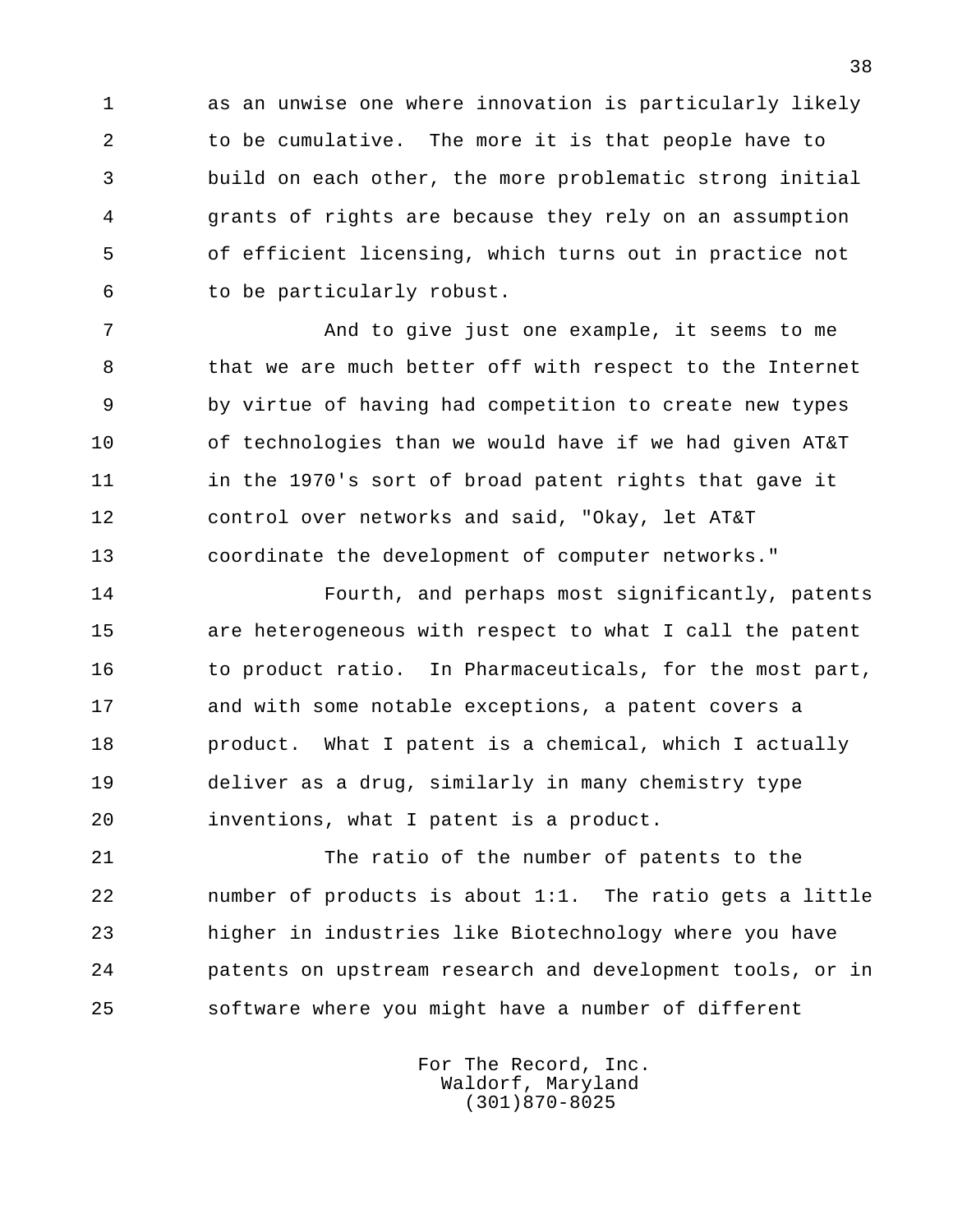as an unwise one where innovation is particularly likely to be cumulative. The more it is that people have to build on each other, the more problematic strong initial grants of rights are because they rely on an assumption of efficient licensing, which turns out in practice not to be particularly robust.

And to give just one example, it seems to me that we are much better off with respect to the Internet by virtue of having had competition to create new types of technologies than we would have if we had given AT&T in the 1970's sort of broad patent rights that gave it control over networks and said, "Okay, let AT&T coordinate the development of computer networks."

Fourth, and perhaps most significantly, patents are heterogeneous with respect to what I call the patent to product ratio. In Pharmaceuticals, for the most part, and with some notable exceptions, a patent covers a product. What I patent is a chemical, which I actually deliver as a drug, similarly in many chemistry type inventions, what I patent is a product.

The ratio of the number of patents to the number of products is about 1:1. The ratio gets a little higher in industries like Biotechnology where you have patents on upstream research and development tools, or in software where you might have a number of different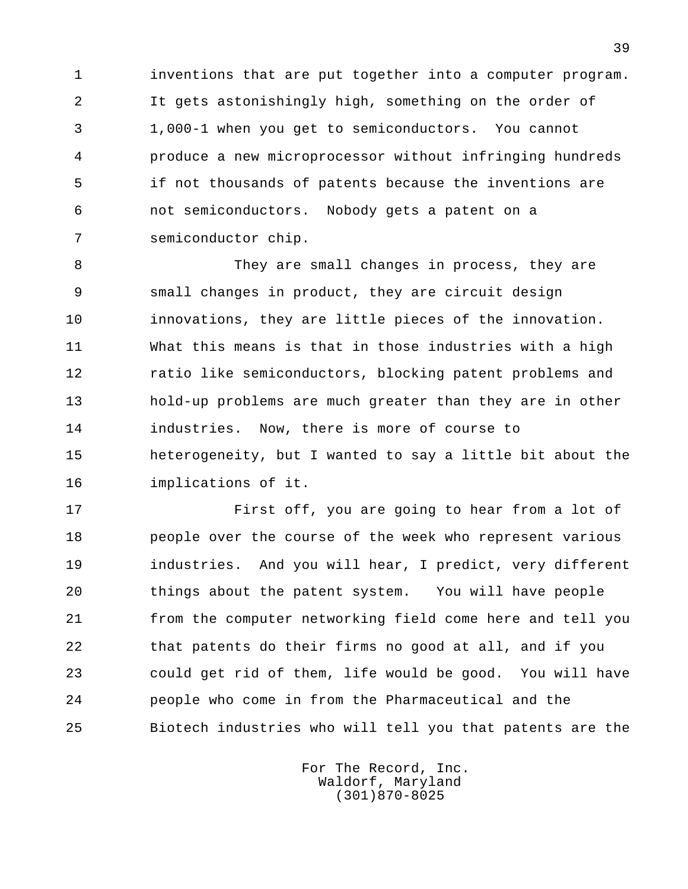inventions that are put together into a computer program. It gets astonishingly high, something on the order of 1,000-1 when you get to semiconductors. You cannot produce a new microprocessor without infringing hundreds if not thousands of patents because the inventions are not semiconductors. Nobody gets a patent on a semiconductor chip.

They are small changes in process, they are small changes in product, they are circuit design innovations, they are little pieces of the innovation. What this means is that in those industries with a high ratio like semiconductors, blocking patent problems and hold-up problems are much greater than they are in other industries. Now, there is more of course to heterogeneity, but I wanted to say a little bit about the implications of it.

First off, you are going to hear from a lot of people over the course of the week who represent various industries. And you will hear, I predict, very different things about the patent system. You will have people from the computer networking field come here and tell you that patents do their firms no good at all, and if you could get rid of them, life would be good. You will have people who come in from the Pharmaceutical and the Biotech industries who will tell you that patents are the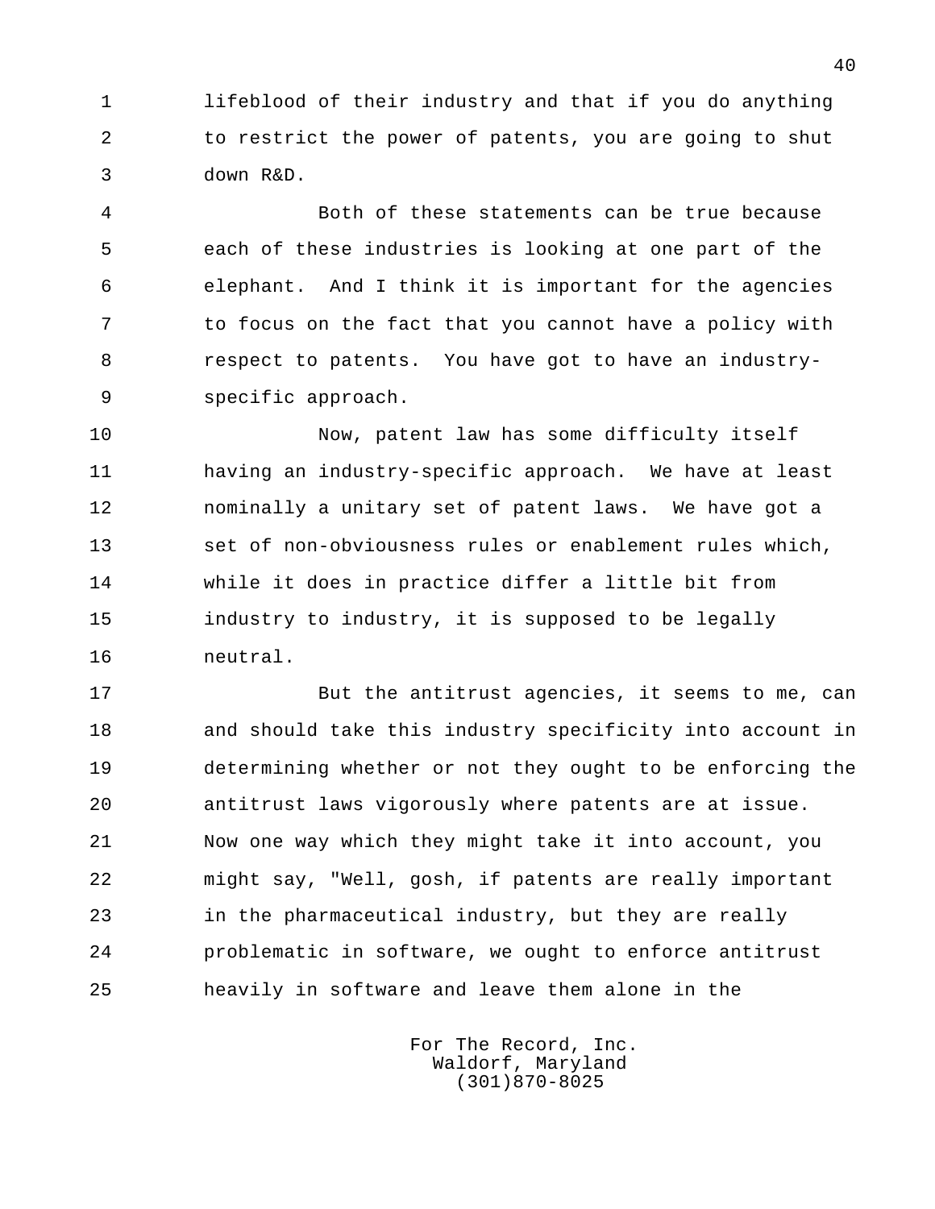lifeblood of their industry and that if you do anything to restrict the power of patents, you are going to shut down R&D.

Both of these statements can be true because each of these industries is looking at one part of the elephant. And I think it is important for the agencies to focus on the fact that you cannot have a policy with respect to patents. You have got to have an industry-specific approach.

Now, patent law has some difficulty itself having an industry-specific approach. We have at least nominally a unitary set of patent laws. We have got a set of non-obviousness rules or enablement rules which, while it does in practice differ a little bit from industry to industry, it is supposed to be legally neutral.

But the antitrust agencies, it seems to me, can and should take this industry specificity into account in determining whether or not they ought to be enforcing the antitrust laws vigorously where patents are at issue. Now one way which they might take it into account, you might say, "Well, gosh, if patents are really important in the pharmaceutical industry, but they are really problematic in software, we ought to enforce antitrust heavily in software and leave them alone in the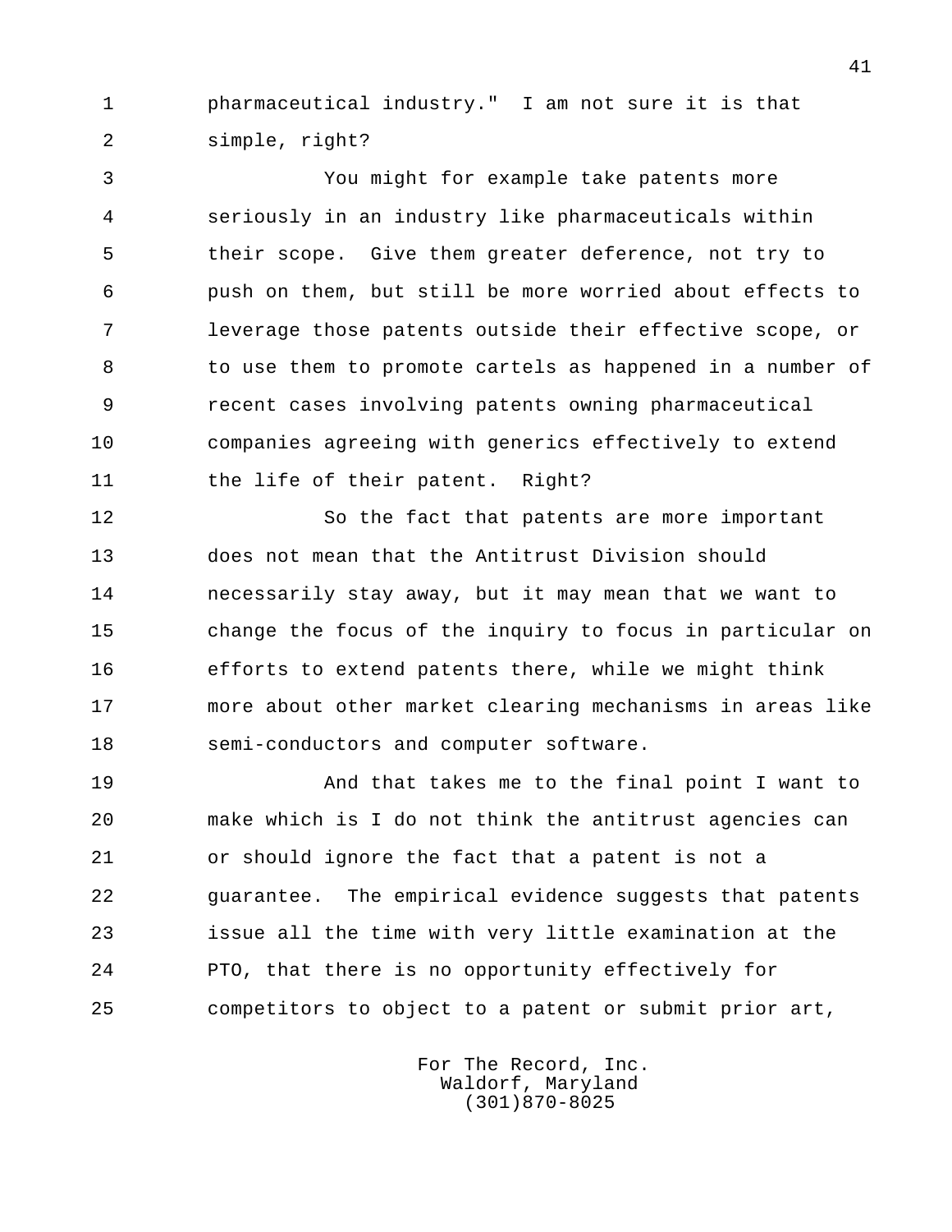pharmaceutical industry." I am not sure it is that simple, right?

You might for example take patents more seriously in an industry like pharmaceuticals within their scope. Give them greater deference, not try to push on them, but still be more worried about effects to leverage those patents outside their effective scope, or to use them to promote cartels as happened in a number of recent cases involving patents owning pharmaceutical companies agreeing with generics effectively to extend the life of their patent. Right?

So the fact that patents are more important does not mean that the Antitrust Division should necessarily stay away, but it may mean that we want to change the focus of the inquiry to focus in particular on efforts to extend patents there, while we might think more about other market clearing mechanisms in areas like semi-conductors and computer software.

And that takes me to the final point I want to make which is I do not think the antitrust agencies can or should ignore the fact that a patent is not a guarantee. The empirical evidence suggests that patents issue all the time with very little examination at the PTO, that there is no opportunity effectively for competitors to object to a patent or submit prior art,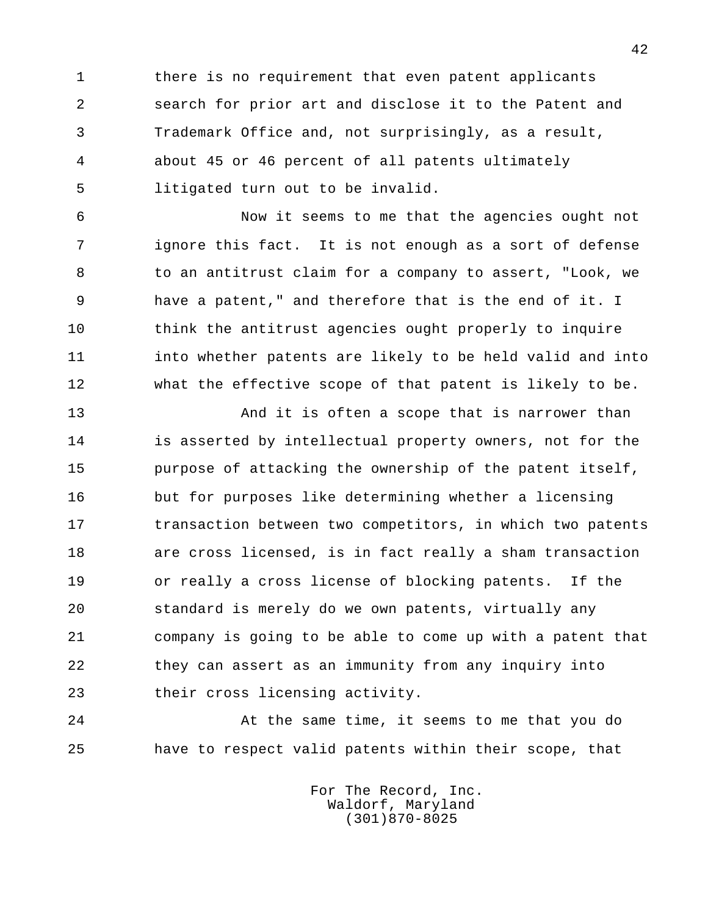there is no requirement that even patent applicants search for prior art and disclose it to the Patent and Trademark Office and, not surprisingly, as a result, about 45 or 46 percent of all patents ultimately litigated turn out to be invalid.

Now it seems to me that the agencies ought not ignore this fact. It is not enough as a sort of defense to an antitrust claim for a company to assert, "Look, we have a patent," and therefore that is the end of it. I think the antitrust agencies ought properly to inquire into whether patents are likely to be held valid and into what the effective scope of that patent is likely to be.

And it is often a scope that is narrower than is asserted by intellectual property owners, not for the purpose of attacking the ownership of the patent itself, but for purposes like determining whether a licensing transaction between two competitors, in which two patents are cross licensed, is in fact really a sham transaction or really a cross license of blocking patents. If the standard is merely do we own patents, virtually any company is going to be able to come up with a patent that they can assert as an immunity from any inquiry into their cross licensing activity.

At the same time, it seems to me that you do have to respect valid patents within their scope, that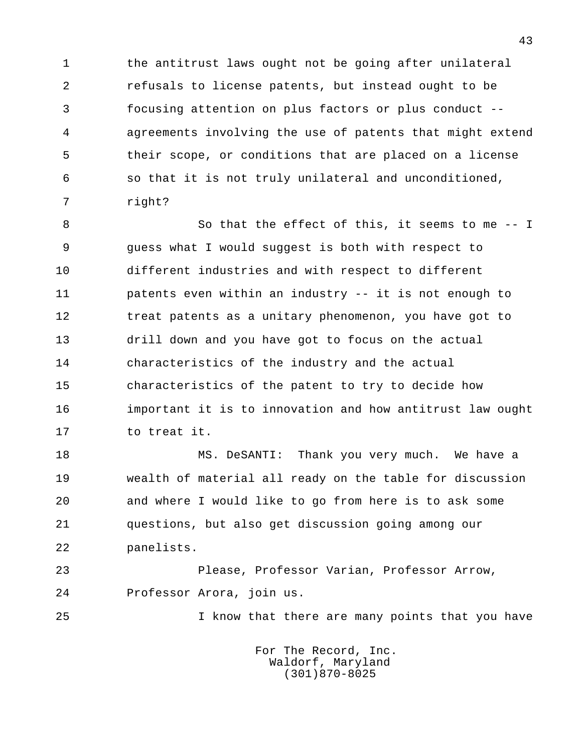the antitrust laws ought not be going after unilateral refusals to license patents, but instead ought to be focusing attention on plus factors or plus conduct -- agreements involving the use of patents that might extend their scope, or conditions that are placed on a license so that it is not truly unilateral and unconditioned, right?

So that the effect of this, it seems to me -- I guess what I would suggest is both with respect to different industries and with respect to different patents even within an industry -- it is not enough to treat patents as a unitary phenomenon, you have got to drill down and you have got to focus on the actual characteristics of the industry and the actual characteristics of the patent to try to decide how important it is to innovation and how antitrust law ought to treat it.

MS. DeSANTI: Thank you very much. We have a wealth of material all ready on the table for discussion and where I would like to go from here is to ask some questions, but also get discussion going among our panelists.

Please, Professor Varian, Professor Arrow, Professor Arora, join us.

I know that there are many points that you have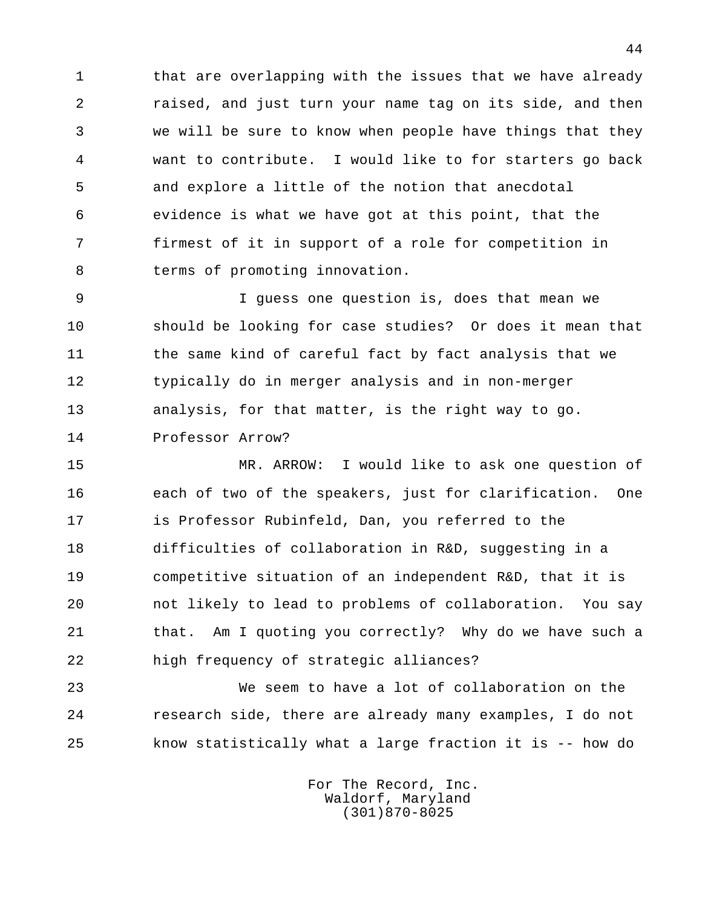that are overlapping with the issues that we have already raised, and just turn your name tag on its side, and then we will be sure to know when people have things that they want to contribute. I would like to for starters go back and explore a little of the notion that anecdotal evidence is what we have got at this point, that the firmest of it in support of a role for competition in terms of promoting innovation.

I guess one question is, does that mean we should be looking for case studies? Or does it mean that the same kind of careful fact by fact analysis that we typically do in merger analysis and in non-merger analysis, for that matter, is the right way to go. Professor Arrow?

MR. ARROW: I would like to ask one question of each of two of the speakers, just for clarification. One is Professor Rubinfeld, Dan, you referred to the difficulties of collaboration in R&D, suggesting in a competitive situation of an independent R&D, that it is not likely to lead to problems of collaboration. You say that. Am I quoting you correctly? Why do we have such a high frequency of strategic alliances?

We seem to have a lot of collaboration on the research side, there are already many examples, I do not know statistically what a large fraction it is -- how do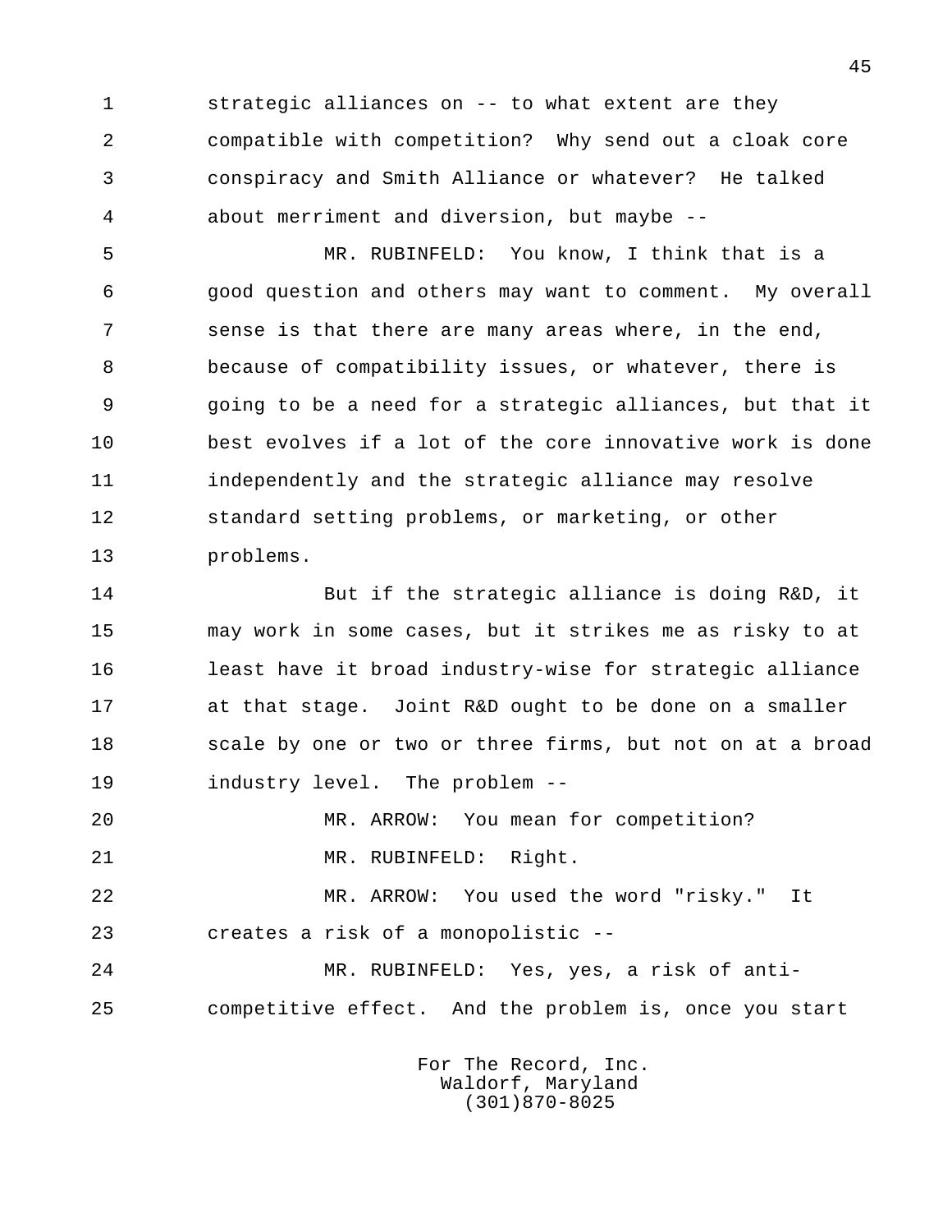strategic alliances on -- to what extent are they compatible with competition? Why send out a cloak core conspiracy and Smith Alliance or whatever? He talked about merriment and diversion, but maybe --

MR. RUBINFELD: You know, I think that is a good question and others may want to comment. My overall sense is that there are many areas where, in the end, because of compatibility issues, or whatever, there is going to be a need for a strategic alliances, but that it best evolves if a lot of the core innovative work is done independently and the strategic alliance may resolve standard setting problems, or marketing, or other problems.

But if the strategic alliance is doing R&D, it may work in some cases, but it strikes me as risky to at least have it broad industry-wise for strategic alliance at that stage. Joint R&D ought to be done on a smaller scale by one or two or three firms, but not on at a broad industry level. The problem --

MR. ARROW: You mean for competition?

MR. RUBINFELD: Right.

MR. ARROW: You used the word "risky." It creates a risk of a monopolistic --

MR. RUBINFELD: Yes, yes, a risk of anti-competitive effect. And the problem is, once you start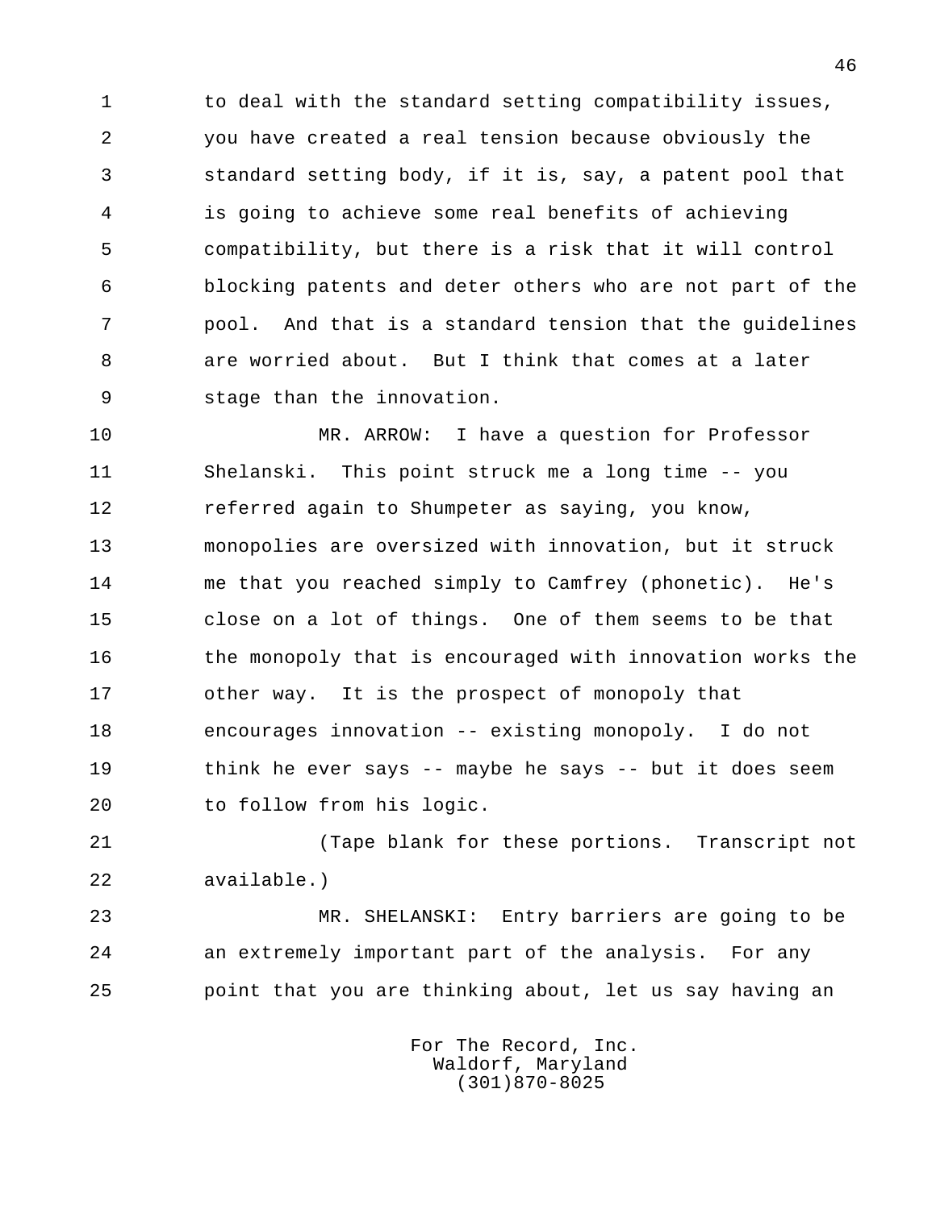to deal with the standard setting compatibility issues, you have created a real tension because obviously the standard setting body, if it is, say, a patent pool that is going to achieve some real benefits of achieving compatibility, but there is a risk that it will control blocking patents and deter others who are not part of the pool. And that is a standard tension that the guidelines are worried about. But I think that comes at a later stage than the innovation.

MR. ARROW: I have a question for Professor Shelanski. This point struck me a long time -- you referred again to Shumpeter as saying, you know, monopolies are oversized with innovation, but it struck me that you reached simply to Camfrey (phonetic). He's close on a lot of things. One of them seems to be that the monopoly that is encouraged with innovation works the other way. It is the prospect of monopoly that encourages innovation -- existing monopoly. I do not think he ever says -- maybe he says -- but it does seem to follow from his logic.

(Tape blank for these portions. Transcript not available.)

MR. SHELANSKI: Entry barriers are going to be an extremely important part of the analysis. For any point that you are thinking about, let us say having an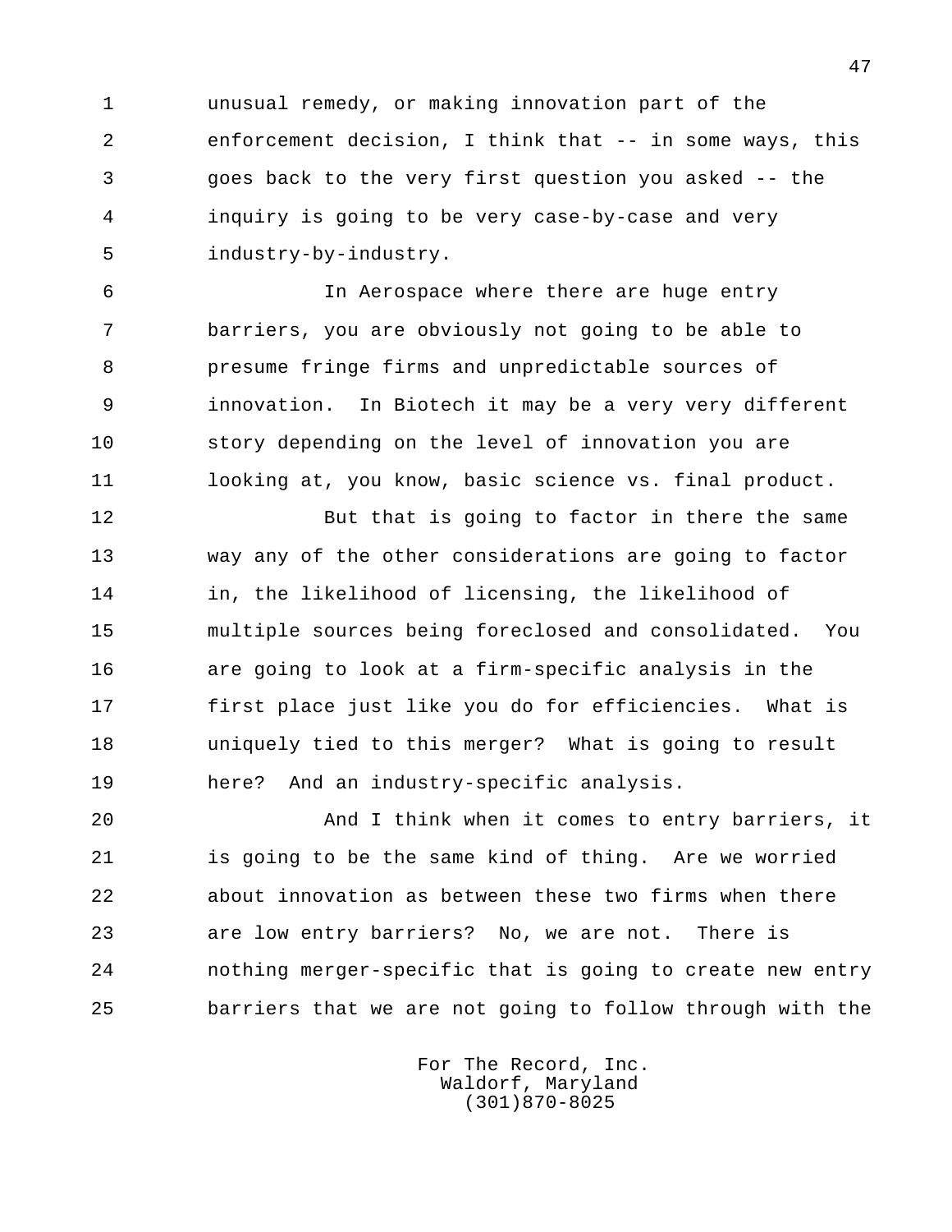unusual remedy, or making innovation part of the enforcement decision, I think that -- in some ways, this goes back to the very first question you asked -- the inquiry is going to be very case-by-case and very industry-by-industry.

In Aerospace where there are huge entry barriers, you are obviously not going to be able to presume fringe firms and unpredictable sources of innovation. In Biotech it may be a very very different story depending on the level of innovation you are looking at, you know, basic science vs. final product.

But that is going to factor in there the same way any of the other considerations are going to factor in, the likelihood of licensing, the likelihood of multiple sources being foreclosed and consolidated. You are going to look at a firm-specific analysis in the first place just like you do for efficiencies. What is uniquely tied to this merger? What is going to result here? And an industry-specific analysis.

And I think when it comes to entry barriers, it is going to be the same kind of thing. Are we worried about innovation as between these two firms when there are low entry barriers? No, we are not. There is nothing merger-specific that is going to create new entry barriers that we are not going to follow through with the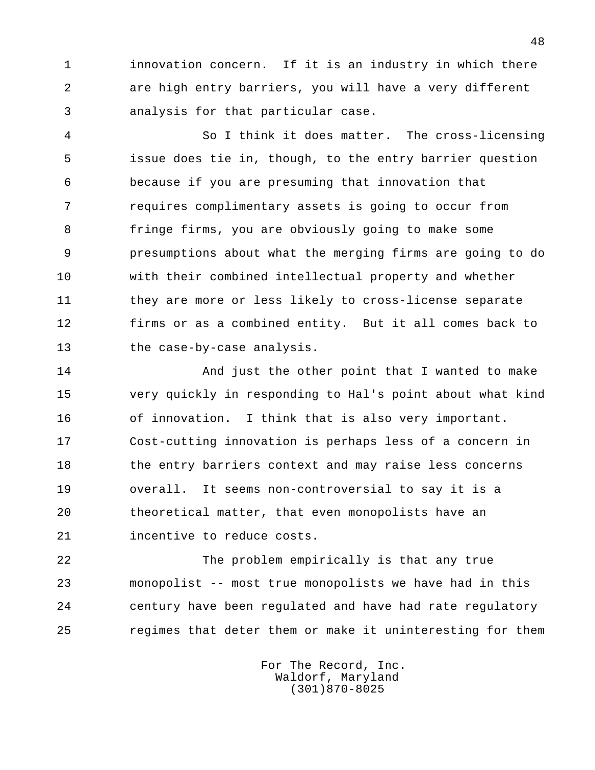innovation concern. If it is an industry in which there are high entry barriers, you will have a very different analysis for that particular case.

So I think it does matter. The cross-licensing issue does tie in, though, to the entry barrier question because if you are presuming that innovation that requires complimentary assets is going to occur from fringe firms, you are obviously going to make some presumptions about what the merging firms are going to do with their combined intellectual property and whether they are more or less likely to cross-license separate firms or as a combined entity. But it all comes back to the case-by-case analysis.

And just the other point that I wanted to make very quickly in responding to Hal's point about what kind of innovation. I think that is also very important. Cost-cutting innovation is perhaps less of a concern in the entry barriers context and may raise less concerns overall. It seems non-controversial to say it is a theoretical matter, that even monopolists have an incentive to reduce costs.

The problem empirically is that any true monopolist -- most true monopolists we have had in this century have been regulated and have had rate regulatory regimes that deter them or make it uninteresting for them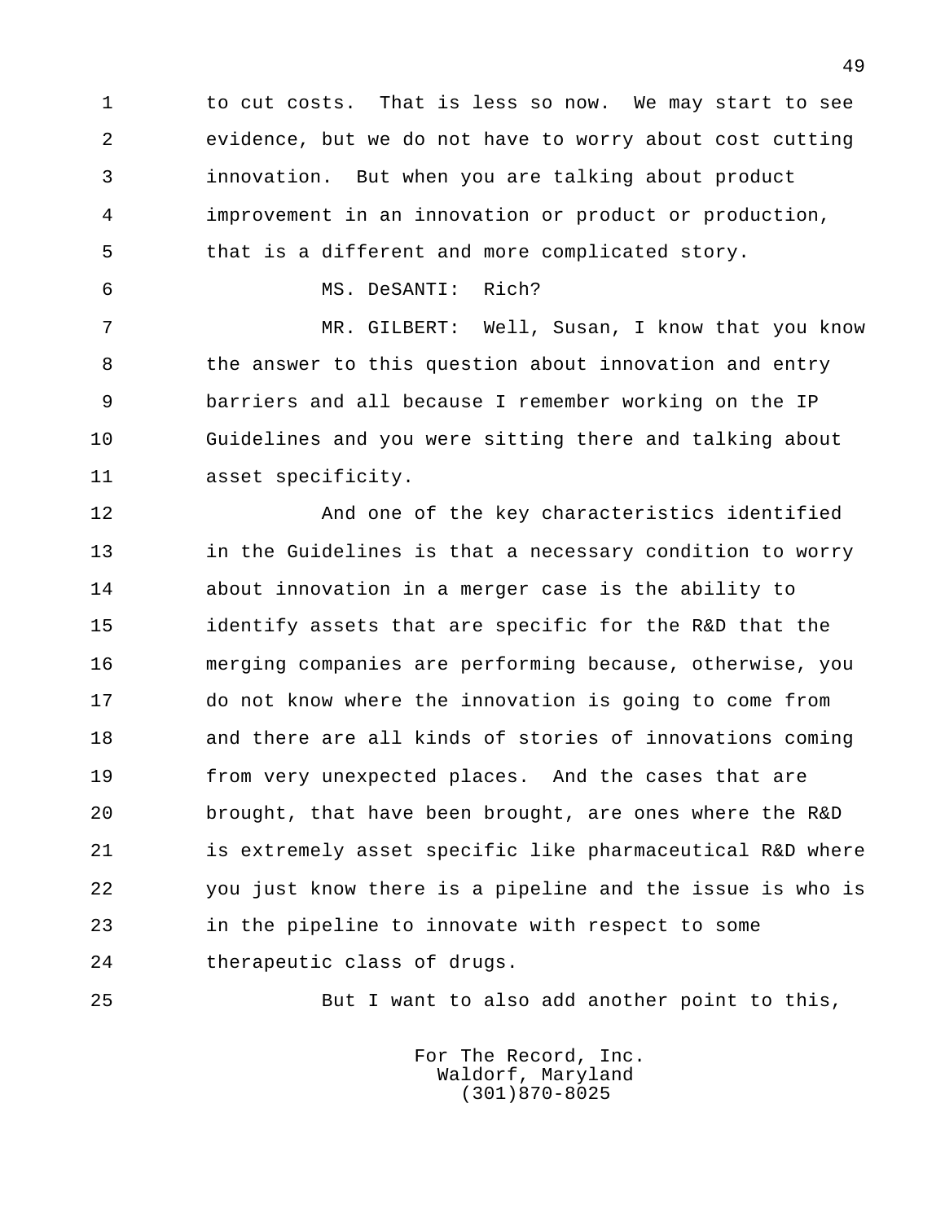to cut costs. That is less so now. We may start to see evidence, but we do not have to worry about cost cutting innovation. But when you are talking about product improvement in an innovation or product or production, that is a different and more complicated story.

MS. DeSANTI: Rich?

MR. GILBERT: Well, Susan, I know that you know the answer to this question about innovation and entry barriers and all because I remember working on the IP Guidelines and you were sitting there and talking about asset specificity.

And one of the key characteristics identified in the Guidelines is that a necessary condition to worry about innovation in a merger case is the ability to identify assets that are specific for the R&D that the merging companies are performing because, otherwise, you do not know where the innovation is going to come from and there are all kinds of stories of innovations coming from very unexpected places. And the cases that are brought, that have been brought, are ones where the R&D is extremely asset specific like pharmaceutical R&D where you just know there is a pipeline and the issue is who is in the pipeline to innovate with respect to some therapeutic class of drugs.

But I want to also add another point to this,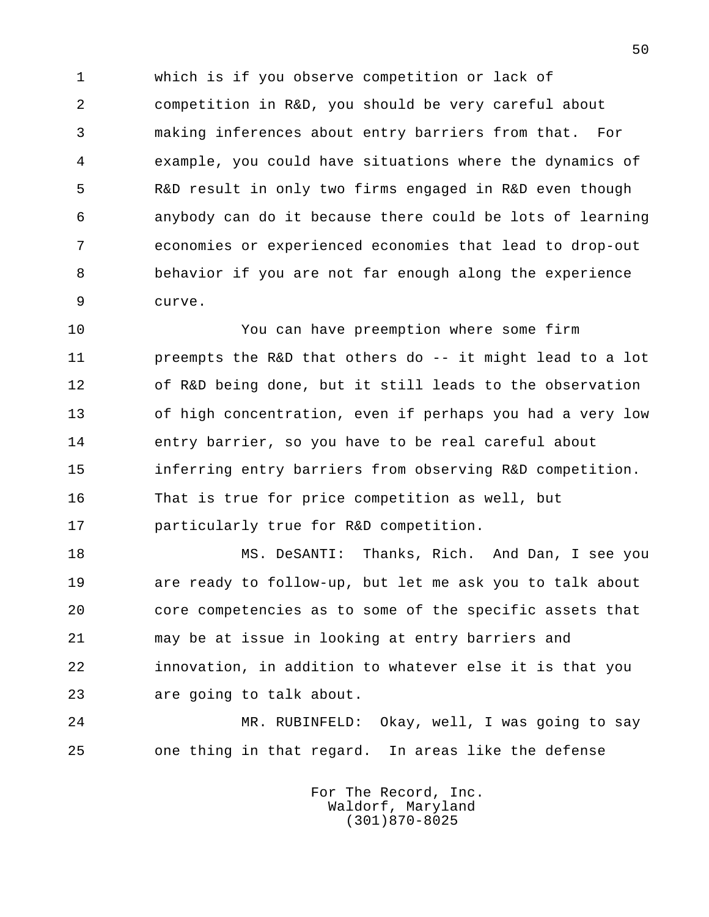which is if you observe competition or lack of competition in R&D, you should be very careful about making inferences about entry barriers from that. For example, you could have situations where the dynamics of R&D result in only two firms engaged in R&D even though anybody can do it because there could be lots of learning economies or experienced economies that lead to drop-out behavior if you are not far enough along the experience curve.

You can have preemption where some firm preempts the R&D that others do -- it might lead to a lot of R&D being done, but it still leads to the observation of high concentration, even if perhaps you had a very low entry barrier, so you have to be real careful about inferring entry barriers from observing R&D competition. That is true for price competition as well, but particularly true for R&D competition.

MS. DeSANTI: Thanks, Rich. And Dan, I see you are ready to follow-up, but let me ask you to talk about core competencies as to some of the specific assets that may be at issue in looking at entry barriers and innovation, in addition to whatever else it is that you are going to talk about.

MR. RUBINFELD: Okay, well, I was going to say one thing in that regard. In areas like the defense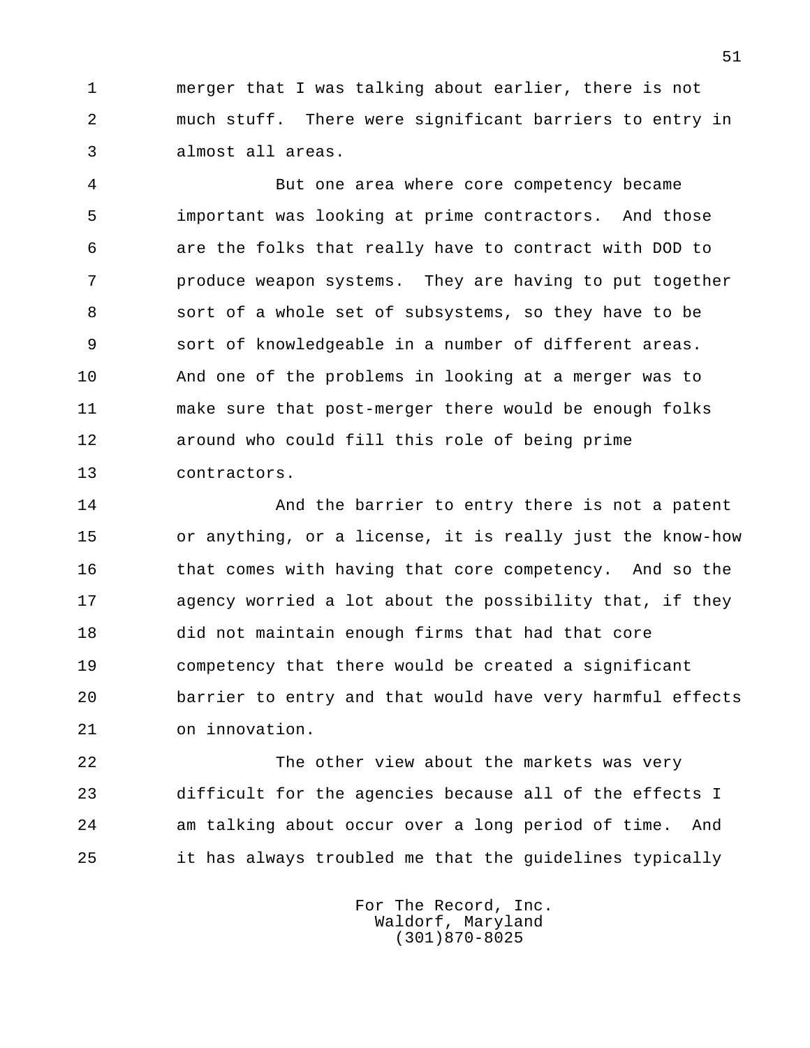merger that I was talking about earlier, there is not much stuff. There were significant barriers to entry in almost all areas.

But one area where core competency became important was looking at prime contractors. And those are the folks that really have to contract with DOD to produce weapon systems. They are having to put together sort of a whole set of subsystems, so they have to be sort of knowledgeable in a number of different areas. And one of the problems in looking at a merger was to make sure that post-merger there would be enough folks around who could fill this role of being prime contractors.

And the barrier to entry there is not a patent or anything, or a license, it is really just the know-how that comes with having that core competency. And so the agency worried a lot about the possibility that, if they did not maintain enough firms that had that core competency that there would be created a significant barrier to entry and that would have very harmful effects on innovation.

The other view about the markets was very difficult for the agencies because all of the effects I am talking about occur over a long period of time. And it has always troubled me that the guidelines typically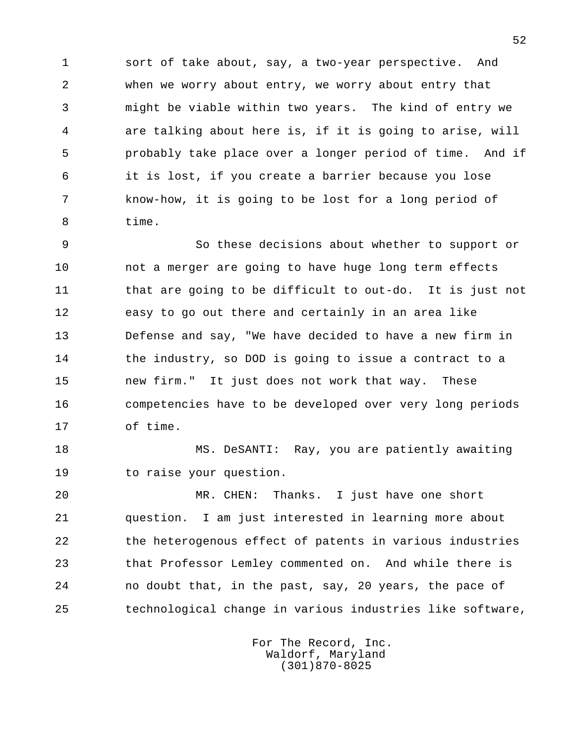sort of take about, say, a two-year perspective. And when we worry about entry, we worry about entry that might be viable within two years. The kind of entry we are talking about here is, if it is going to arise, will probably take place over a longer period of time. And if it is lost, if you create a barrier because you lose know-how, it is going to be lost for a long period of time.

So these decisions about whether to support or not a merger are going to have huge long term effects that are going to be difficult to out-do. It is just not easy to go out there and certainly in an area like Defense and say, "We have decided to have a new firm in the industry, so DOD is going to issue a contract to a new firm." It just does not work that way. These competencies have to be developed over very long periods of time.

MS. DeSANTI: Ray, you are patiently awaiting to raise your question.

MR. CHEN: Thanks. I just have one short question. I am just interested in learning more about the heterogenous effect of patents in various industries that Professor Lemley commented on. And while there is no doubt that, in the past, say, 20 years, the pace of technological change in various industries like software,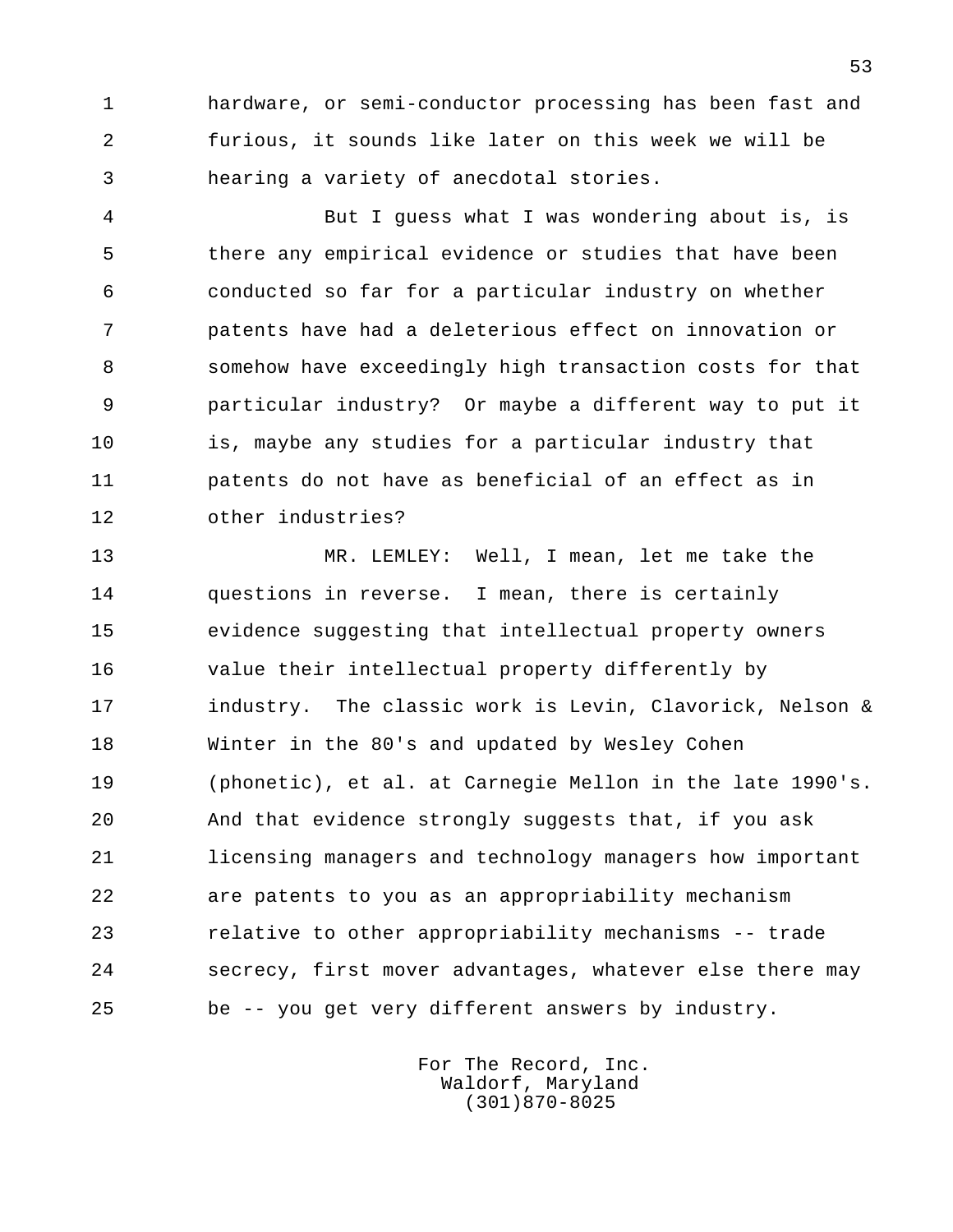hardware, or semi-conductor processing has been fast and furious, it sounds like later on this week we will be hearing a variety of anecdotal stories.

But I guess what I was wondering about is, is there any empirical evidence or studies that have been conducted so far for a particular industry on whether patents have had a deleterious effect on innovation or somehow have exceedingly high transaction costs for that particular industry? Or maybe a different way to put it is, maybe any studies for a particular industry that patents do not have as beneficial of an effect as in other industries?

MR. LEMLEY: Well, I mean, let me take the questions in reverse. I mean, there is certainly evidence suggesting that intellectual property owners value their intellectual property differently by industry. The classic work is Levin, Clavorick, Nelson & Winter in the 80's and updated by Wesley Cohen (phonetic), et al. at Carnegie Mellon in the late 1990's. And that evidence strongly suggests that, if you ask licensing managers and technology managers how important are patents to you as an appropriability mechanism relative to other appropriability mechanisms -- trade secrecy, first mover advantages, whatever else there may be -- you get very different answers by industry.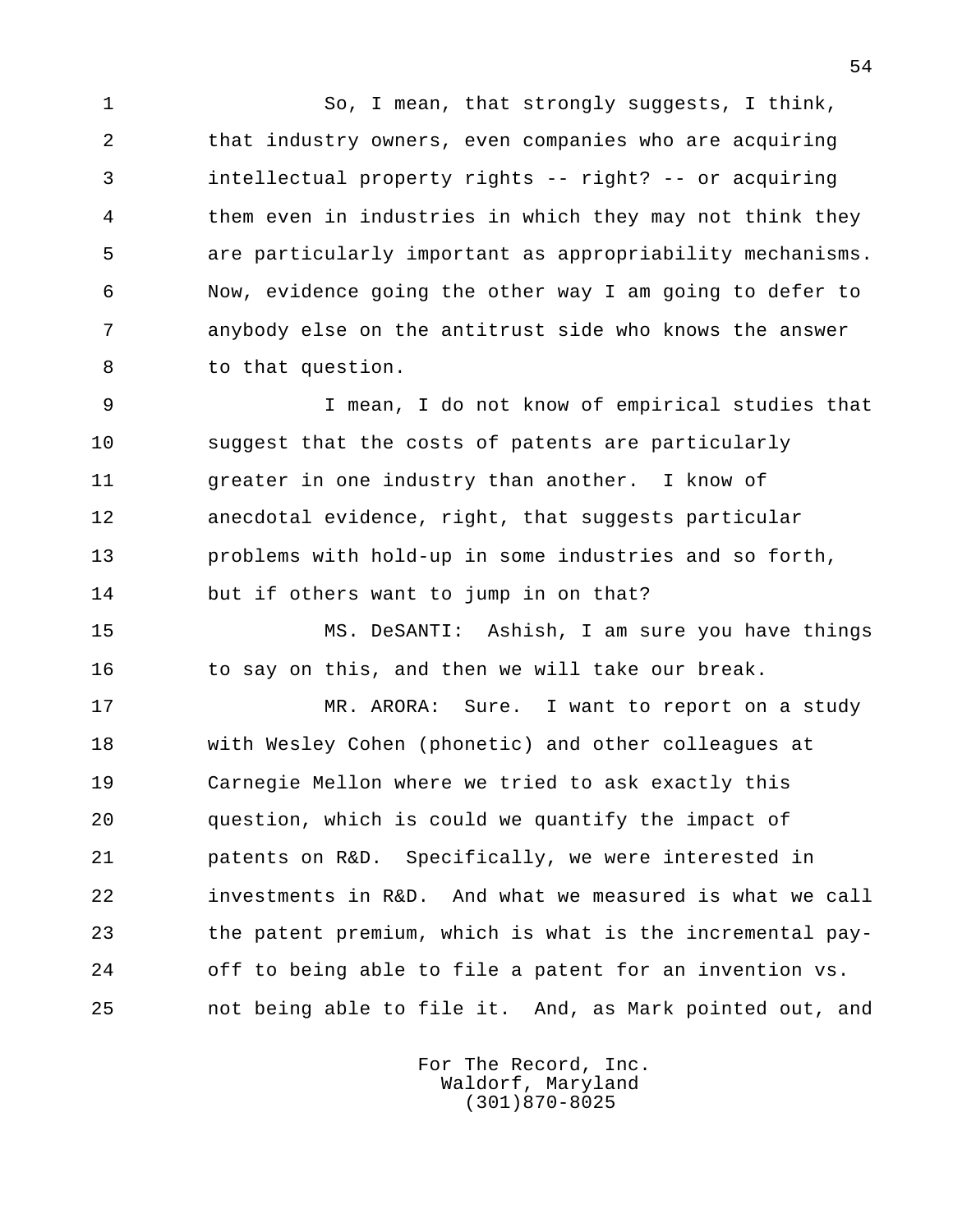So, I mean, that strongly suggests, I think, that industry owners, even companies who are acquiring intellectual property rights -- right? -- or acquiring them even in industries in which they may not think they are particularly important as appropriability mechanisms. Now, evidence going the other way I am going to defer to anybody else on the antitrust side who knows the answer to that question.

I mean, I do not know of empirical studies that suggest that the costs of patents are particularly greater in one industry than another. I know of anecdotal evidence, right, that suggests particular problems with hold-up in some industries and so forth, but if others want to jump in on that?

MS. DeSANTI: Ashish, I am sure you have things to say on this, and then we will take our break.

MR. ARORA: Sure. I want to report on a study with Wesley Cohen (phonetic) and other colleagues at Carnegie Mellon where we tried to ask exactly this question, which is could we quantify the impact of patents on R&D. Specifically, we were interested in investments in R&D. And what we measured is what we call the patent premium, which is what is the incremental pay-off to being able to file a patent for an invention vs. not being able to file it. And, as Mark pointed out, and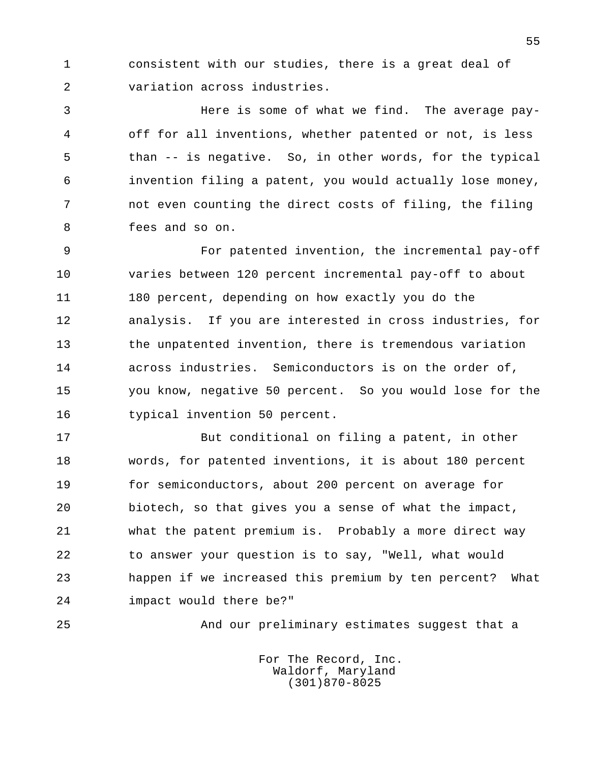consistent with our studies, there is a great deal of variation across industries.

Here is some of what we find. The average pay-off for all inventions, whether patented or not, is less than -- is negative. So, in other words, for the typical invention filing a patent, you would actually lose money, not even counting the direct costs of filing, the filing fees and so on.

For patented invention, the incremental pay-off varies between 120 percent incremental pay-off to about 180 percent, depending on how exactly you do the analysis. If you are interested in cross industries, for the unpatented invention, there is tremendous variation across industries. Semiconductors is on the order of, you know, negative 50 percent. So you would lose for the typical invention 50 percent.

But conditional on filing a patent, in other words, for patented inventions, it is about 180 percent for semiconductors, about 200 percent on average for biotech, so that gives you a sense of what the impact, what the patent premium is. Probably a more direct way to answer your question is to say, "Well, what would happen if we increased this premium by ten percent? What impact would there be?"

And our preliminary estimates suggest that a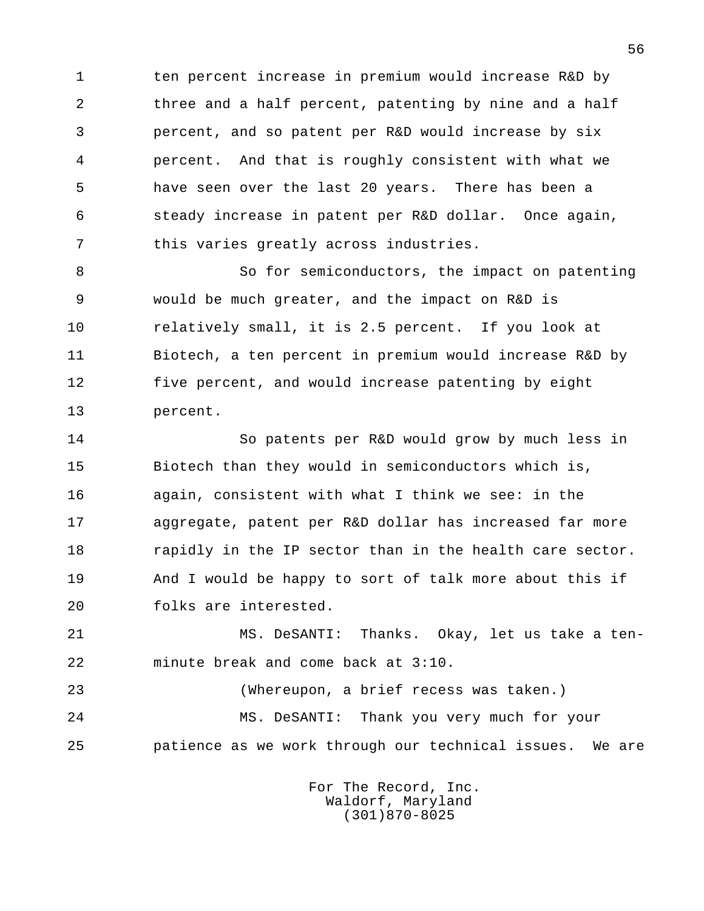ten percent increase in premium would increase R&D by three and a half percent, patenting by nine and a half percent, and so patent per R&D would increase by six percent. And that is roughly consistent with what we have seen over the last 20 years. There has been a steady increase in patent per R&D dollar. Once again, this varies greatly across industries.

So for semiconductors, the impact on patenting would be much greater, and the impact on R&D is relatively small, it is 2.5 percent. If you look at Biotech, a ten percent in premium would increase R&D by five percent, and would increase patenting by eight percent.

So patents per R&D would grow by much less in Biotech than they would in semiconductors which is, again, consistent with what I think we see: in the aggregate, patent per R&D dollar has increased far more rapidly in the IP sector than in the health care sector. And I would be happy to sort of talk more about this if folks are interested.

MS. DeSANTI: Thanks. Okay, let us take a ten-minute break and come back at 3:10.

(Whereupon, a brief recess was taken.)

MS. DeSANTI: Thank you very much for your patience as we work through our technical issues. We are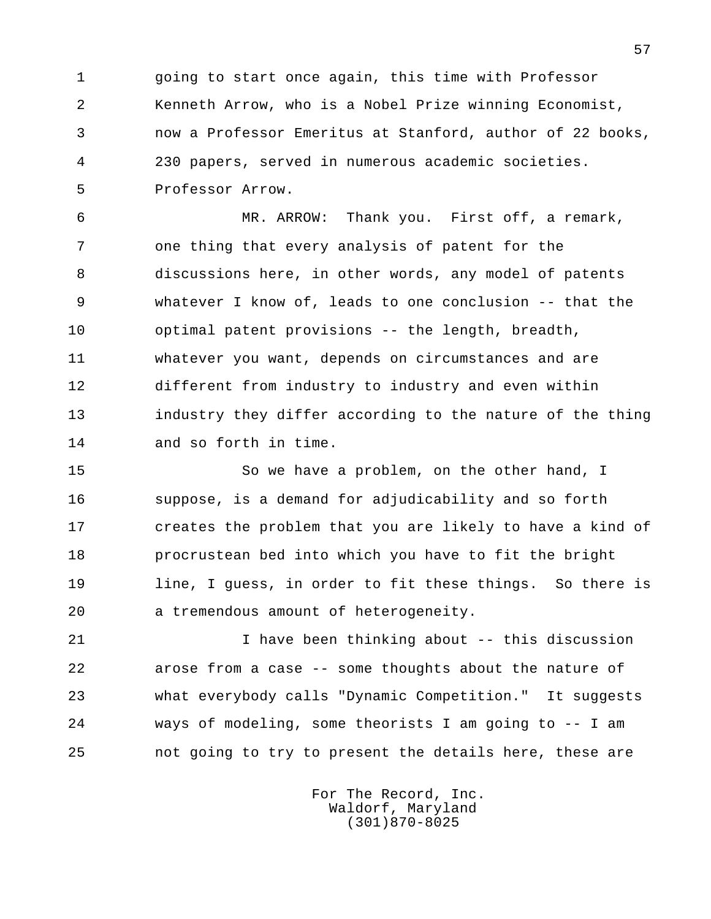going to start once again, this time with Professor Kenneth Arrow, who is a Nobel Prize winning Economist, now a Professor Emeritus at Stanford, author of 22 books, 230 papers, served in numerous academic societies. Professor Arrow.

MR. ARROW: Thank you. First off, a remark, one thing that every analysis of patent for the discussions here, in other words, any model of patents whatever I know of, leads to one conclusion -- that the optimal patent provisions -- the length, breadth, whatever you want, depends on circumstances and are different from industry to industry and even within industry they differ according to the nature of the thing and so forth in time.

So we have a problem, on the other hand, I suppose, is a demand for adjudicability and so forth creates the problem that you are likely to have a kind of procrustean bed into which you have to fit the bright line, I guess, in order to fit these things. So there is a tremendous amount of heterogeneity.

I have been thinking about -- this discussion arose from a case -- some thoughts about the nature of what everybody calls "Dynamic Competition." It suggests ways of modeling, some theorists I am going to -- I am not going to try to present the details here, these are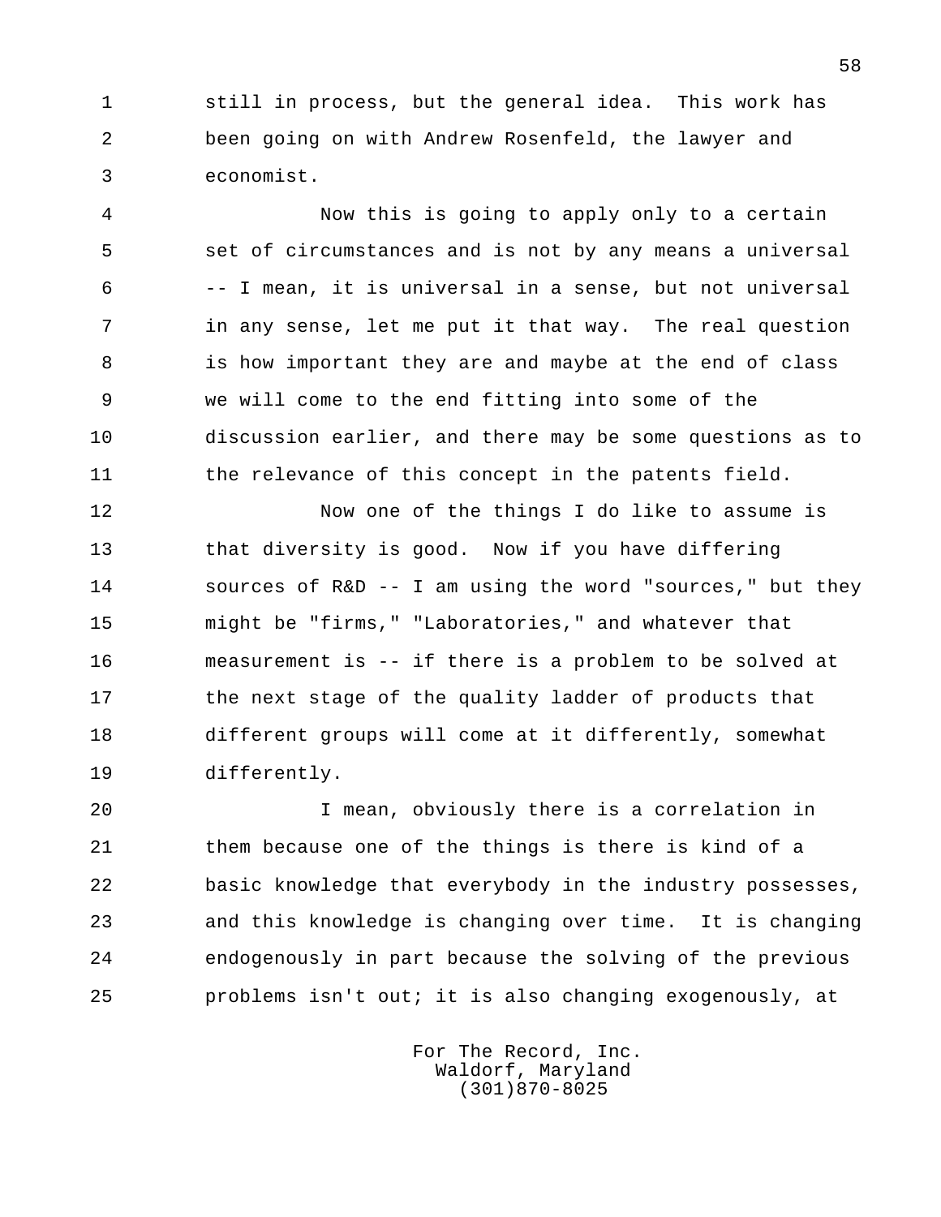still in process, but the general idea. This work has been going on with Andrew Rosenfeld, the lawyer and economist.

Now this is going to apply only to a certain set of circumstances and is not by any means a universal -- I mean, it is universal in a sense, but not universal in any sense, let me put it that way. The real question is how important they are and maybe at the end of class we will come to the end fitting into some of the discussion earlier, and there may be some questions as to the relevance of this concept in the patents field.

Now one of the things I do like to assume is that diversity is good. Now if you have differing sources of R&D -- I am using the word "sources," but they might be "firms," "Laboratories," and whatever that measurement is -- if there is a problem to be solved at the next stage of the quality ladder of products that different groups will come at it differently, somewhat differently.

I mean, obviously there is a correlation in them because one of the things is there is kind of a basic knowledge that everybody in the industry possesses, and this knowledge is changing over time. It is changing endogenously in part because the solving of the previous problems isn't out; it is also changing exogenously, at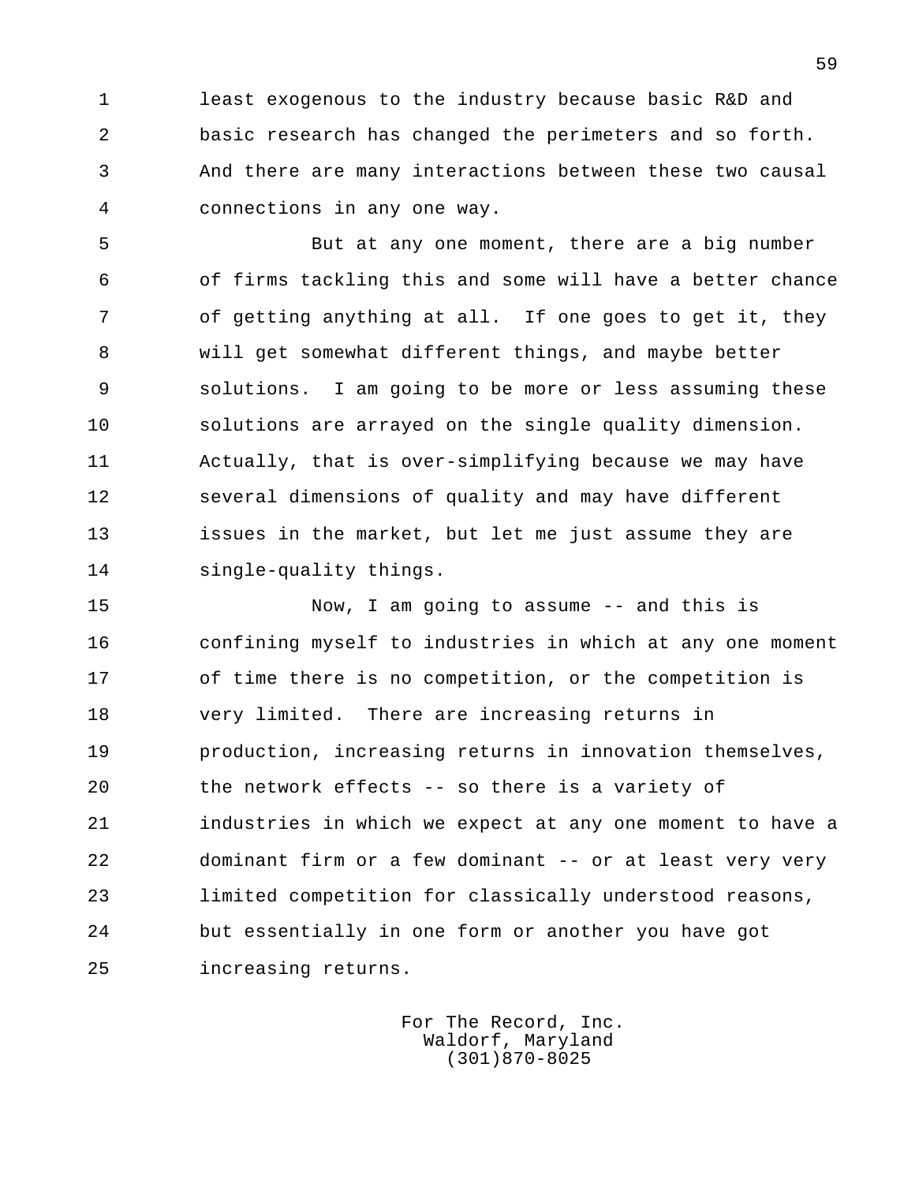least exogenous to the industry because basic R&D and basic research has changed the perimeters and so forth. And there are many interactions between these two causal connections in any one way.

But at any one moment, there are a big number of firms tackling this and some will have a better chance of getting anything at all. If one goes to get it, they will get somewhat different things, and maybe better solutions. I am going to be more or less assuming these solutions are arrayed on the single quality dimension. Actually, that is over-simplifying because we may have several dimensions of quality and may have different issues in the market, but let me just assume they are single-quality things.

Now, I am going to assume -- and this is confining myself to industries in which at any one moment of time there is no competition, or the competition is very limited. There are increasing returns in production, increasing returns in innovation themselves, the network effects -- so there is a variety of industries in which we expect at any one moment to have a dominant firm or a few dominant -- or at least very very limited competition for classically understood reasons, but essentially in one form or another you have got increasing returns.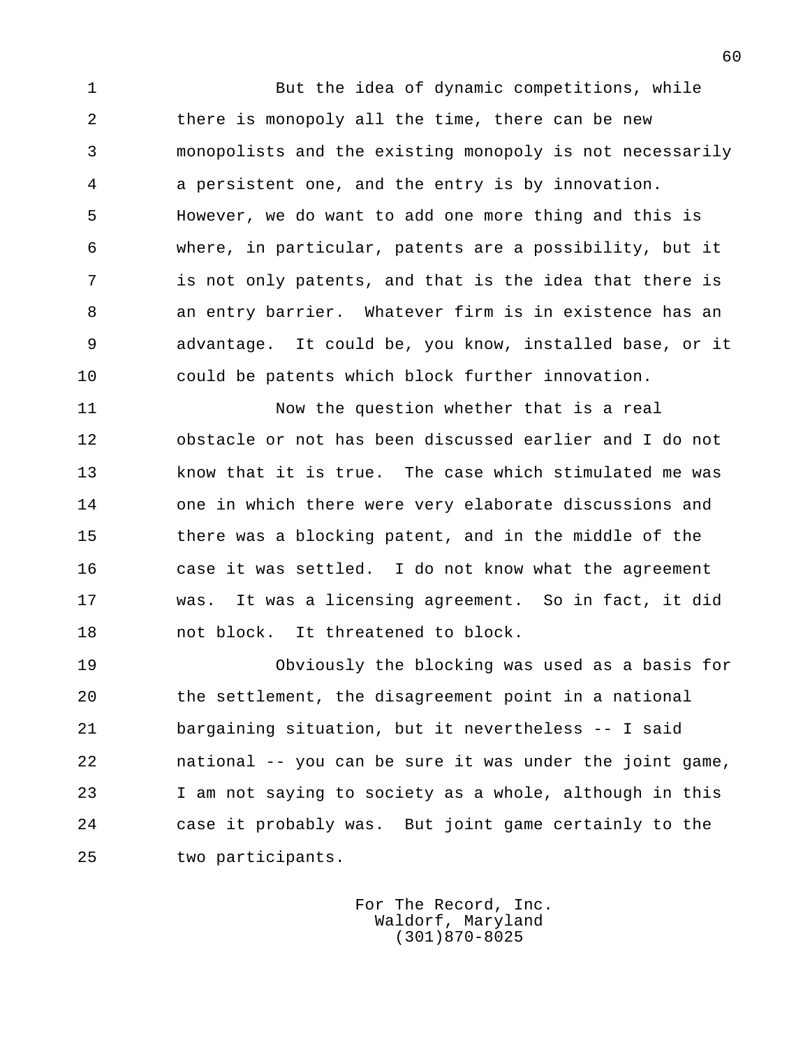But the idea of dynamic competitions, while there is monopoly all the time, there can be new monopolists and the existing monopoly is not necessarily a persistent one, and the entry is by innovation. However, we do want to add one more thing and this is where, in particular, patents are a possibility, but it is not only patents, and that is the idea that there is an entry barrier. Whatever firm is in existence has an advantage. It could be, you know, installed base, or it could be patents which block further innovation.

Now the question whether that is a real obstacle or not has been discussed earlier and I do not know that it is true. The case which stimulated me was one in which there were very elaborate discussions and there was a blocking patent, and in the middle of the case it was settled. I do not know what the agreement was. It was a licensing agreement. So in fact, it did not block. It threatened to block.

Obviously the blocking was used as a basis for the settlement, the disagreement point in a national bargaining situation, but it nevertheless -- I said national -- you can be sure it was under the joint game, I am not saying to society as a whole, although in this case it probably was. But joint game certainly to the two participants.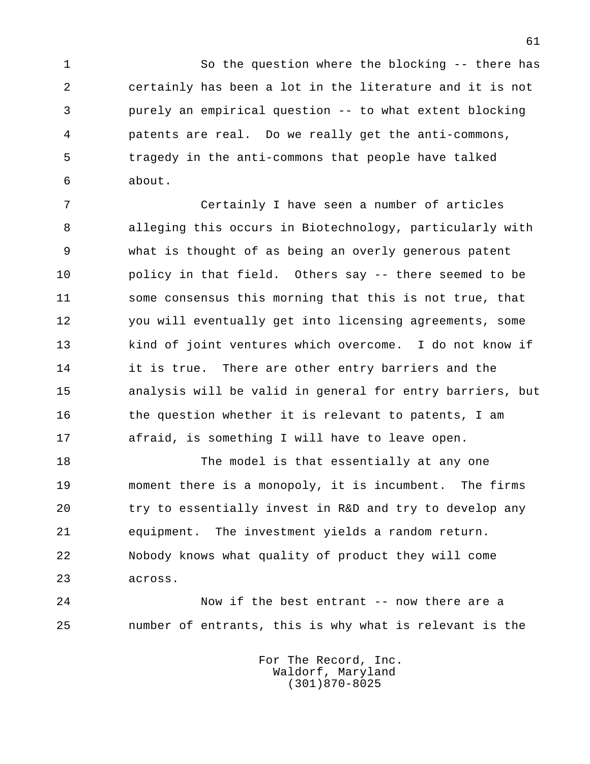So the question where the blocking -- there has certainly has been a lot in the literature and it is not purely an empirical question -- to what extent blocking patents are real. Do we really get the anti-commons, tragedy in the anti-commons that people have talked about.

Certainly I have seen a number of articles alleging this occurs in Biotechnology, particularly with what is thought of as being an overly generous patent policy in that field. Others say -- there seemed to be some consensus this morning that this is not true, that you will eventually get into licensing agreements, some kind of joint ventures which overcome. I do not know if it is true. There are other entry barriers and the analysis will be valid in general for entry barriers, but the question whether it is relevant to patents, I am afraid, is something I will have to leave open.

The model is that essentially at any one moment there is a monopoly, it is incumbent. The firms try to essentially invest in R&D and try to develop any equipment. The investment yields a random return. Nobody knows what quality of product they will come across.

Now if the best entrant -- now there are a number of entrants, this is why what is relevant is the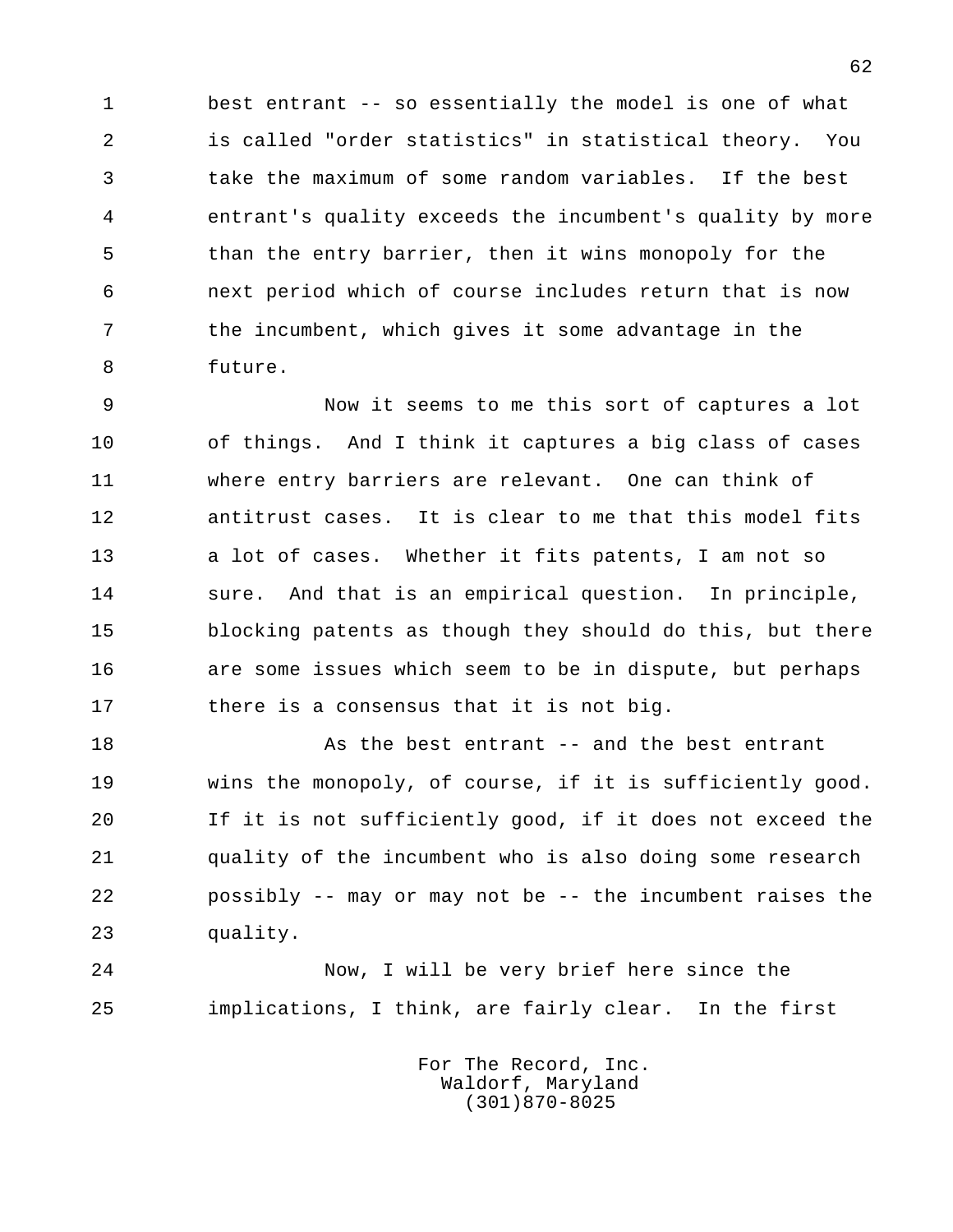best entrant -- so essentially the model is one of what is called "order statistics" in statistical theory. You take the maximum of some random variables. If the best entrant's quality exceeds the incumbent's quality by more than the entry barrier, then it wins monopoly for the next period which of course includes return that is now the incumbent, which gives it some advantage in the future.

Now it seems to me this sort of captures a lot of things. And I think it captures a big class of cases where entry barriers are relevant. One can think of antitrust cases. It is clear to me that this model fits a lot of cases. Whether it fits patents, I am not so sure. And that is an empirical question. In principle, blocking patents as though they should do this, but there are some issues which seem to be in dispute, but perhaps there is a consensus that it is not big.

As the best entrant -- and the best entrant wins the monopoly, of course, if it is sufficiently good. If it is not sufficiently good, if it does not exceed the quality of the incumbent who is also doing some research possibly -- may or may not be -- the incumbent raises the quality.

Now, I will be very brief here since the implications, I think, are fairly clear. In the first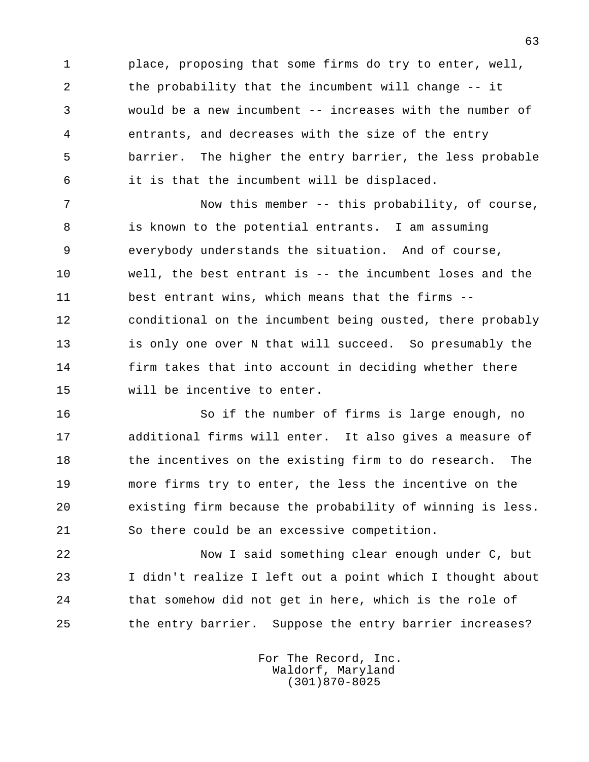place, proposing that some firms do try to enter, well, the probability that the incumbent will change -- it would be a new incumbent -- increases with the number of entrants, and decreases with the size of the entry barrier. The higher the entry barrier, the less probable it is that the incumbent will be displaced.

Now this member -- this probability, of course, is known to the potential entrants. I am assuming everybody understands the situation. And of course, well, the best entrant is -- the incumbent loses and the best entrant wins, which means that the firms -- conditional on the incumbent being ousted, there probably is only one over N that will succeed. So presumably the firm takes that into account in deciding whether there will be incentive to enter.

So if the number of firms is large enough, no additional firms will enter. It also gives a measure of the incentives on the existing firm to do research. The more firms try to enter, the less the incentive on the existing firm because the probability of winning is less. So there could be an excessive competition.

Now I said something clear enough under C, but I didn't realize I left out a point which I thought about that somehow did not get in here, which is the role of the entry barrier. Suppose the entry barrier increases?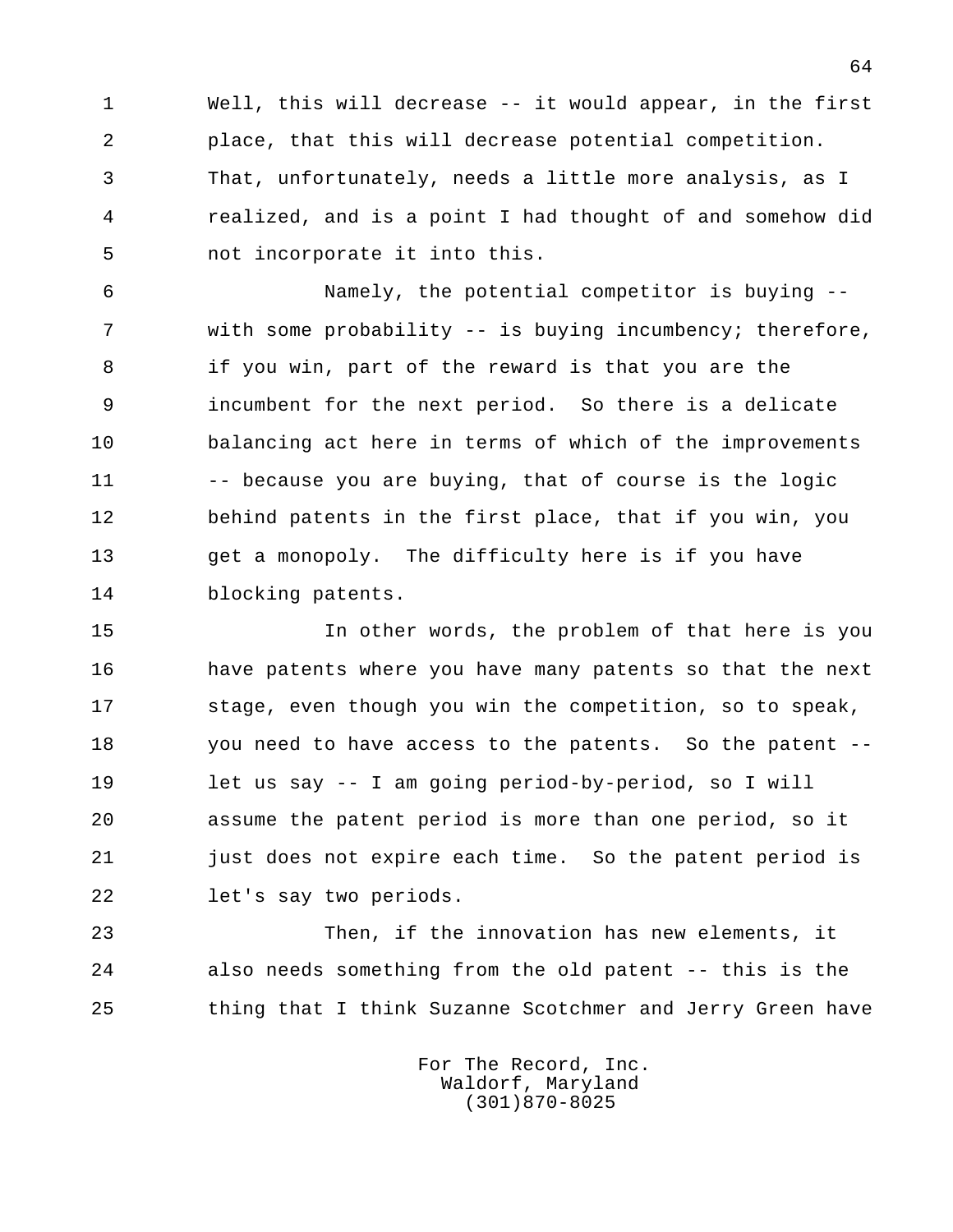Well, this will decrease -- it would appear, in the first place, that this will decrease potential competition. That, unfortunately, needs a little more analysis, as I realized, and is a point I had thought of and somehow did not incorporate it into this.

Namely, the potential competitor is buying -- with some probability -- is buying incumbency; therefore, if you win, part of the reward is that you are the incumbent for the next period. So there is a delicate balancing act here in terms of which of the improvements -- because you are buying, that of course is the logic behind patents in the first place, that if you win, you get a monopoly. The difficulty here is if you have blocking patents.

In other words, the problem of that here is you have patents where you have many patents so that the next stage, even though you win the competition, so to speak, you need to have access to the patents. So the patent -- let us say -- I am going period-by-period, so I will assume the patent period is more than one period, so it just does not expire each time. So the patent period is let's say two periods.

Then, if the innovation has new elements, it also needs something from the old patent -- this is the thing that I think Suzanne Scotchmer and Jerry Green have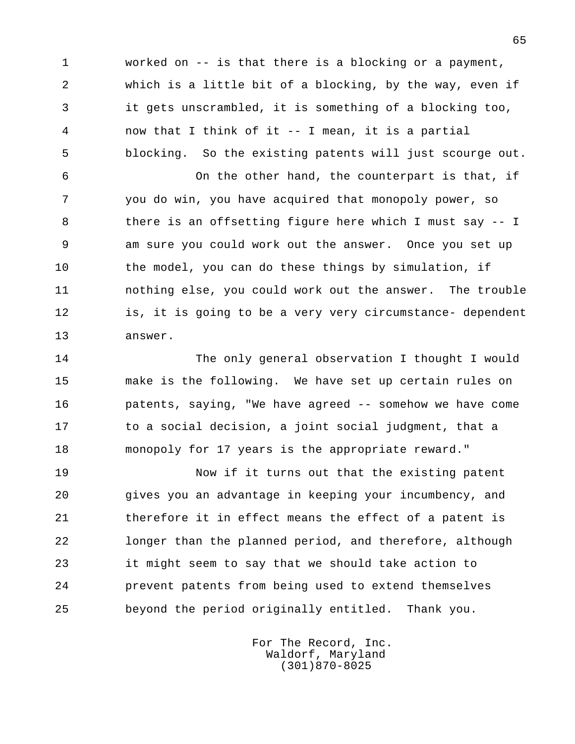worked on -- is that there is a blocking or a payment, which is a little bit of a blocking, by the way, even if it gets unscrambled, it is something of a blocking too, now that I think of it -- I mean, it is a partial blocking. So the existing patents will just scourge out.

On the other hand, the counterpart is that, if you do win, you have acquired that monopoly power, so there is an offsetting figure here which I must say -- I am sure you could work out the answer. Once you set up the model, you can do these things by simulation, if nothing else, you could work out the answer. The trouble is, it is going to be a very very circumstance- dependent answer.

The only general observation I thought I would make is the following. We have set up certain rules on patents, saying, "We have agreed -- somehow we have come to a social decision, a joint social judgment, that a monopoly for 17 years is the appropriate reward."

Now if it turns out that the existing patent gives you an advantage in keeping your incumbency, and therefore it in effect means the effect of a patent is longer than the planned period, and therefore, although it might seem to say that we should take action to prevent patents from being used to extend themselves beyond the period originally entitled. Thank you.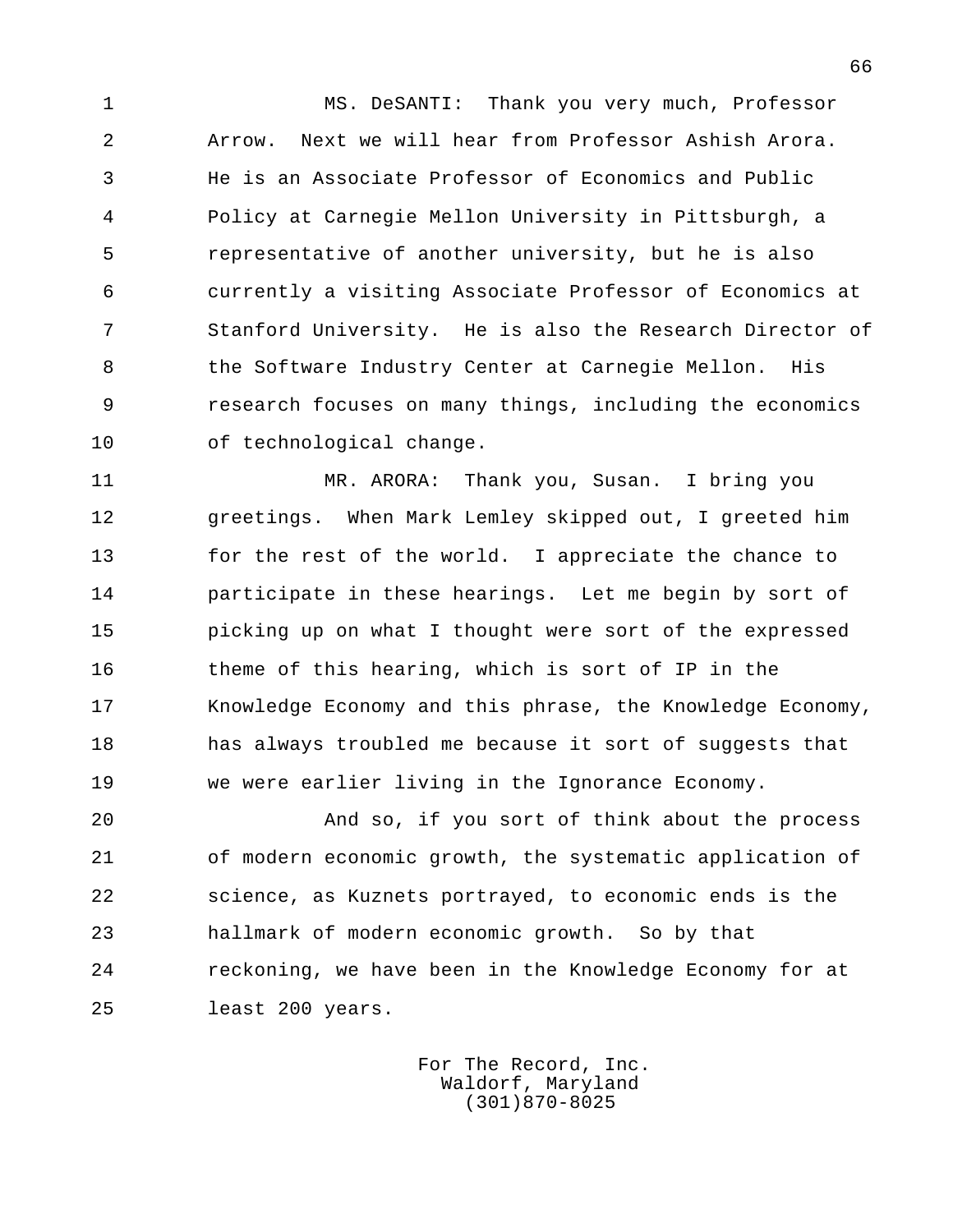MS. DeSANTI: Thank you very much, Professor Arrow. Next we will hear from Professor Ashish Arora. He is an Associate Professor of Economics and Public Policy at Carnegie Mellon University in Pittsburgh, a representative of another university, but he is also currently a visiting Associate Professor of Economics at Stanford University. He is also the Research Director of the Software Industry Center at Carnegie Mellon. His research focuses on many things, including the economics of technological change.

MR. ARORA: Thank you, Susan. I bring you greetings. When Mark Lemley skipped out, I greeted him for the rest of the world. I appreciate the chance to participate in these hearings. Let me begin by sort of picking up on what I thought were sort of the expressed theme of this hearing, which is sort of IP in the Knowledge Economy and this phrase, the Knowledge Economy, has always troubled me because it sort of suggests that we were earlier living in the Ignorance Economy.

And so, if you sort of think about the process of modern economic growth, the systematic application of science, as Kuznets portrayed, to economic ends is the hallmark of modern economic growth. So by that reckoning, we have been in the Knowledge Economy for at least 200 years.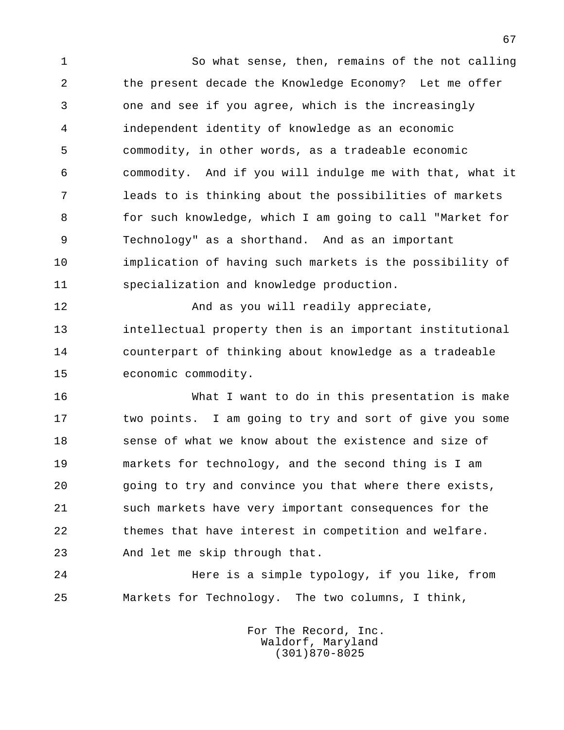So what sense, then, remains of the not calling the present decade the Knowledge Economy? Let me offer one and see if you agree, which is the increasingly independent identity of knowledge as an economic commodity, in other words, as a tradeable economic commodity. And if you will indulge me with that, what it leads to is thinking about the possibilities of markets for such knowledge, which I am going to call "Market for Technology" as a shorthand. And as an important implication of having such markets is the possibility of specialization and knowledge production.

And as you will readily appreciate, intellectual property then is an important institutional counterpart of thinking about knowledge as a tradeable economic commodity.

What I want to do in this presentation is make two points. I am going to try and sort of give you some sense of what we know about the existence and size of markets for technology, and the second thing is I am going to try and convince you that where there exists, such markets have very important consequences for the themes that have interest in competition and welfare. And let me skip through that.

Here is a simple typology, if you like, from Markets for Technology. The two columns, I think,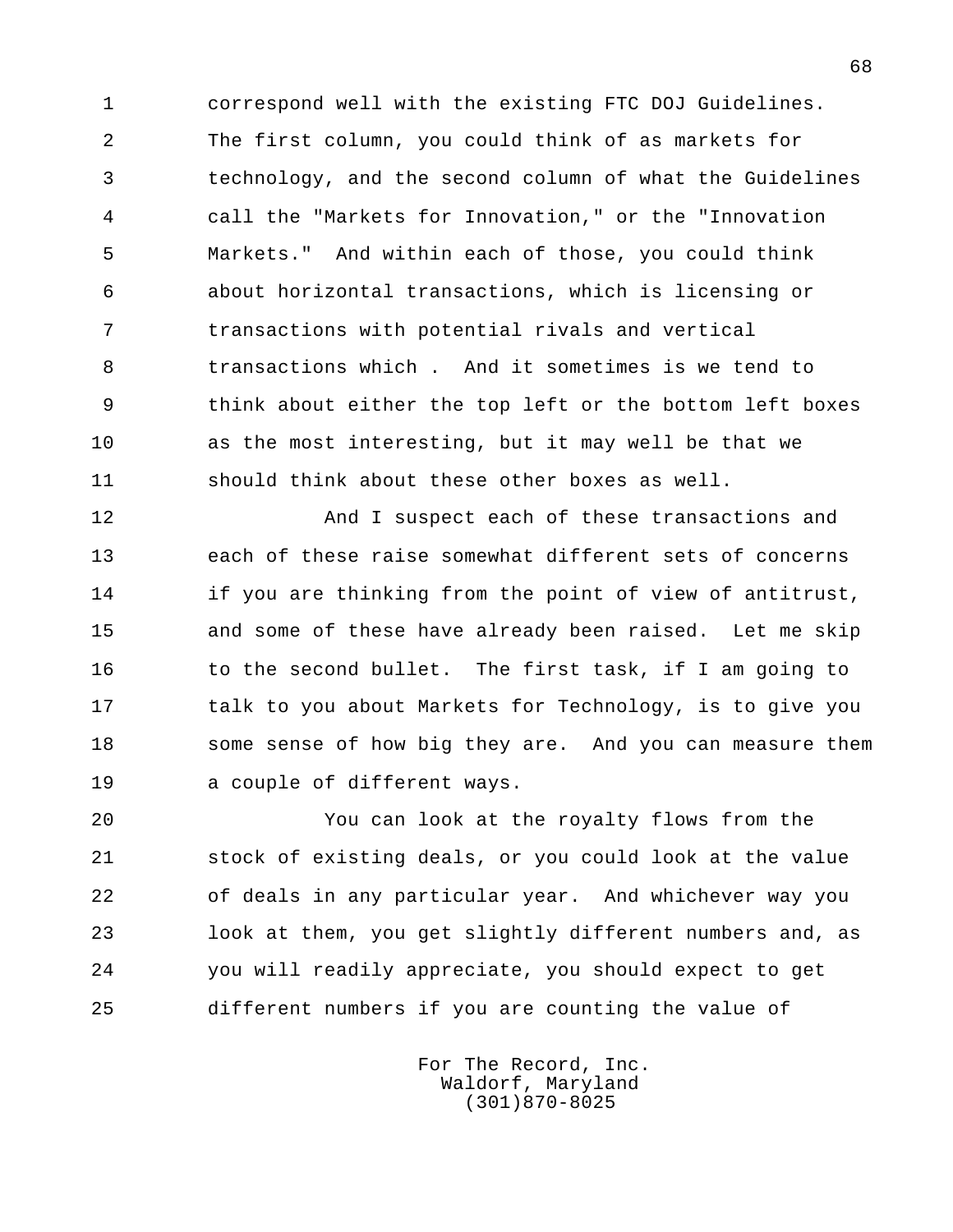correspond well with the existing FTC DOJ Guidelines. The first column, you could think of as markets for technology, and the second column of what the Guidelines call the "Markets for Innovation," or the "Innovation Markets." And within each of those, you could think about horizontal transactions, which is licensing or transactions with potential rivals and vertical transactions which . And it sometimes is we tend to think about either the top left or the bottom left boxes as the most interesting, but it may well be that we should think about these other boxes as well.

And I suspect each of these transactions and each of these raise somewhat different sets of concerns if you are thinking from the point of view of antitrust, and some of these have already been raised. Let me skip to the second bullet. The first task, if I am going to talk to you about Markets for Technology, is to give you some sense of how big they are. And you can measure them a couple of different ways.

You can look at the royalty flows from the stock of existing deals, or you could look at the value of deals in any particular year. And whichever way you look at them, you get slightly different numbers and, as you will readily appreciate, you should expect to get different numbers if you are counting the value of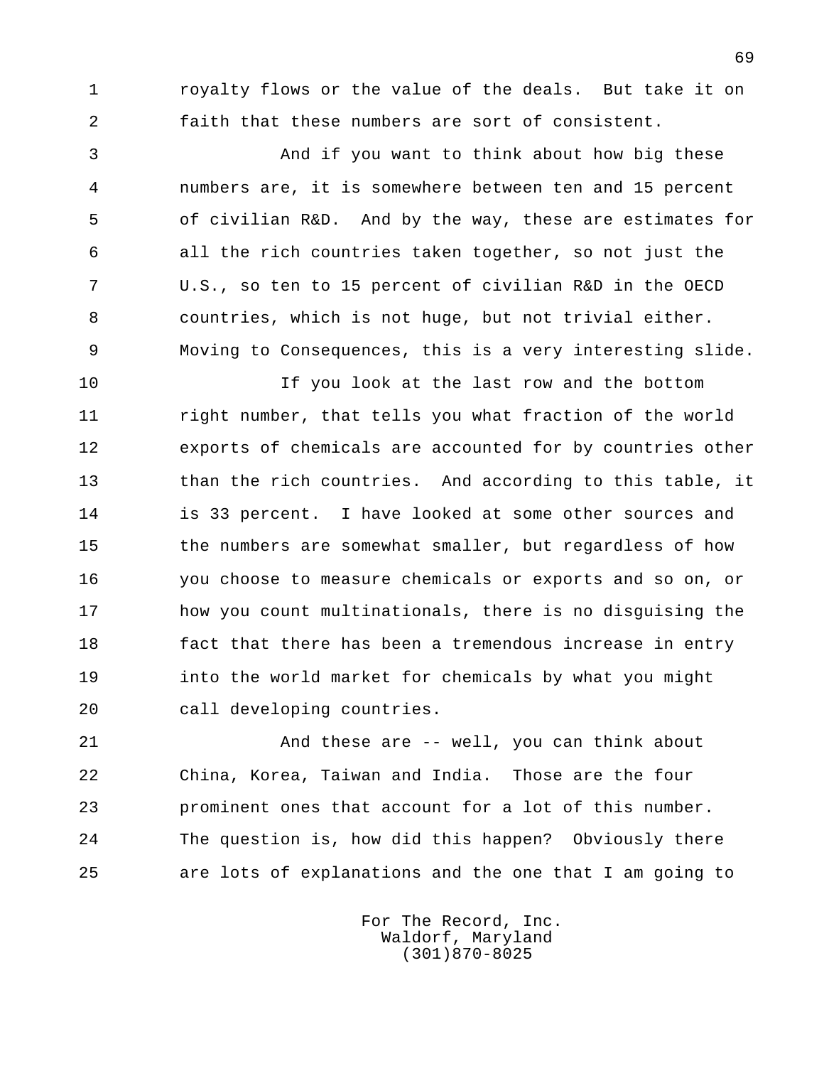royalty flows or the value of the deals. But take it on faith that these numbers are sort of consistent.

And if you want to think about how big these numbers are, it is somewhere between ten and 15 percent of civilian R&D. And by the way, these are estimates for all the rich countries taken together, so not just the U.S., so ten to 15 percent of civilian R&D in the OECD countries, which is not huge, but not trivial either. Moving to Consequences, this is a very interesting slide.

If you look at the last row and the bottom right number, that tells you what fraction of the world exports of chemicals are accounted for by countries other than the rich countries. And according to this table, it is 33 percent. I have looked at some other sources and the numbers are somewhat smaller, but regardless of how you choose to measure chemicals or exports and so on, or how you count multinationals, there is no disguising the fact that there has been a tremendous increase in entry into the world market for chemicals by what you might call developing countries.

And these are -- well, you can think about China, Korea, Taiwan and India. Those are the four prominent ones that account for a lot of this number. The question is, how did this happen? Obviously there are lots of explanations and the one that I am going to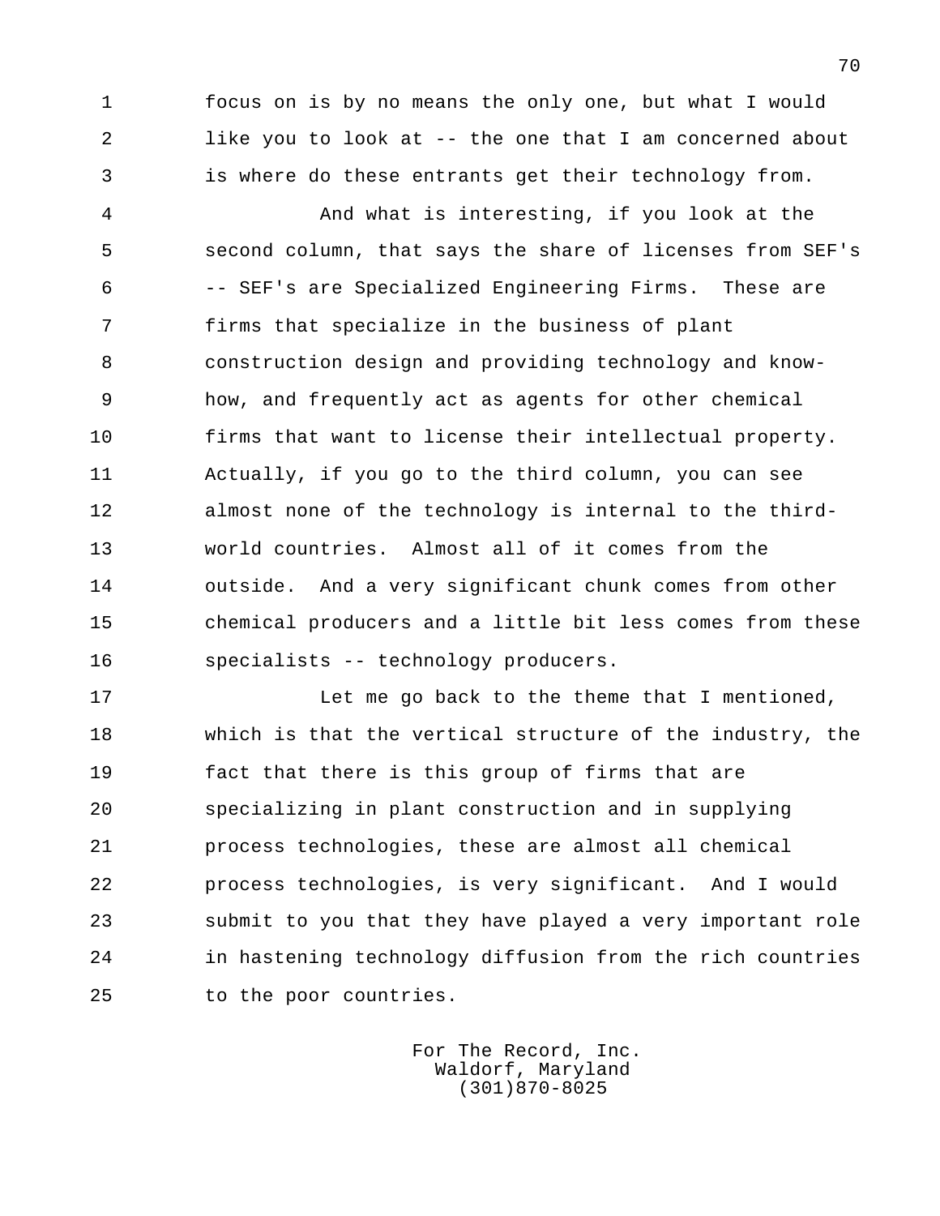focus on is by no means the only one, but what I would like you to look at -- the one that I am concerned about is where do these entrants get their technology from.

And what is interesting, if you look at the second column, that says the share of licenses from SEF's -- SEF's are Specialized Engineering Firms. These are firms that specialize in the business of plant construction design and providing technology and know-how, and frequently act as agents for other chemical firms that want to license their intellectual property. Actually, if you go to the third column, you can see almost none of the technology is internal to the third-world countries. Almost all of it comes from the outside. And a very significant chunk comes from other chemical producers and a little bit less comes from these specialists -- technology producers.

Let me go back to the theme that I mentioned, which is that the vertical structure of the industry, the fact that there is this group of firms that are specializing in plant construction and in supplying process technologies, these are almost all chemical process technologies, is very significant. And I would submit to you that they have played a very important role in hastening technology diffusion from the rich countries to the poor countries.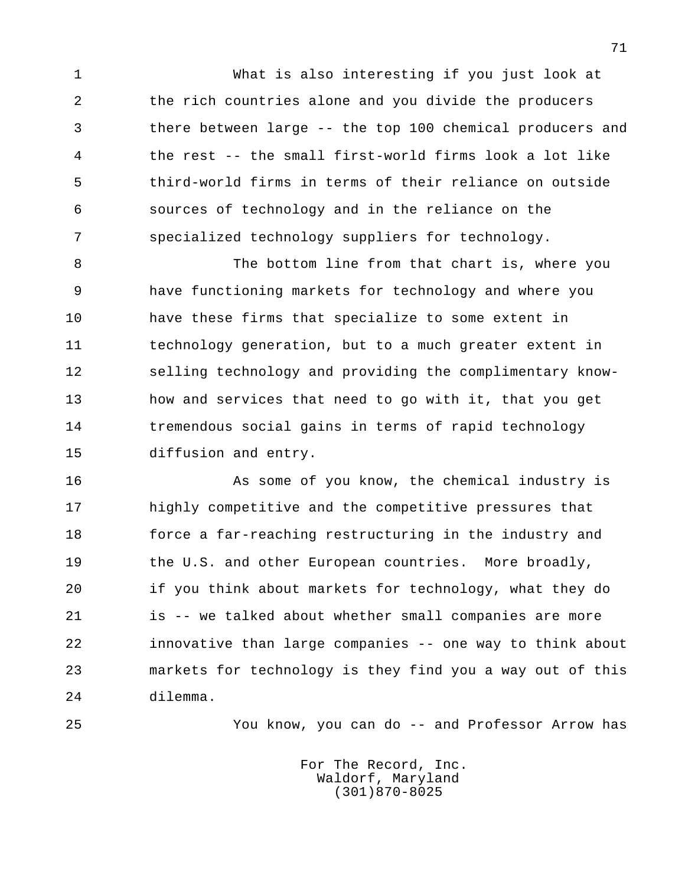What is also interesting if you just look at the rich countries alone and you divide the producers there between large -- the top 100 chemical producers and the rest -- the small first-world firms look a lot like third-world firms in terms of their reliance on outside sources of technology and in the reliance on the specialized technology suppliers for technology.

The bottom line from that chart is, where you have functioning markets for technology and where you have these firms that specialize to some extent in technology generation, but to a much greater extent in selling technology and providing the complimentary know-how and services that need to go with it, that you get tremendous social gains in terms of rapid technology diffusion and entry.

As some of you know, the chemical industry is highly competitive and the competitive pressures that force a far-reaching restructuring in the industry and the U.S. and other European countries. More broadly, if you think about markets for technology, what they do is -- we talked about whether small companies are more innovative than large companies -- one way to think about markets for technology is they find you a way out of this dilemma.

You know, you can do -- and Professor Arrow has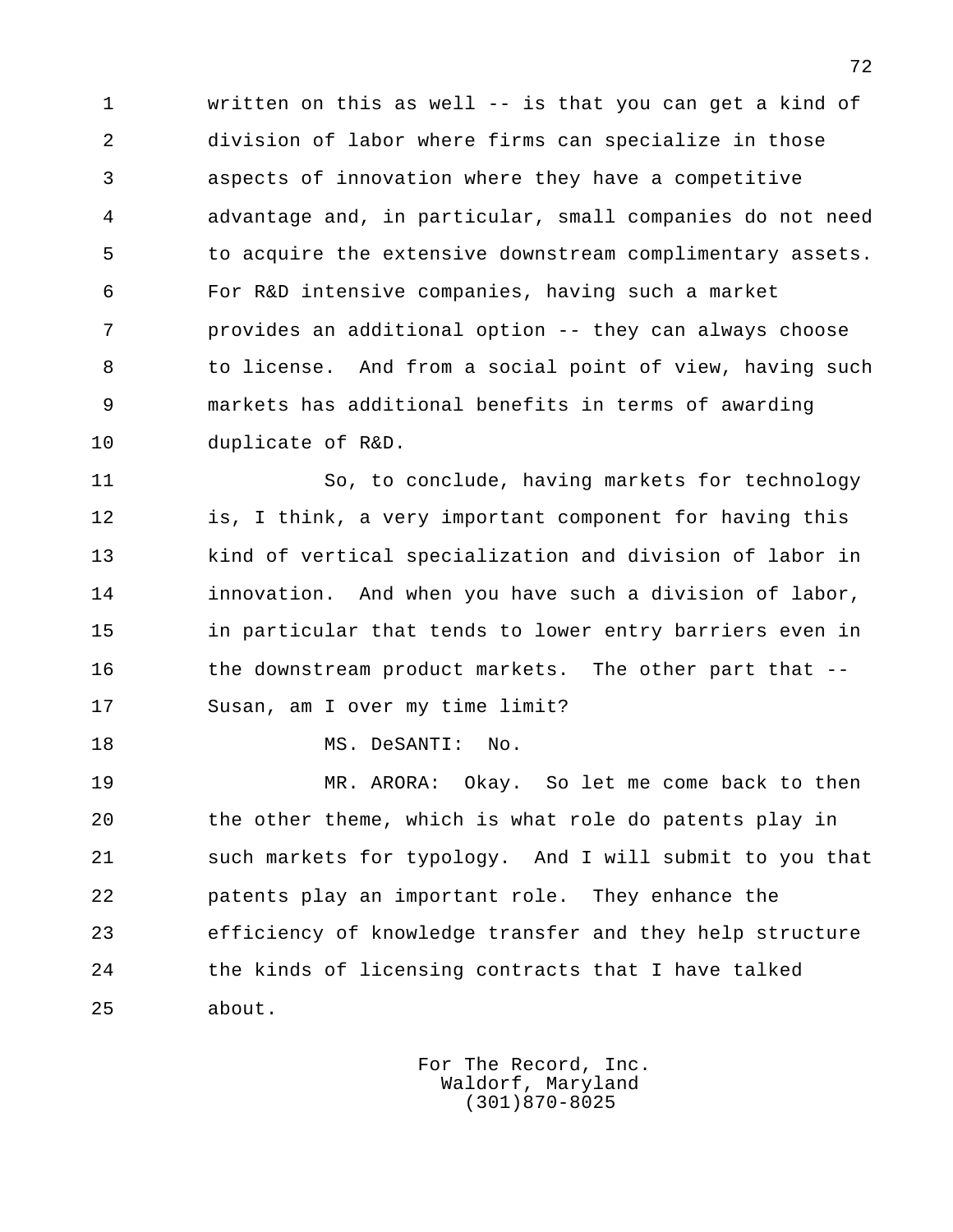written on this as well -- is that you can get a kind of division of labor where firms can specialize in those aspects of innovation where they have a competitive advantage and, in particular, small companies do not need to acquire the extensive downstream complimentary assets. For R&D intensive companies, having such a market provides an additional option -- they can always choose to license. And from a social point of view, having such markets has additional benefits in terms of awarding duplicate of R&D.

So, to conclude, having markets for technology is, I think, a very important component for having this kind of vertical specialization and division of labor in innovation. And when you have such a division of labor, in particular that tends to lower entry barriers even in the downstream product markets. The other part that -- Susan, am I over my time limit?

MS. DeSANTI: No.

MR. ARORA: Okay. So let me come back to then the other theme, which is what role do patents play in such markets for typology. And I will submit to you that patents play an important role. They enhance the efficiency of knowledge transfer and they help structure the kinds of licensing contracts that I have talked about.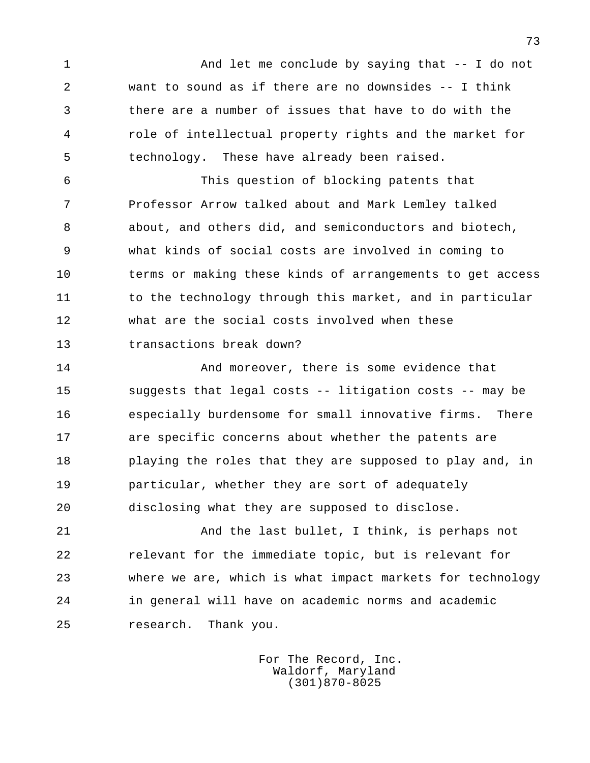And let me conclude by saying that -- I do not want to sound as if there are no downsides -- I think there are a number of issues that have to do with the role of intellectual property rights and the market for technology. These have already been raised.

This question of blocking patents that Professor Arrow talked about and Mark Lemley talked about, and others did, and semiconductors and biotech, what kinds of social costs are involved in coming to terms or making these kinds of arrangements to get access to the technology through this market, and in particular what are the social costs involved when these transactions break down?

And moreover, there is some evidence that suggests that legal costs -- litigation costs -- may be especially burdensome for small innovative firms. There are specific concerns about whether the patents are playing the roles that they are supposed to play and, in particular, whether they are sort of adequately disclosing what they are supposed to disclose.

And the last bullet, I think, is perhaps not relevant for the immediate topic, but is relevant for where we are, which is what impact markets for technology in general will have on academic norms and academic research. Thank you.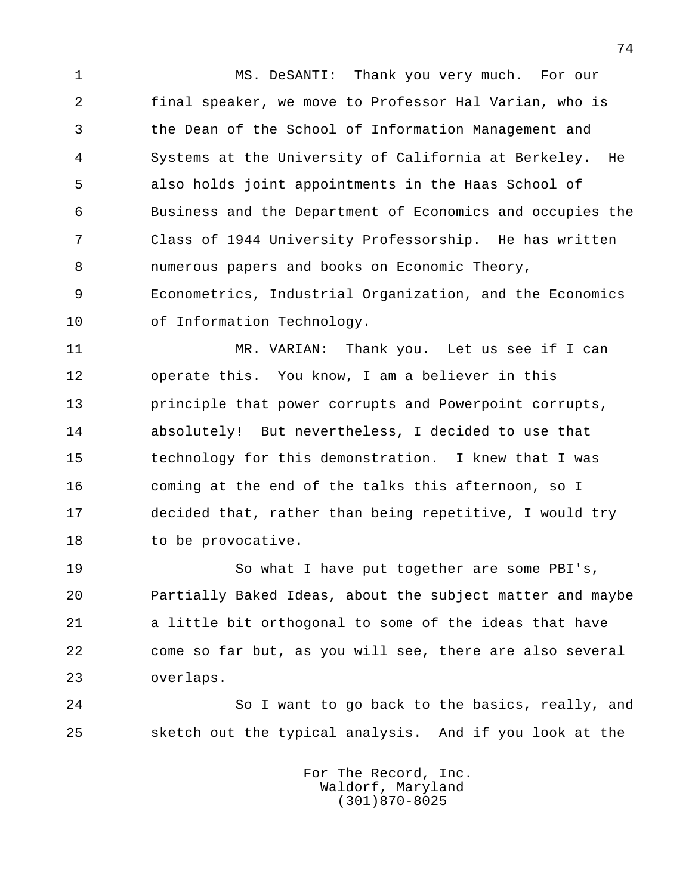MS. DeSANTI: Thank you very much. For our final speaker, we move to Professor Hal Varian, who is the Dean of the School of Information Management and Systems at the University of California at Berkeley. He also holds joint appointments in the Haas School of Business and the Department of Economics and occupies the Class of 1944 University Professorship. He has written numerous papers and books on Economic Theory, Econometrics, Industrial Organization, and the Economics of Information Technology.

MR. VARIAN: Thank you. Let us see if I can operate this. You know, I am a believer in this principle that power corrupts and Powerpoint corrupts, absolutely! But nevertheless, I decided to use that technology for this demonstration. I knew that I was coming at the end of the talks this afternoon, so I decided that, rather than being repetitive, I would try to be provocative.

So what I have put together are some PBI's, Partially Baked Ideas, about the subject matter and maybe a little bit orthogonal to some of the ideas that have come so far but, as you will see, there are also several overlaps.

So I want to go back to the basics, really, and sketch out the typical analysis. And if you look at the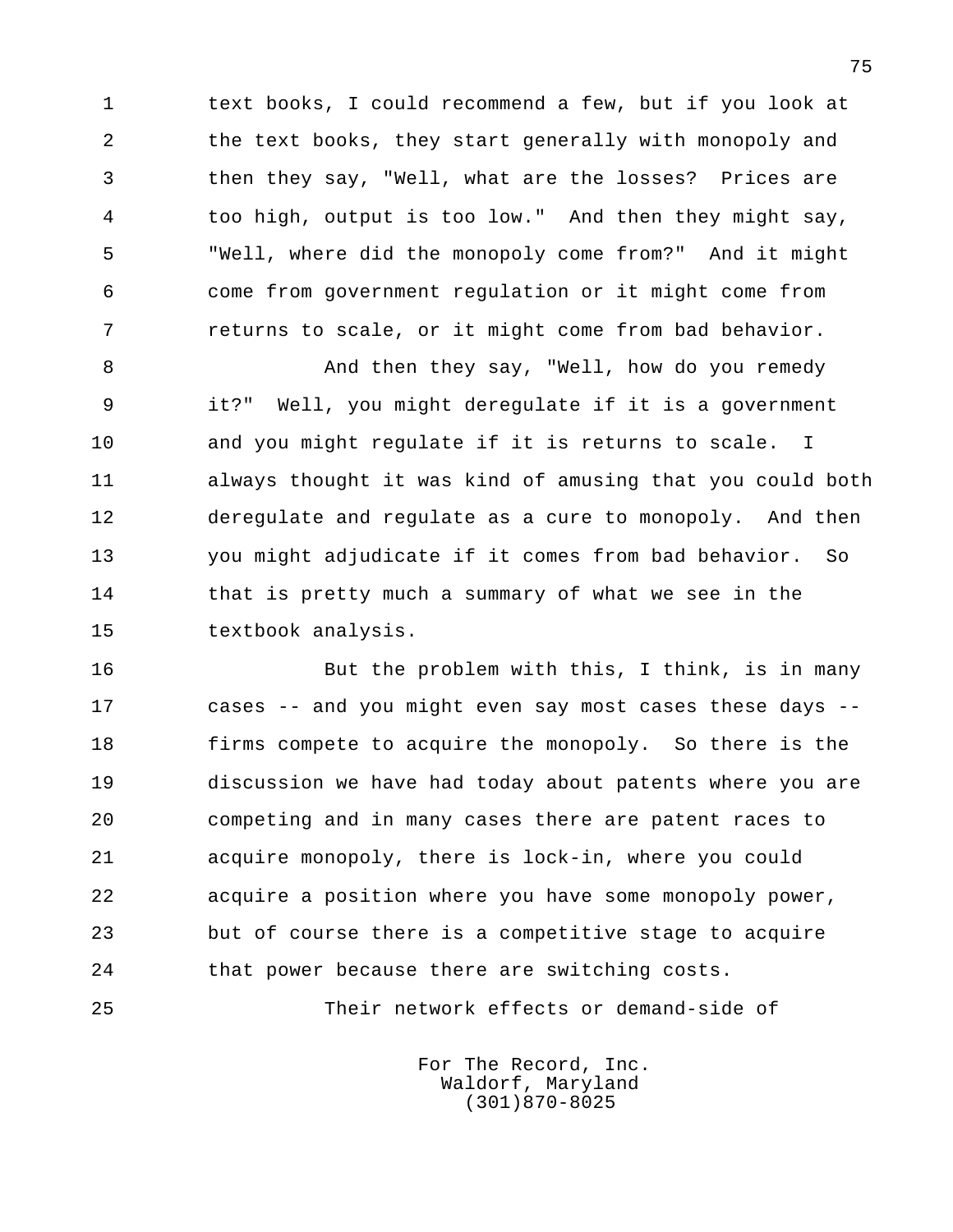text books, I could recommend a few, but if you look at the text books, they start generally with monopoly and then they say, "Well, what are the losses? Prices are too high, output is too low." And then they might say, "Well, where did the monopoly come from?" And it might come from government regulation or it might come from returns to scale, or it might come from bad behavior.

And then they say, "Well, how do you remedy it?" Well, you might deregulate if it is a government and you might regulate if it is returns to scale. I always thought it was kind of amusing that you could both deregulate and regulate as a cure to monopoly. And then you might adjudicate if it comes from bad behavior. So that is pretty much a summary of what we see in the textbook analysis.

But the problem with this, I think, is in many cases -- and you might even say most cases these days -- firms compete to acquire the monopoly. So there is the discussion we have had today about patents where you are competing and in many cases there are patent races to acquire monopoly, there is lock-in, where you could acquire a position where you have some monopoly power, but of course there is a competitive stage to acquire that power because there are switching costs.

Their network effects or demand-side of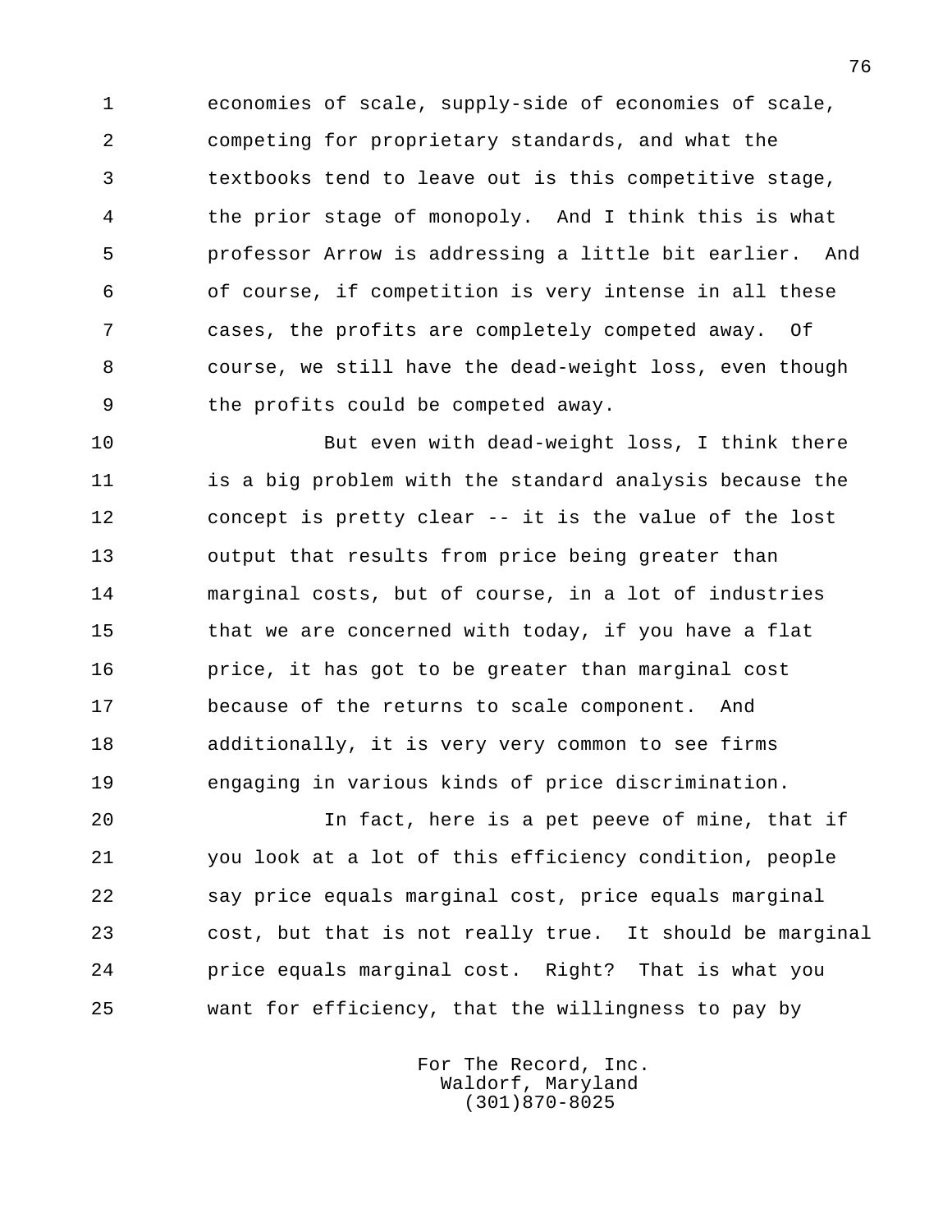economies of scale, supply-side of economies of scale, competing for proprietary standards, and what the textbooks tend to leave out is this competitive stage, the prior stage of monopoly. And I think this is what professor Arrow is addressing a little bit earlier. And of course, if competition is very intense in all these cases, the profits are completely competed away. Of course, we still have the dead-weight loss, even though the profits could be competed away.

But even with dead-weight loss, I think there is a big problem with the standard analysis because the concept is pretty clear -- it is the value of the lost output that results from price being greater than marginal costs, but of course, in a lot of industries that we are concerned with today, if you have a flat price, it has got to be greater than marginal cost because of the returns to scale component. And additionally, it is very very common to see firms engaging in various kinds of price discrimination.

In fact, here is a pet peeve of mine, that if you look at a lot of this efficiency condition, people say price equals marginal cost, price equals marginal cost, but that is not really true. It should be marginal price equals marginal cost. Right? That is what you want for efficiency, that the willingness to pay by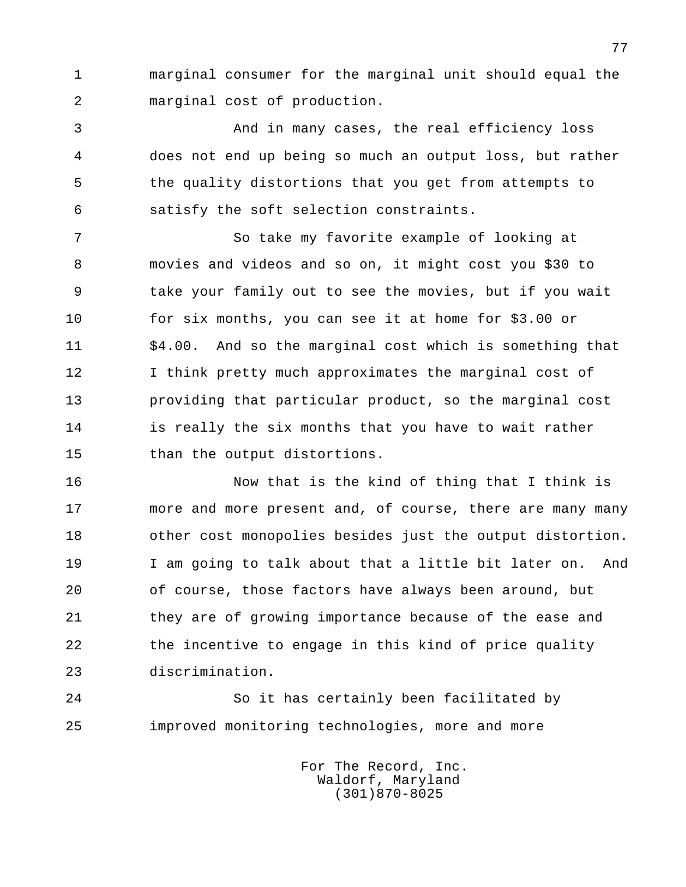marginal consumer for the marginal unit should equal the marginal cost of production.

And in many cases, the real efficiency loss does not end up being so much an output loss, but rather the quality distortions that you get from attempts to satisfy the soft selection constraints.

So take my favorite example of looking at movies and videos and so on, it might cost you $30 to take your family out to see the movies, but if you wait for six months, you can see it at home for $3.00 or $4.00. And so the marginal cost which is something that I think pretty much approximates the marginal cost of providing that particular product, so the marginal cost is really the six months that you have to wait rather than the output distortions.

Now that is the kind of thing that I think is more and more present and, of course, there are many many other cost monopolies besides just the output distortion. I am going to talk about that a little bit later on. And of course, those factors have always been around, but they are of growing importance because of the ease and the incentive to engage in this kind of price quality discrimination.

So it has certainly been facilitated by improved monitoring technologies, more and more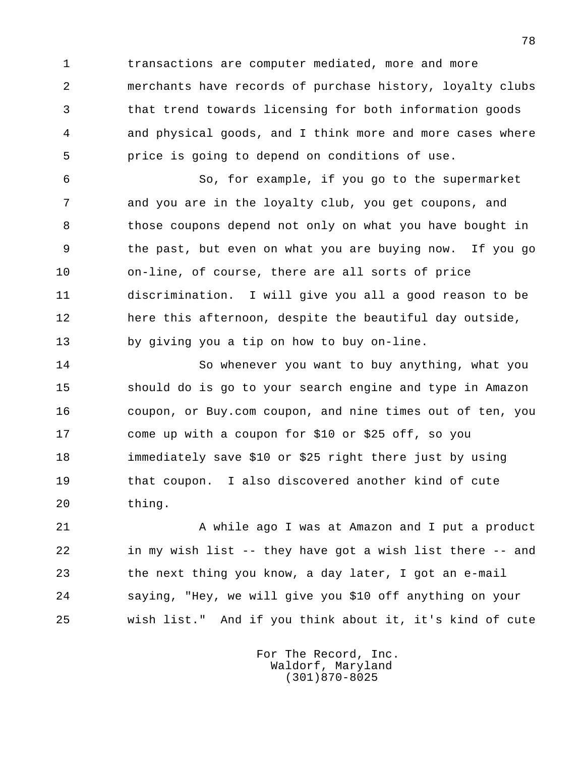transactions are computer mediated, more and more merchants have records of purchase history, loyalty clubs that trend towards licensing for both information goods and physical goods, and I think more and more cases where price is going to depend on conditions of use.

So, for example, if you go to the supermarket and you are in the loyalty club, you get coupons, and those coupons depend not only on what you have bought in the past, but even on what you are buying now. If you go on-line, of course, there are all sorts of price discrimination. I will give you all a good reason to be here this afternoon, despite the beautiful day outside, by giving you a tip on how to buy on-line.

So whenever you want to buy anything, what you should do is go to your search engine and type in Amazon coupon, or Buy.com coupon, and nine times out of ten, you come up with a coupon for $10 or $25 off, so you immediately save $10 or $25 right there just by using that coupon. I also discovered another kind of cute thing.

A while ago I was at Amazon and I put a product in my wish list -- they have got a wish list there -- and the next thing you know, a day later, I got an e-mail saying, "Hey, we will give you $10 off anything on your wish list." And if you think about it, it's kind of cute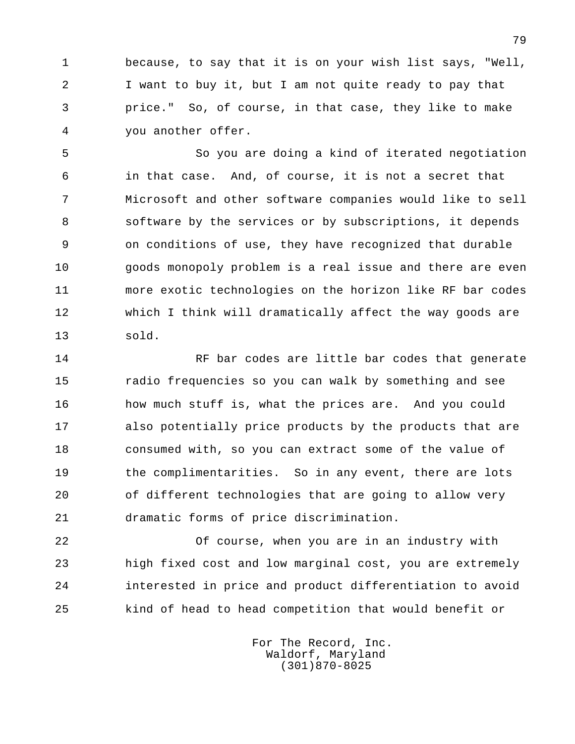because, to say that it is on your wish list says, "Well, I want to buy it, but I am not quite ready to pay that price." So, of course, in that case, they like to make you another offer.

So you are doing a kind of iterated negotiation in that case. And, of course, it is not a secret that Microsoft and other software companies would like to sell software by the services or by subscriptions, it depends on conditions of use, they have recognized that durable goods monopoly problem is a real issue and there are even more exotic technologies on the horizon like RF bar codes which I think will dramatically affect the way goods are sold.

RF bar codes are little bar codes that generate radio frequencies so you can walk by something and see how much stuff is, what the prices are. And you could also potentially price products by the products that are consumed with, so you can extract some of the value of the complimentarities. So in any event, there are lots of different technologies that are going to allow very dramatic forms of price discrimination.

Of course, when you are in an industry with high fixed cost and low marginal cost, you are extremely interested in price and product differentiation to avoid kind of head to head competition that would benefit or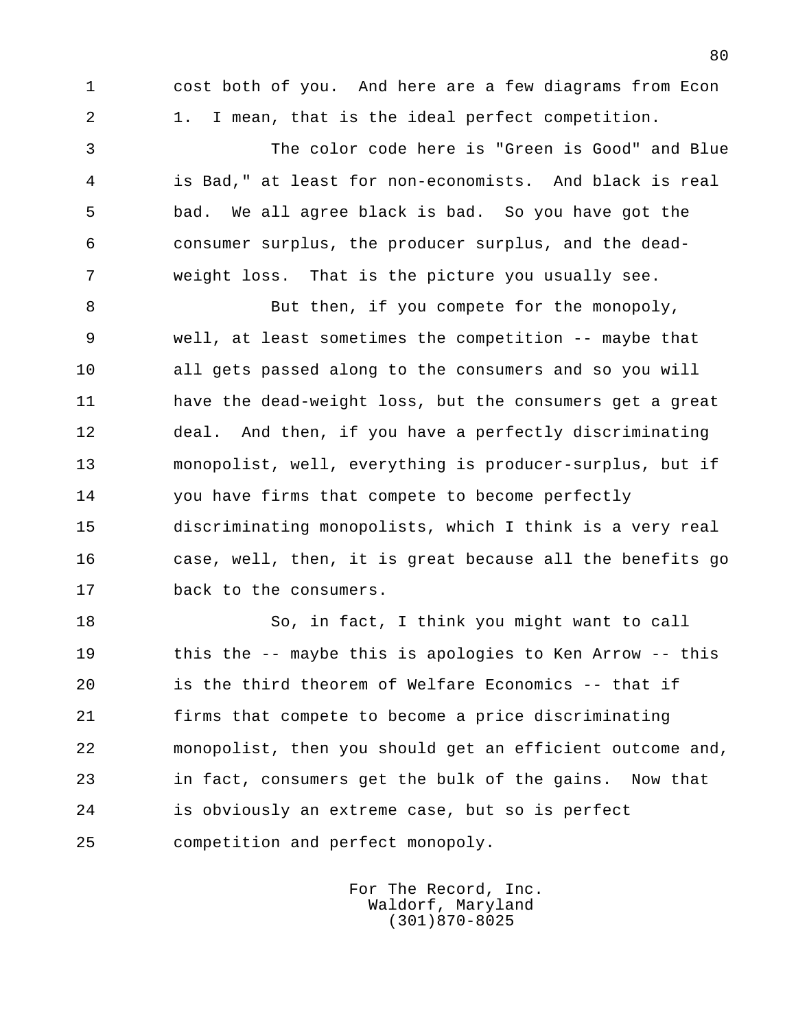cost both of you. And here are a few diagrams from Econ 1. I mean, that is the ideal perfect competition.

The color code here is "Green is Good" and Blue is Bad," at least for non-economists. And black is real bad. We all agree black is bad. So you have got the consumer surplus, the producer surplus, and the dead-weight loss. That is the picture you usually see.

But then, if you compete for the monopoly, well, at least sometimes the competition -- maybe that all gets passed along to the consumers and so you will have the dead-weight loss, but the consumers get a great deal. And then, if you have a perfectly discriminating monopolist, well, everything is producer-surplus, but if you have firms that compete to become perfectly discriminating monopolists, which I think is a very real case, well, then, it is great because all the benefits go back to the consumers.

So, in fact, I think you might want to call this the -- maybe this is apologies to Ken Arrow -- this is the third theorem of Welfare Economics -- that if firms that compete to become a price discriminating monopolist, then you should get an efficient outcome and, in fact, consumers get the bulk of the gains. Now that is obviously an extreme case, but so is perfect competition and perfect monopoly.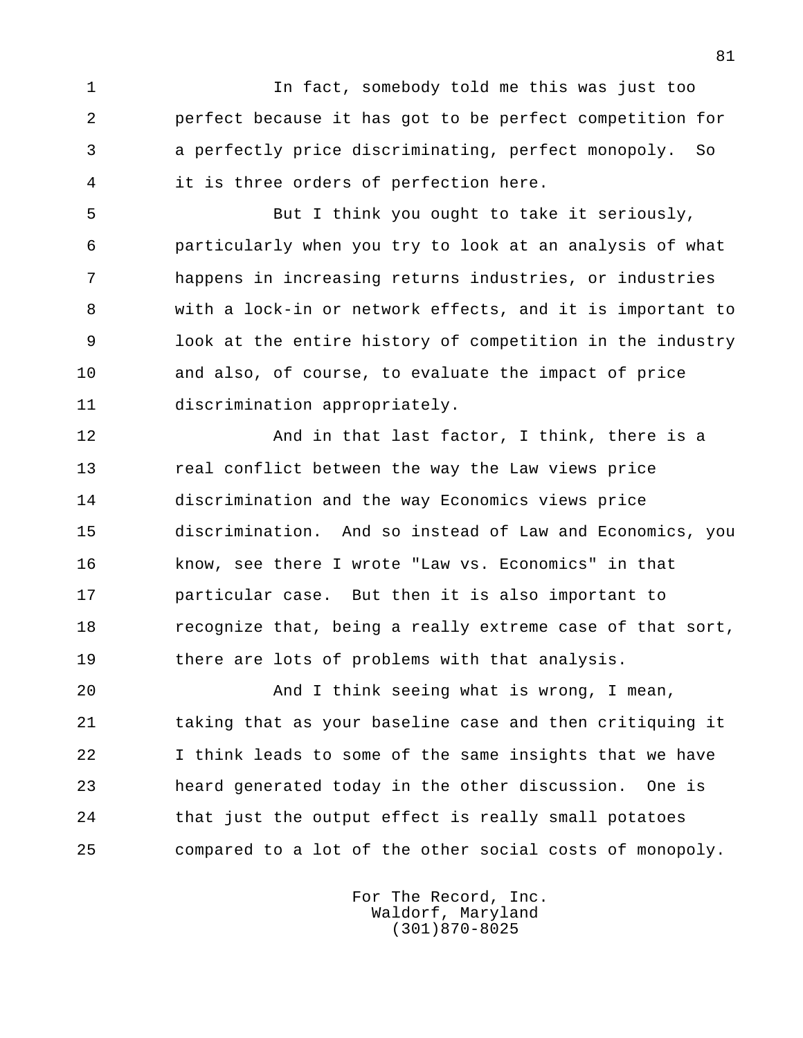In fact, somebody told me this was just too perfect because it has got to be perfect competition for a perfectly price discriminating, perfect monopoly. So it is three orders of perfection here.

But I think you ought to take it seriously, particularly when you try to look at an analysis of what happens in increasing returns industries, or industries with a lock-in or network effects, and it is important to look at the entire history of competition in the industry and also, of course, to evaluate the impact of price discrimination appropriately.

And in that last factor, I think, there is a real conflict between the way the Law views price discrimination and the way Economics views price discrimination. And so instead of Law and Economics, you know, see there I wrote "Law vs. Economics" in that particular case. But then it is also important to recognize that, being a really extreme case of that sort, there are lots of problems with that analysis.

And I think seeing what is wrong, I mean, taking that as your baseline case and then critiquing it I think leads to some of the same insights that we have heard generated today in the other discussion. One is that just the output effect is really small potatoes compared to a lot of the other social costs of monopoly.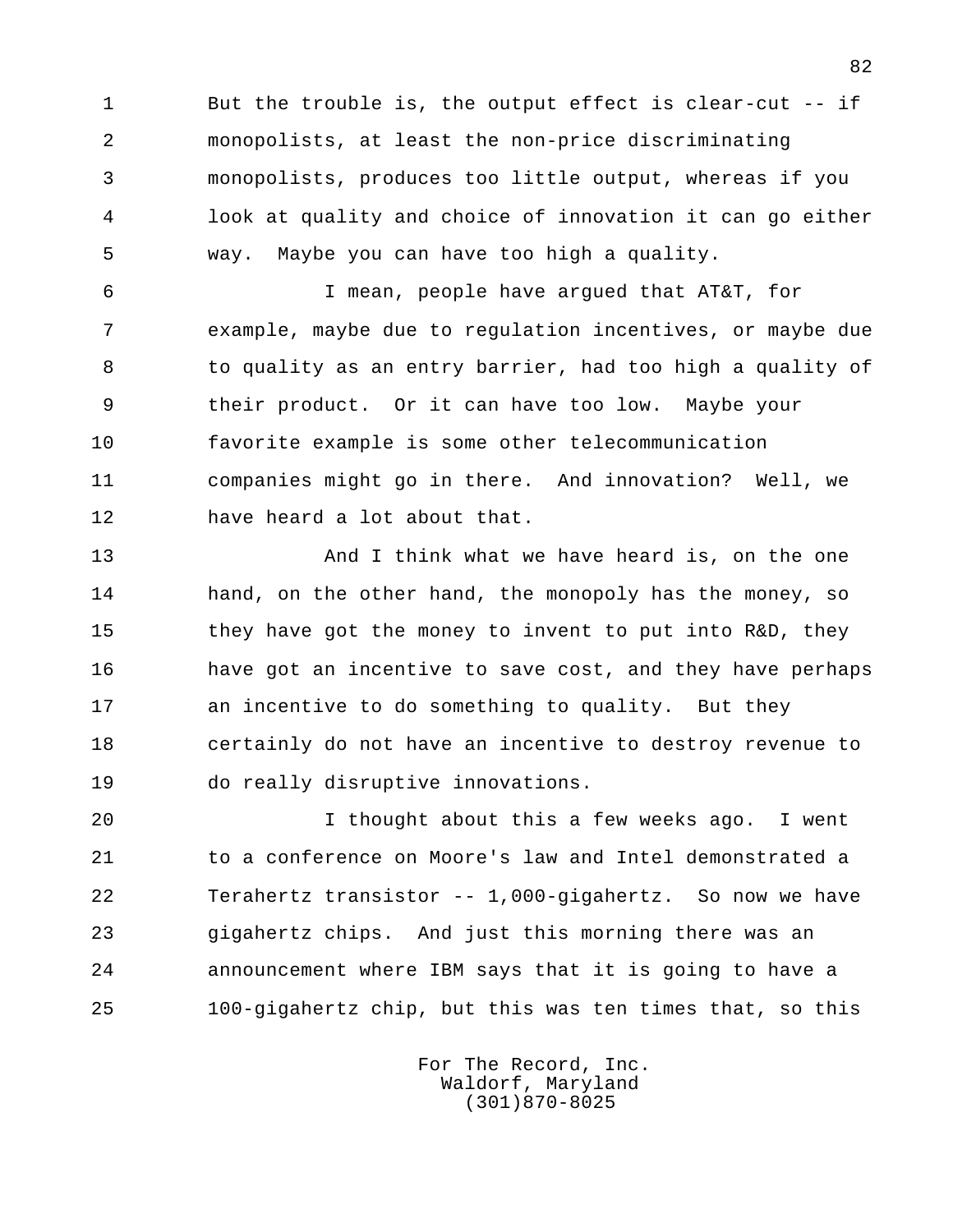But the trouble is, the output effect is clear-cut -- if monopolists, at least the non-price discriminating monopolists, produces too little output, whereas if you look at quality and choice of innovation it can go either way. Maybe you can have too high a quality.

I mean, people have argued that AT&T, for example, maybe due to regulation incentives, or maybe due to quality as an entry barrier, had too high a quality of their product. Or it can have too low. Maybe your favorite example is some other telecommunication companies might go in there. And innovation? Well, we have heard a lot about that.

And I think what we have heard is, on the one hand, on the other hand, the monopoly has the money, so they have got the money to invent to put into R&D, they have got an incentive to save cost, and they have perhaps an incentive to do something to quality. But they certainly do not have an incentive to destroy revenue to do really disruptive innovations.

I thought about this a few weeks ago. I went to a conference on Moore's law and Intel demonstrated a Terahertz transistor -- 1,000-gigahertz. So now we have gigahertz chips. And just this morning there was an announcement where IBM says that it is going to have a 100-gigahertz chip, but this was ten times that, so this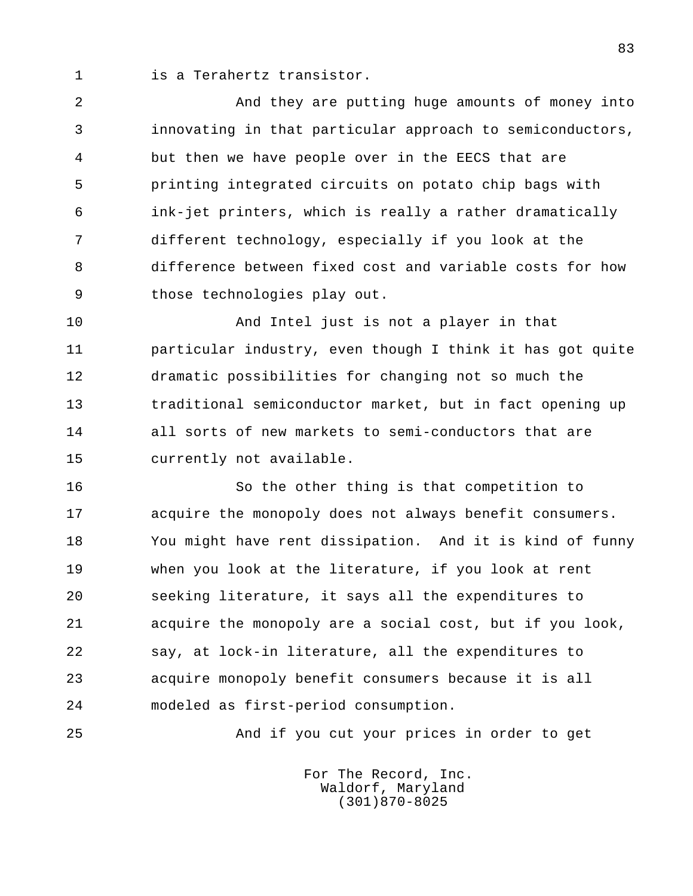is a Terahertz transistor.

And they are putting huge amounts of money into innovating in that particular approach to semiconductors, but then we have people over in the EECS that are printing integrated circuits on potato chip bags with ink-jet printers, which is really a rather dramatically different technology, especially if you look at the difference between fixed cost and variable costs for how those technologies play out.

And Intel just is not a player in that particular industry, even though I think it has got quite dramatic possibilities for changing not so much the traditional semiconductor market, but in fact opening up all sorts of new markets to semi-conductors that are currently not available.

So the other thing is that competition to acquire the monopoly does not always benefit consumers. You might have rent dissipation. And it is kind of funny when you look at the literature, if you look at rent seeking literature, it says all the expenditures to acquire the monopoly are a social cost, but if you look, say, at lock-in literature, all the expenditures to acquire monopoly benefit consumers because it is all modeled as first-period consumption.

And if you cut your prices in order to get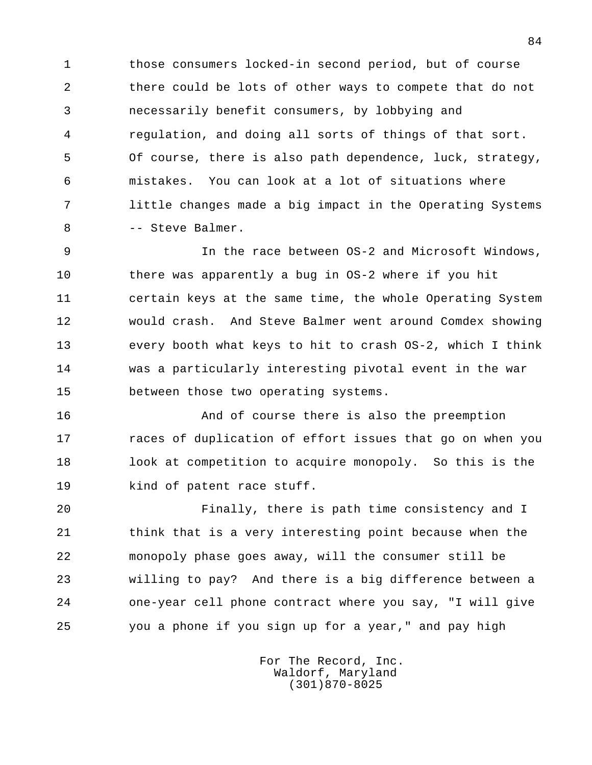those consumers locked-in second period, but of course there could be lots of other ways to compete that do not necessarily benefit consumers, by lobbying and regulation, and doing all sorts of things of that sort. Of course, there is also path dependence, luck, strategy, mistakes. You can look at a lot of situations where little changes made a big impact in the Operating Systems -- Steve Balmer.

In the race between OS-2 and Microsoft Windows, there was apparently a bug in OS-2 where if you hit certain keys at the same time, the whole Operating System would crash. And Steve Balmer went around Comdex showing every booth what keys to hit to crash OS-2, which I think was a particularly interesting pivotal event in the war between those two operating systems.

And of course there is also the preemption races of duplication of effort issues that go on when you look at competition to acquire monopoly. So this is the kind of patent race stuff.

Finally, there is path time consistency and I think that is a very interesting point because when the monopoly phase goes away, will the consumer still be willing to pay? And there is a big difference between a one-year cell phone contract where you say, "I will give you a phone if you sign up for a year," and pay high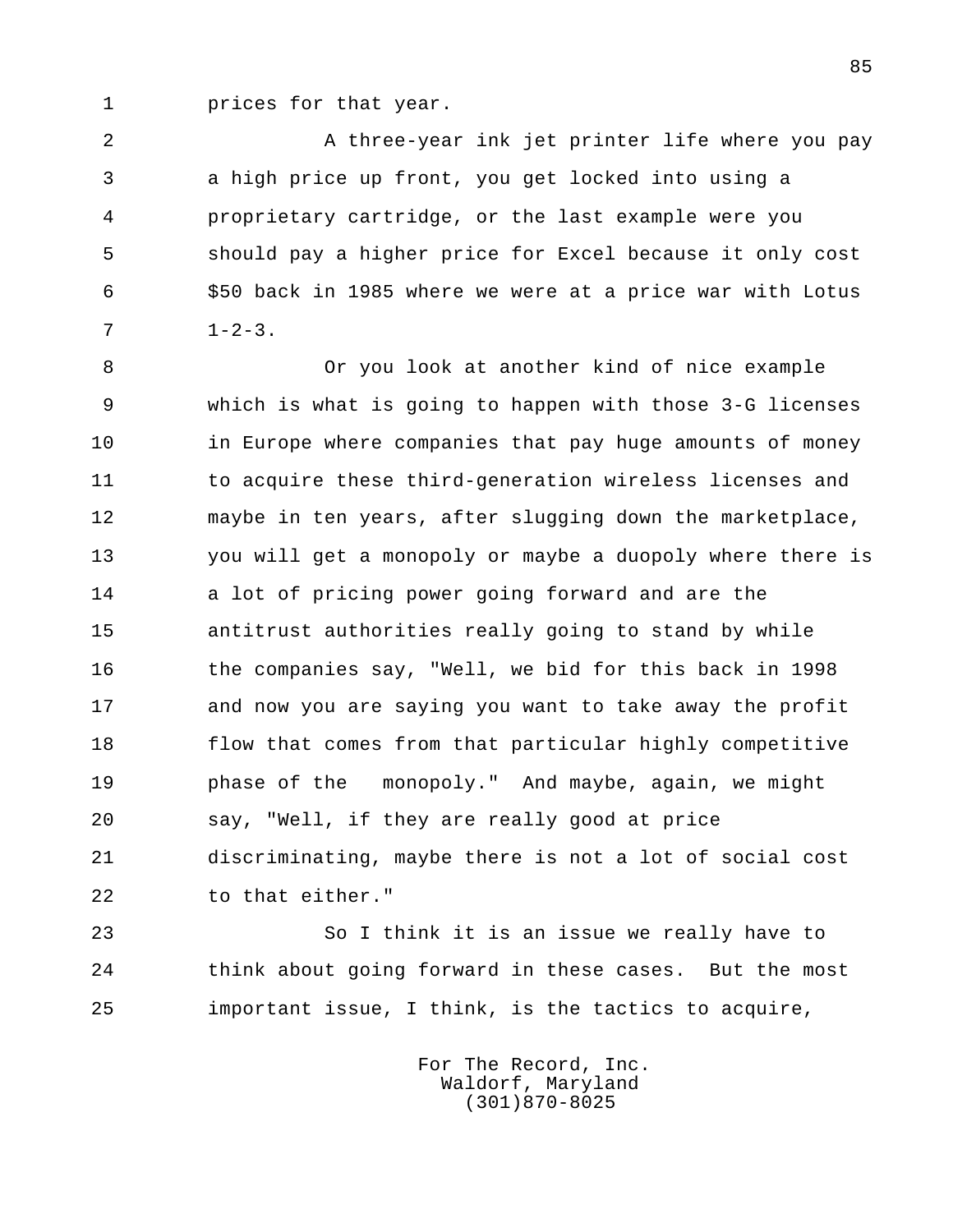prices for that year.

A three-year ink jet printer life where you pay a high price up front, you get locked into using a proprietary cartridge, or the last example were you should pay a higher price for Excel because it only cost $50 back in 1985 where we were at a price war with Lotus 1-2-3.

Or you look at another kind of nice example which is what is going to happen with those 3-G licenses in Europe where companies that pay huge amounts of money to acquire these third-generation wireless licenses and maybe in ten years, after slugging down the marketplace, you will get a monopoly or maybe a duopoly where there is a lot of pricing power going forward and are the antitrust authorities really going to stand by while the companies say, "Well, we bid for this back in 1998 and now you are saying you want to take away the profit flow that comes from that particular highly competitive phase of the monopoly." And maybe, again, we might say, "Well, if they are really good at price discriminating, maybe there is not a lot of social cost to that either."

So I think it is an issue we really have to think about going forward in these cases. But the most important issue, I think, is the tactics to acquire,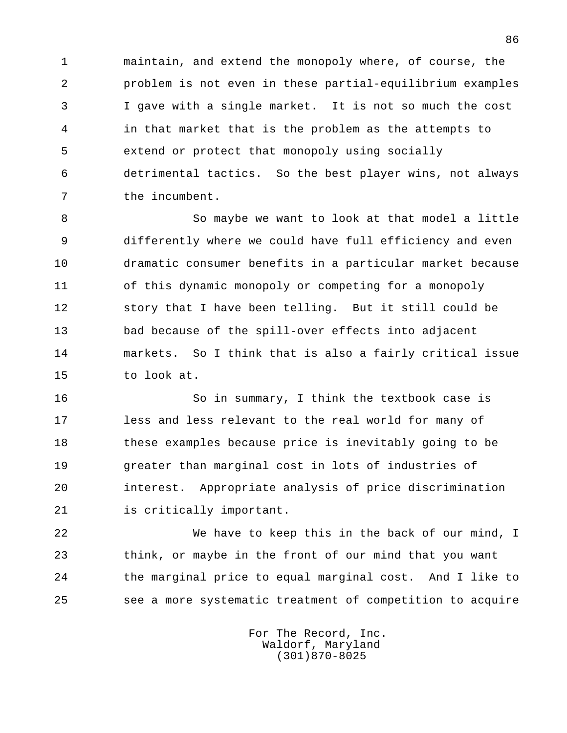maintain, and extend the monopoly where, of course, the problem is not even in these partial-equilibrium examples I gave with a single market. It is not so much the cost in that market that is the problem as the attempts to extend or protect that monopoly using socially detrimental tactics. So the best player wins, not always the incumbent.

So maybe we want to look at that model a little differently where we could have full efficiency and even dramatic consumer benefits in a particular market because of this dynamic monopoly or competing for a monopoly story that I have been telling. But it still could be bad because of the spill-over effects into adjacent markets. So I think that is also a fairly critical issue to look at.

So in summary, I think the textbook case is less and less relevant to the real world for many of these examples because price is inevitably going to be greater than marginal cost in lots of industries of interest. Appropriate analysis of price discrimination is critically important.

We have to keep this in the back of our mind, I think, or maybe in the front of our mind that you want the marginal price to equal marginal cost. And I like to see a more systematic treatment of competition to acquire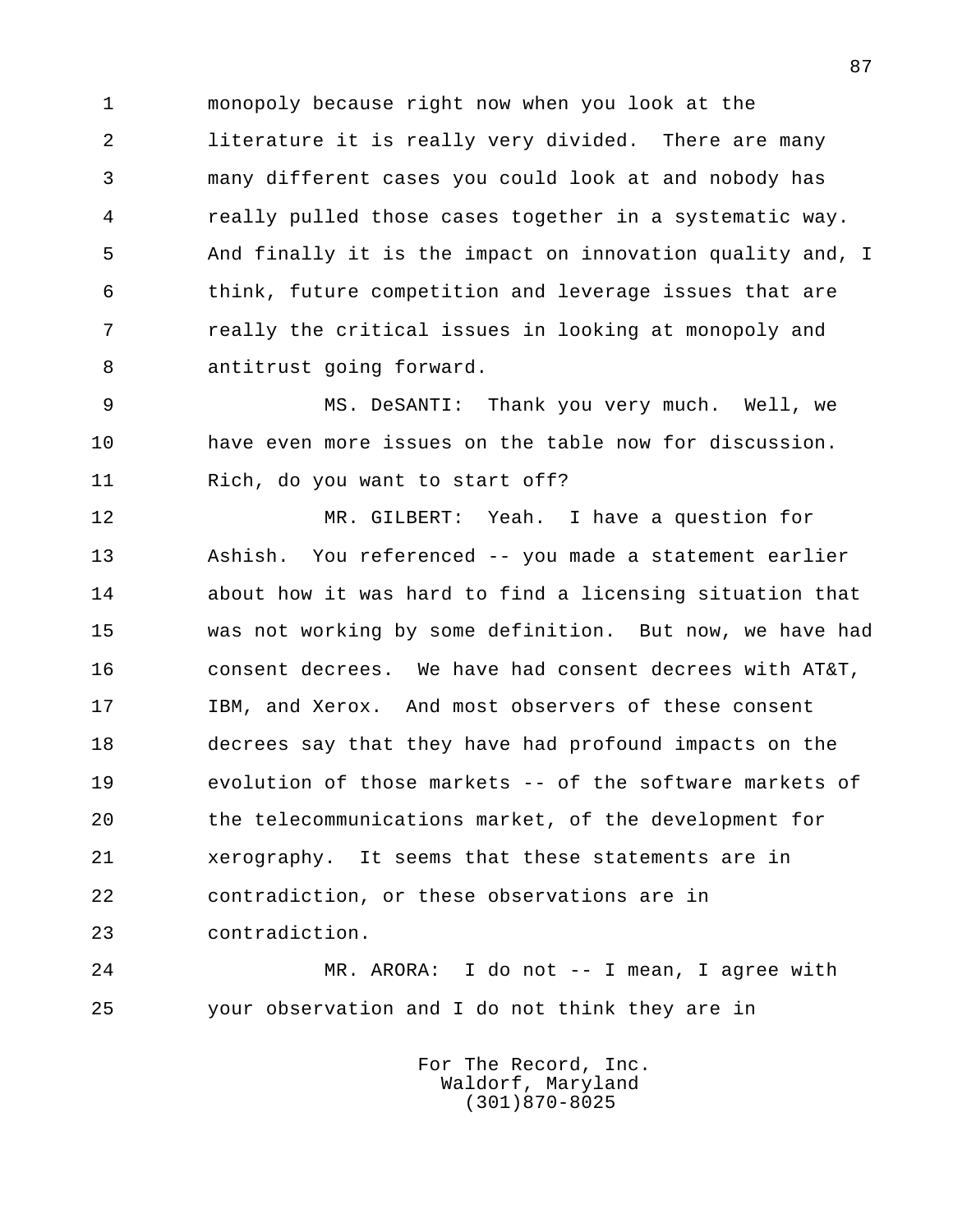monopoly because right now when you look at the literature it is really very divided. There are many many different cases you could look at and nobody has really pulled those cases together in a systematic way. And finally it is the impact on innovation quality and, I think, future competition and leverage issues that are really the critical issues in looking at monopoly and antitrust going forward.

MS. DeSANTI: Thank you very much. Well, we have even more issues on the table now for discussion. Rich, do you want to start off?

MR. GILBERT: Yeah. I have a question for Ashish. You referenced -- you made a statement earlier about how it was hard to find a licensing situation that was not working by some definition. But now, we have had consent decrees. We have had consent decrees with AT&T, IBM, and Xerox. And most observers of these consent decrees say that they have had profound impacts on the evolution of those markets -- of the software markets of the telecommunications market, of the development for xerography. It seems that these statements are in contradiction, or these observations are in contradiction.

MR. ARORA: I do not -- I mean, I agree with your observation and I do not think they are in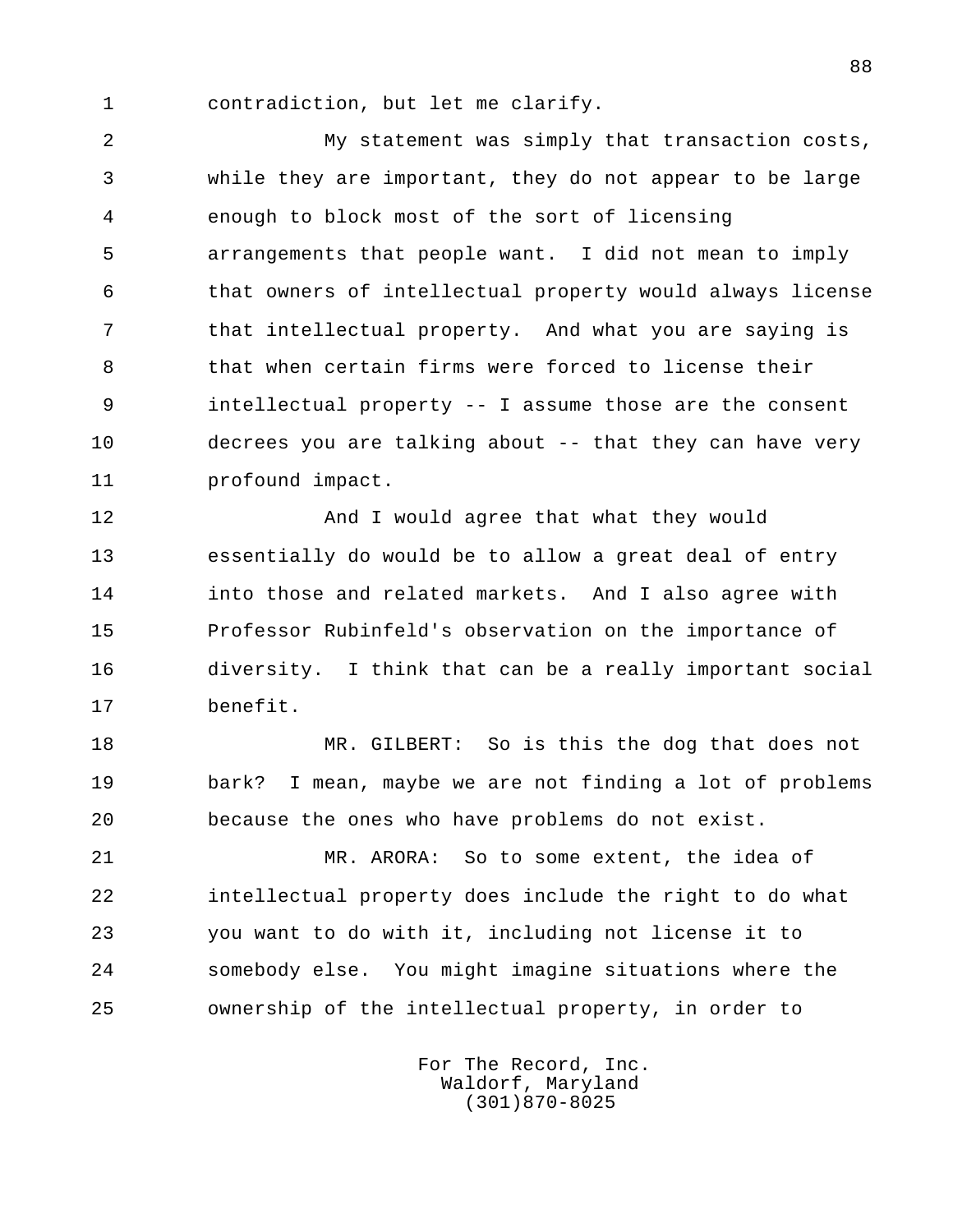contradiction, but let me clarify.

My statement was simply that transaction costs, while they are important, they do not appear to be large enough to block most of the sort of licensing arrangements that people want. I did not mean to imply that owners of intellectual property would always license that intellectual property. And what you are saying is that when certain firms were forced to license their intellectual property -- I assume those are the consent decrees you are talking about -- that they can have very profound impact.

And I would agree that what they would essentially do would be to allow a great deal of entry into those and related markets. And I also agree with Professor Rubinfeld's observation on the importance of diversity. I think that can be a really important social benefit.

MR. GILBERT: So is this the dog that does not bark? I mean, maybe we are not finding a lot of problems because the ones who have problems do not exist.

MR. ARORA: So to some extent, the idea of intellectual property does include the right to do what you want to do with it, including not license it to somebody else. You might imagine situations where the ownership of the intellectual property, in order to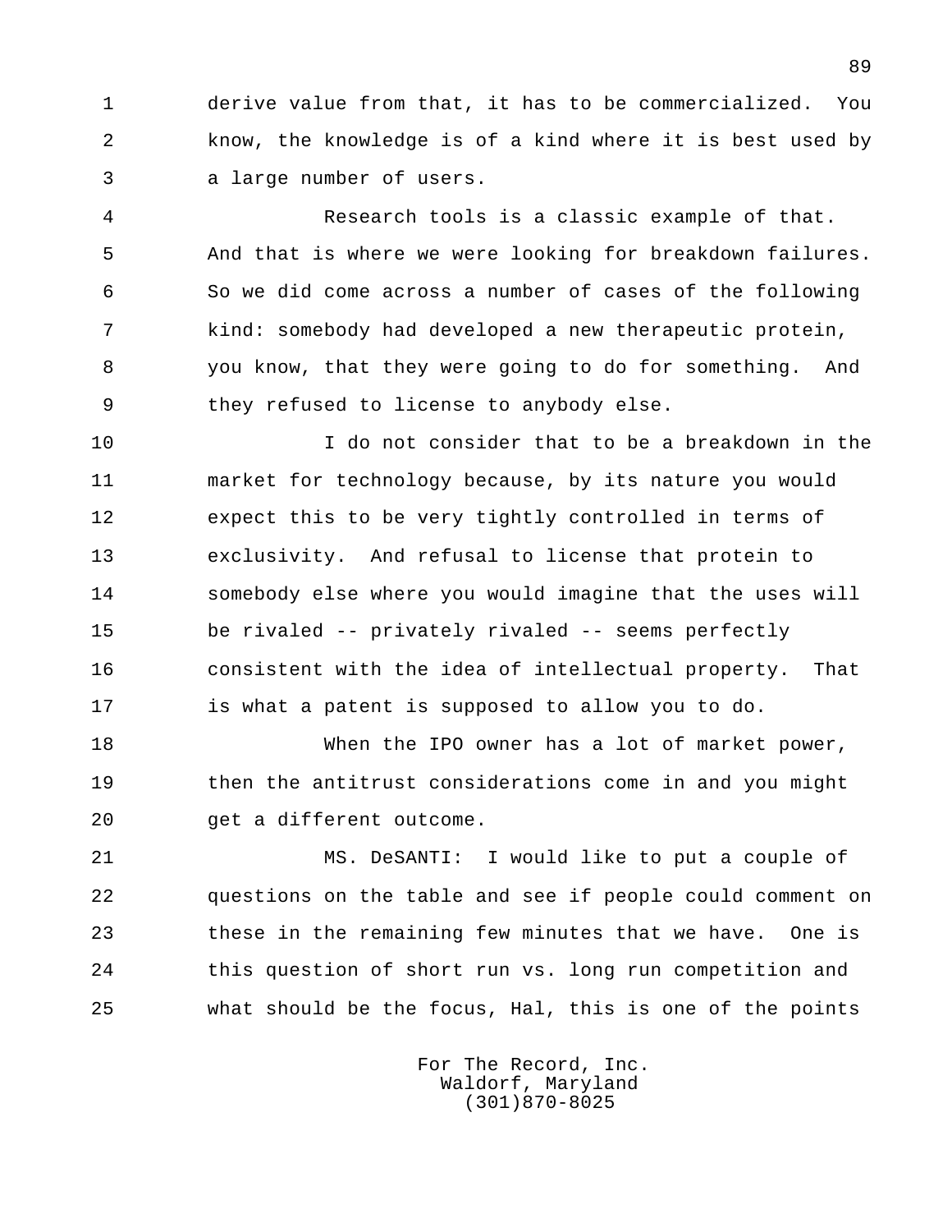derive value from that, it has to be commercialized. You know, the knowledge is of a kind where it is best used by a large number of users.

Research tools is a classic example of that. And that is where we were looking for breakdown failures. So we did come across a number of cases of the following kind: somebody had developed a new therapeutic protein, you know, that they were going to do for something. And they refused to license to anybody else.

I do not consider that to be a breakdown in the market for technology because, by its nature you would expect this to be very tightly controlled in terms of exclusivity. And refusal to license that protein to somebody else where you would imagine that the uses will be rivaled -- privately rivaled -- seems perfectly consistent with the idea of intellectual property. That is what a patent is supposed to allow you to do.

When the IPO owner has a lot of market power, then the antitrust considerations come in and you might get a different outcome.

MS. DeSANTI: I would like to put a couple of questions on the table and see if people could comment on these in the remaining few minutes that we have. One is this question of short run vs. long run competition and what should be the focus, Hal, this is one of the points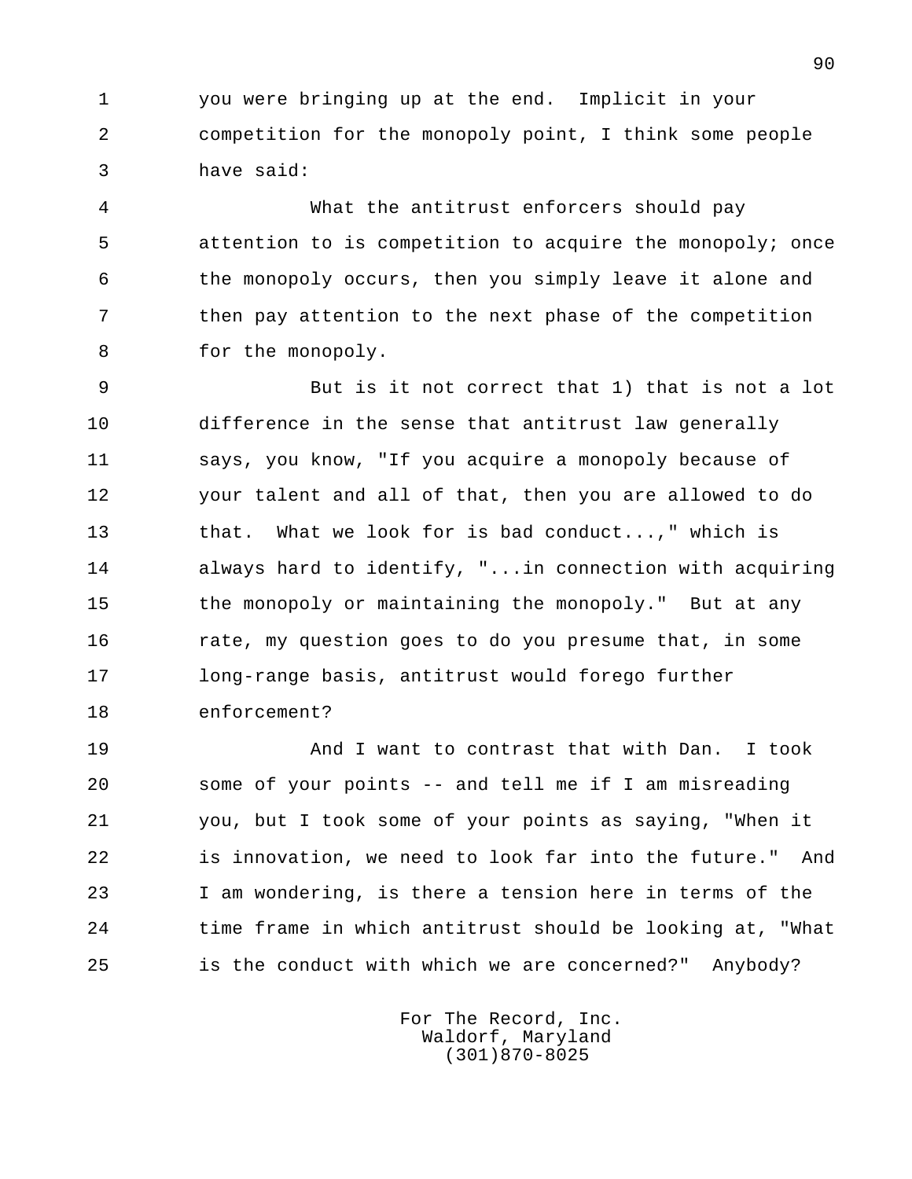you were bringing up at the end. Implicit in your competition for the monopoly point, I think some people have said:

What the antitrust enforcers should pay attention to is competition to acquire the monopoly; once the monopoly occurs, then you simply leave it alone and then pay attention to the next phase of the competition for the monopoly.

But is it not correct that 1) that is not a lot difference in the sense that antitrust law generally says, you know, "If you acquire a monopoly because of your talent and all of that, then you are allowed to do that. What we look for is bad conduct...," which is always hard to identify, "...in connection with acquiring the monopoly or maintaining the monopoly." But at any rate, my question goes to do you presume that, in some long-range basis, antitrust would forego further enforcement?

And I want to contrast that with Dan. I took some of your points -- and tell me if I am misreading you, but I took some of your points as saying, "When it is innovation, we need to look far into the future." And I am wondering, is there a tension here in terms of the time frame in which antitrust should be looking at, "What is the conduct with which we are concerned?" Anybody?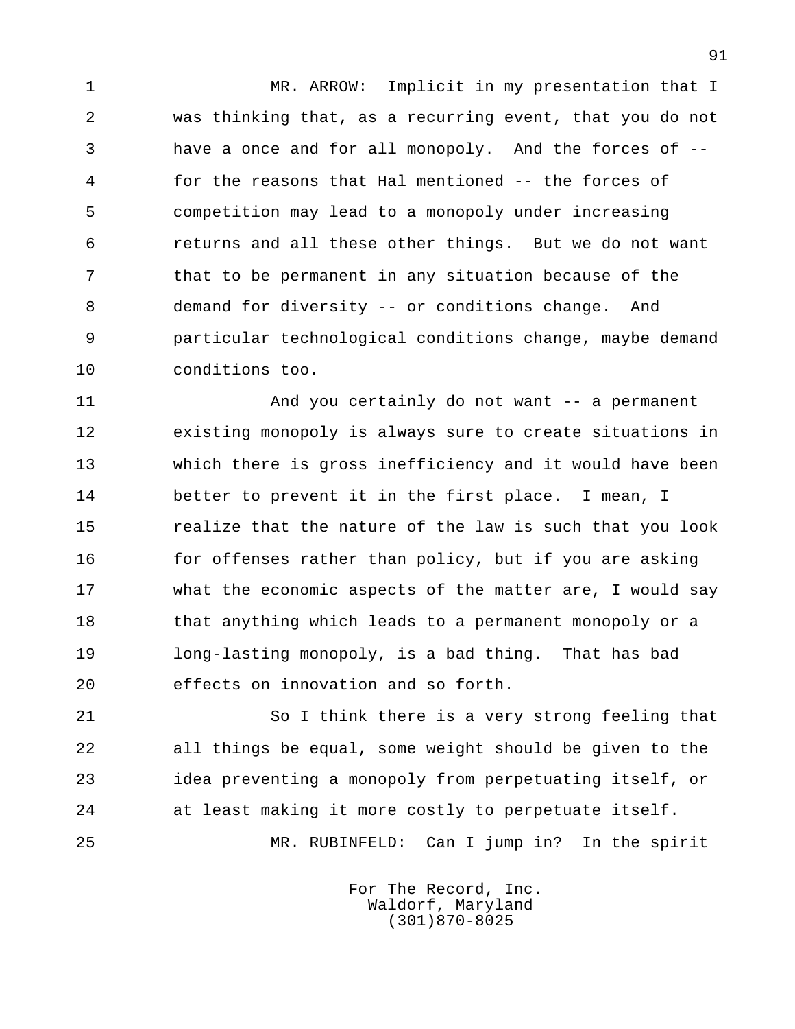MR. ARROW: Implicit in my presentation that I was thinking that, as a recurring event, that you do not have a once and for all monopoly. And the forces of -- for the reasons that Hal mentioned -- the forces of competition may lead to a monopoly under increasing returns and all these other things. But we do not want that to be permanent in any situation because of the demand for diversity -- or conditions change. And particular technological conditions change, maybe demand conditions too.

And you certainly do not want -- a permanent existing monopoly is always sure to create situations in which there is gross inefficiency and it would have been better to prevent it in the first place. I mean, I realize that the nature of the law is such that you look for offenses rather than policy, but if you are asking what the economic aspects of the matter are, I would say that anything which leads to a permanent monopoly or a long-lasting monopoly, is a bad thing. That has bad effects on innovation and so forth.

So I think there is a very strong feeling that all things be equal, some weight should be given to the idea preventing a monopoly from perpetuating itself, or at least making it more costly to perpetuate itself.

MR. RUBINFELD: Can I jump in? In the spirit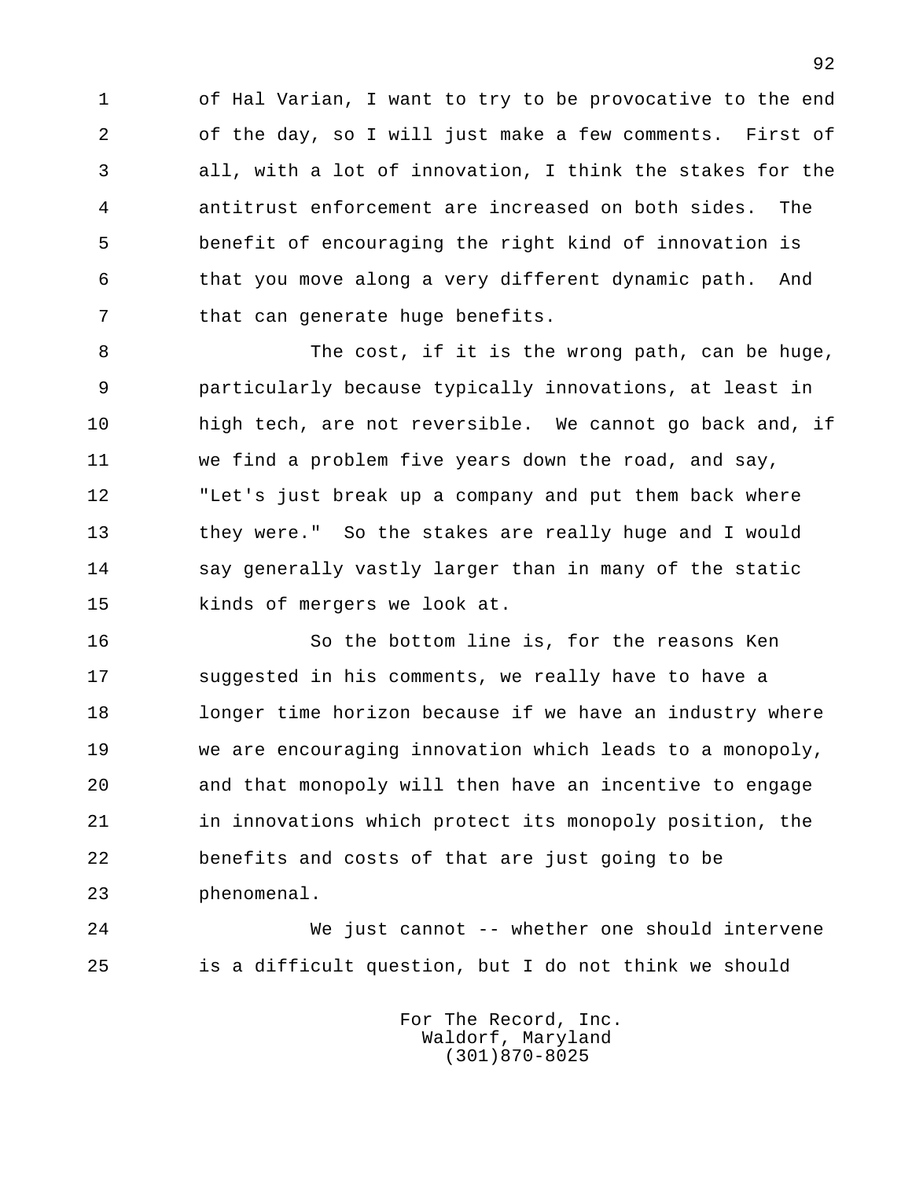of Hal Varian, I want to try to be provocative to the end of the day, so I will just make a few comments. First of all, with a lot of innovation, I think the stakes for the antitrust enforcement are increased on both sides. The benefit of encouraging the right kind of innovation is that you move along a very different dynamic path. And that can generate huge benefits.

The cost, if it is the wrong path, can be huge, particularly because typically innovations, at least in high tech, are not reversible. We cannot go back and, if we find a problem five years down the road, and say, "Let's just break up a company and put them back where they were." So the stakes are really huge and I would say generally vastly larger than in many of the static kinds of mergers we look at.

So the bottom line is, for the reasons Ken suggested in his comments, we really have to have a longer time horizon because if we have an industry where we are encouraging innovation which leads to a monopoly, and that monopoly will then have an incentive to engage in innovations which protect its monopoly position, the benefits and costs of that are just going to be phenomenal.

We just cannot -- whether one should intervene is a difficult question, but I do not think we should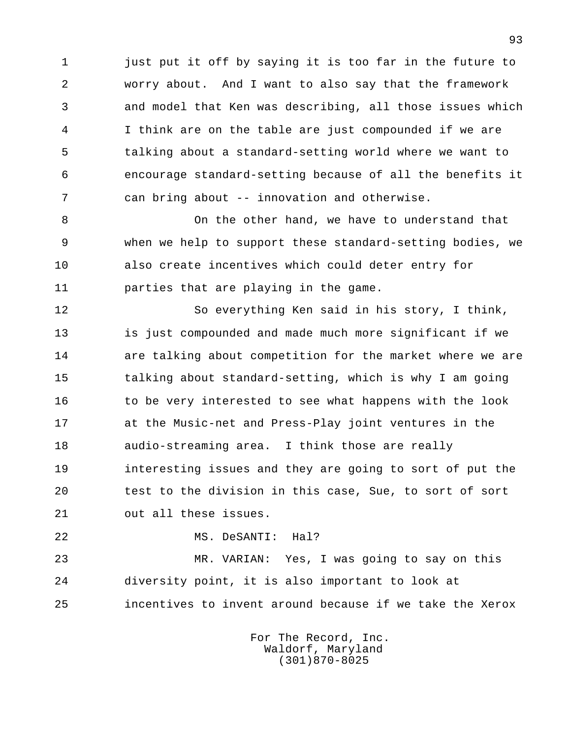just put it off by saying it is too far in the future to worry about. And I want to also say that the framework and model that Ken was describing, all those issues which I think are on the table are just compounded if we are talking about a standard-setting world where we want to encourage standard-setting because of all the benefits it can bring about -- innovation and otherwise.

On the other hand, we have to understand that when we help to support these standard-setting bodies, we also create incentives which could deter entry for parties that are playing in the game.

So everything Ken said in his story, I think, is just compounded and made much more significant if we are talking about competition for the market where we are talking about standard-setting, which is why I am going to be very interested to see what happens with the look at the Music-net and Press-Play joint ventures in the audio-streaming area. I think those are really interesting issues and they are going to sort of put the test to the division in this case, Sue, to sort of sort out all these issues.

MS. DeSANTI: Hal?

MR. VARIAN: Yes, I was going to say on this diversity point, it is also important to look at incentives to invent around because if we take the Xerox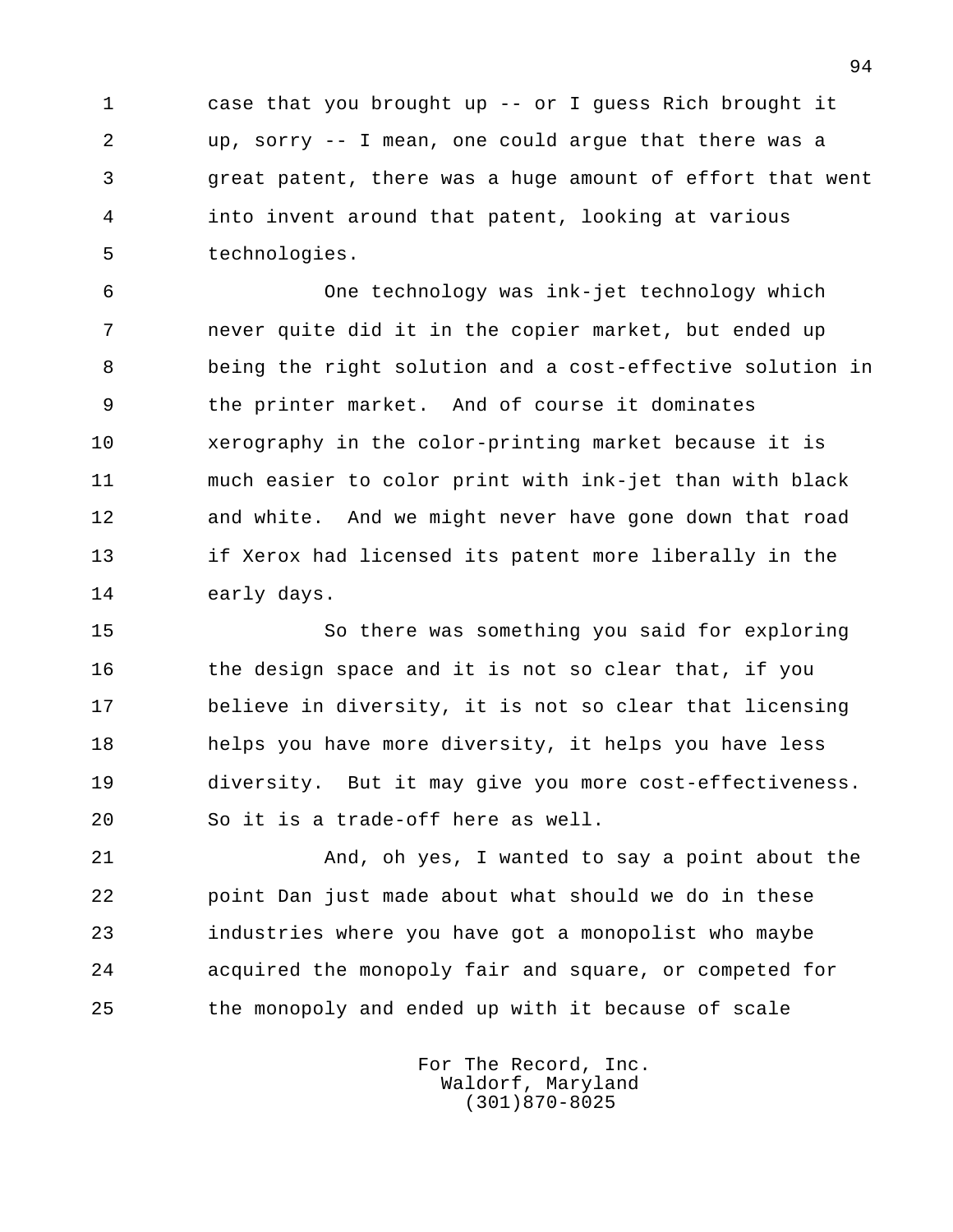case that you brought up -- or I guess Rich brought it up, sorry -- I mean, one could argue that there was a great patent, there was a huge amount of effort that went into invent around that patent, looking at various technologies.

One technology was ink-jet technology which never quite did it in the copier market, but ended up being the right solution and a cost-effective solution in the printer market. And of course it dominates xerography in the color-printing market because it is much easier to color print with ink-jet than with black and white. And we might never have gone down that road if Xerox had licensed its patent more liberally in the early days.

So there was something you said for exploring the design space and it is not so clear that, if you believe in diversity, it is not so clear that licensing helps you have more diversity, it helps you have less diversity. But it may give you more cost-effectiveness. So it is a trade-off here as well.

And, oh yes, I wanted to say a point about the point Dan just made about what should we do in these industries where you have got a monopolist who maybe acquired the monopoly fair and square, or competed for the monopoly and ended up with it because of scale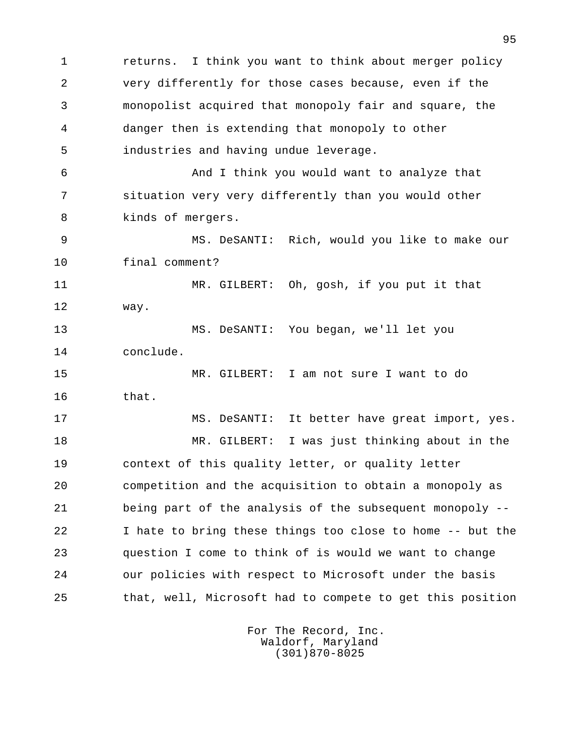returns. I think you want to think about merger policy very differently for those cases because, even if the monopolist acquired that monopoly fair and square, the danger then is extending that monopoly to other industries and having undue leverage.

And I think you would want to analyze that situation very very differently than you would other kinds of mergers.

MS. DeSANTI: Rich, would you like to make our final comment?

MR. GILBERT: Oh, gosh, if you put it that way.

MS. DeSANTI: You began, we'll let you conclude.

MR. GILBERT: I am not sure I want to do that.

MS. DeSANTI: It better have great import, yes.

MR. GILBERT: I was just thinking about in the context of this quality letter, or quality letter competition and the acquisition to obtain a monopoly as being part of the analysis of the subsequent monopoly -- I hate to bring these things too close to home -- but the question I come to think of is would we want to change our policies with respect to Microsoft under the basis that, well, Microsoft had to compete to get this position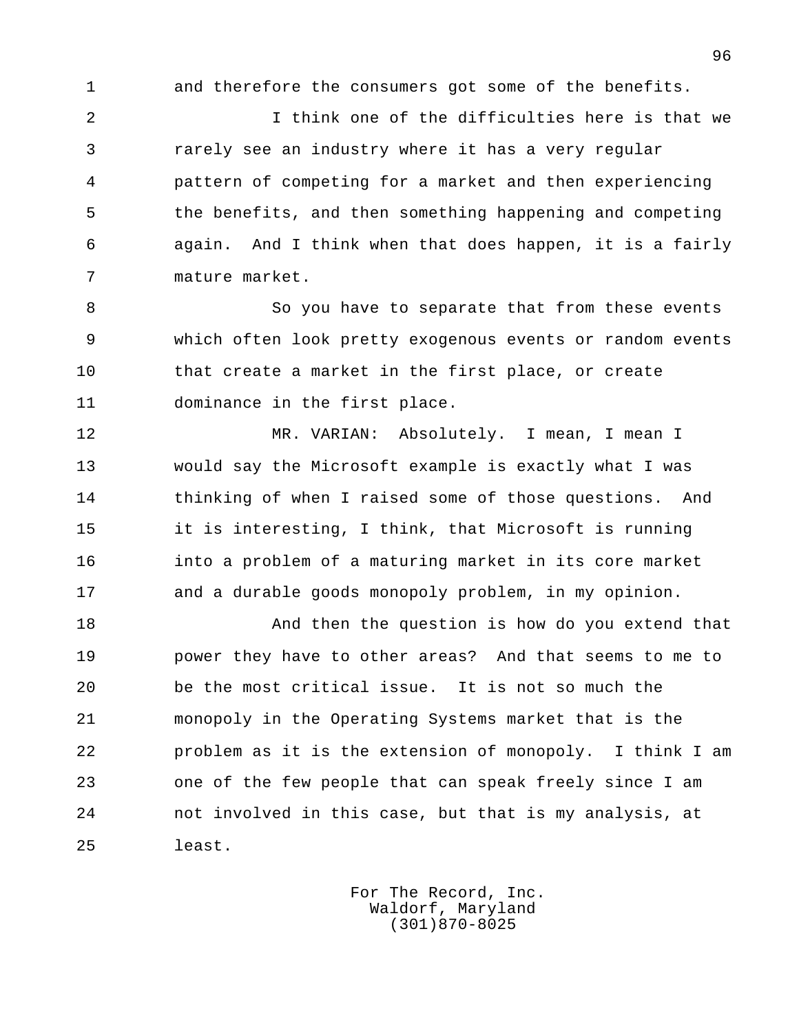and therefore the consumers got some of the benefits.

I think one of the difficulties here is that we rarely see an industry where it has a very regular pattern of competing for a market and then experiencing the benefits, and then something happening and competing again. And I think when that does happen, it is a fairly mature market.

So you have to separate that from these events which often look pretty exogenous events or random events that create a market in the first place, or create dominance in the first place.

MR. VARIAN: Absolutely. I mean, I mean I would say the Microsoft example is exactly what I was thinking of when I raised some of those questions. And it is interesting, I think, that Microsoft is running into a problem of a maturing market in its core market and a durable goods monopoly problem, in my opinion.

And then the question is how do you extend that power they have to other areas? And that seems to me to be the most critical issue. It is not so much the monopoly in the Operating Systems market that is the problem as it is the extension of monopoly. I think I am one of the few people that can speak freely since I am not involved in this case, but that is my analysis, at least.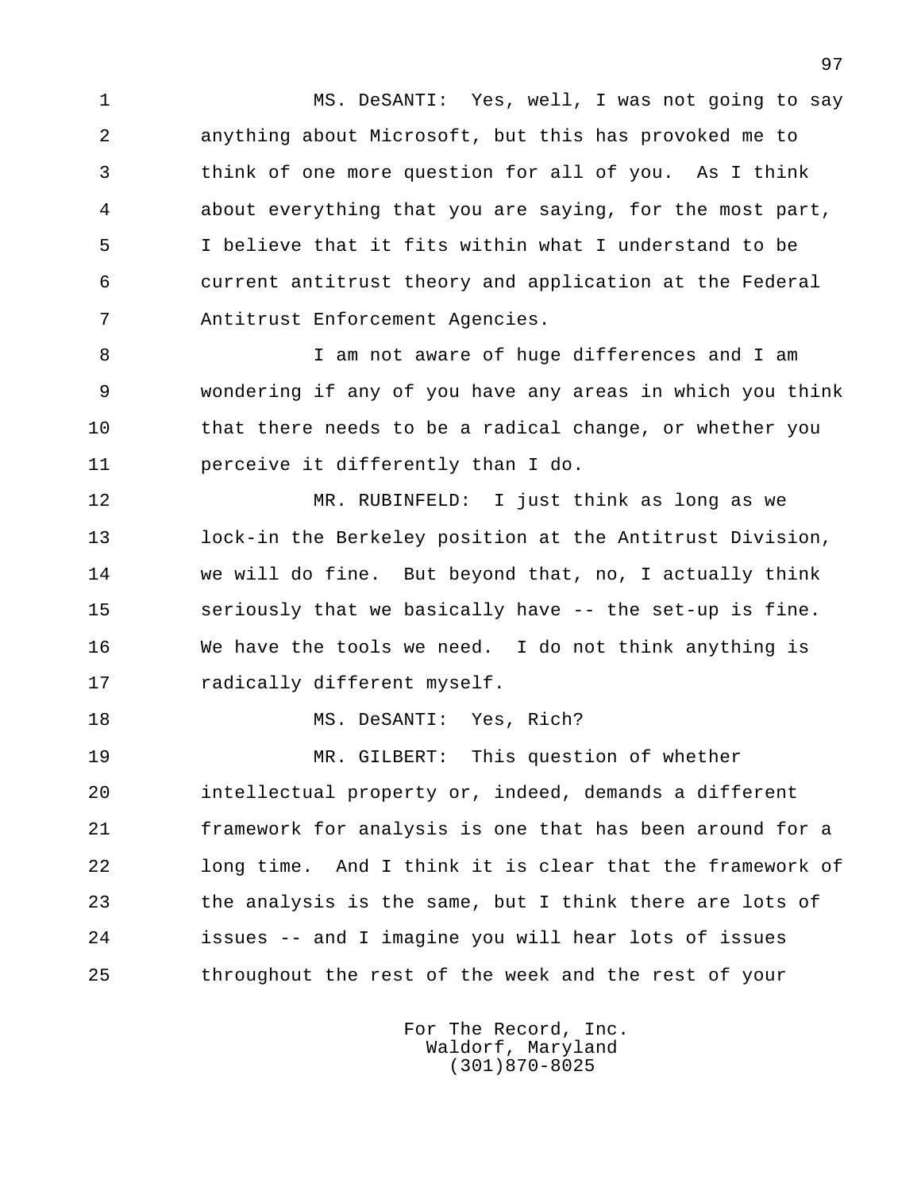MS. DeSANTI: Yes, well, I was not going to say anything about Microsoft, but this has provoked me to think of one more question for all of you. As I think about everything that you are saying, for the most part, I believe that it fits within what I understand to be current antitrust theory and application at the Federal Antitrust Enforcement Agencies.

I am not aware of huge differences and I am wondering if any of you have any areas in which you think that there needs to be a radical change, or whether you perceive it differently than I do.

MR. RUBINFELD: I just think as long as we lock-in the Berkeley position at the Antitrust Division, we will do fine. But beyond that, no, I actually think seriously that we basically have -- the set-up is fine. We have the tools we need. I do not think anything is radically different myself.

MS. DeSANTI: Yes, Rich?

MR. GILBERT: This question of whether intellectual property or, indeed, demands a different framework for analysis is one that has been around for a long time. And I think it is clear that the framework of the analysis is the same, but I think there are lots of issues -- and I imagine you will hear lots of issues throughout the rest of the week and the rest of your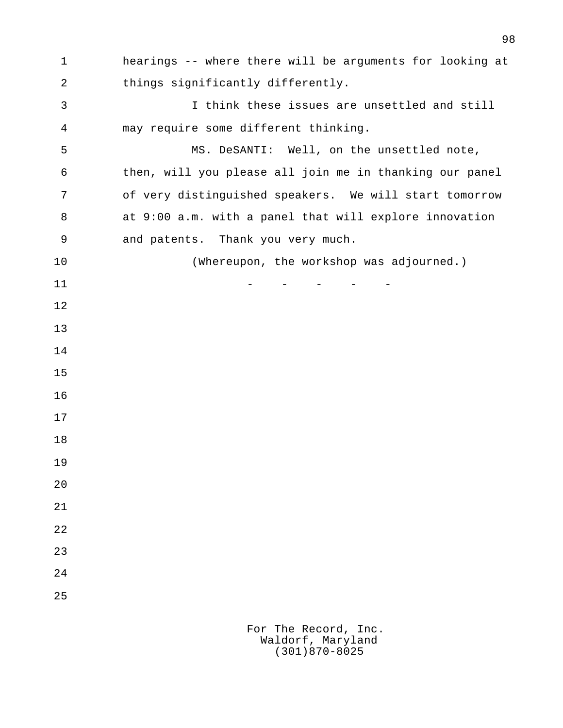hearings -- where there will be arguments for looking at things significantly differently.

I think these issues are unsettled and still may require some different thinking.

MS. DeSANTI: Well, on the unsettled note, then, will you please all join me in thanking our panel of very distinguished speakers. We will start tomorrow at 9:00 a.m. with a panel that will explore innovation and patents. Thank you very much.

(Whereupon, the workshop was adjourned.)

- - - - -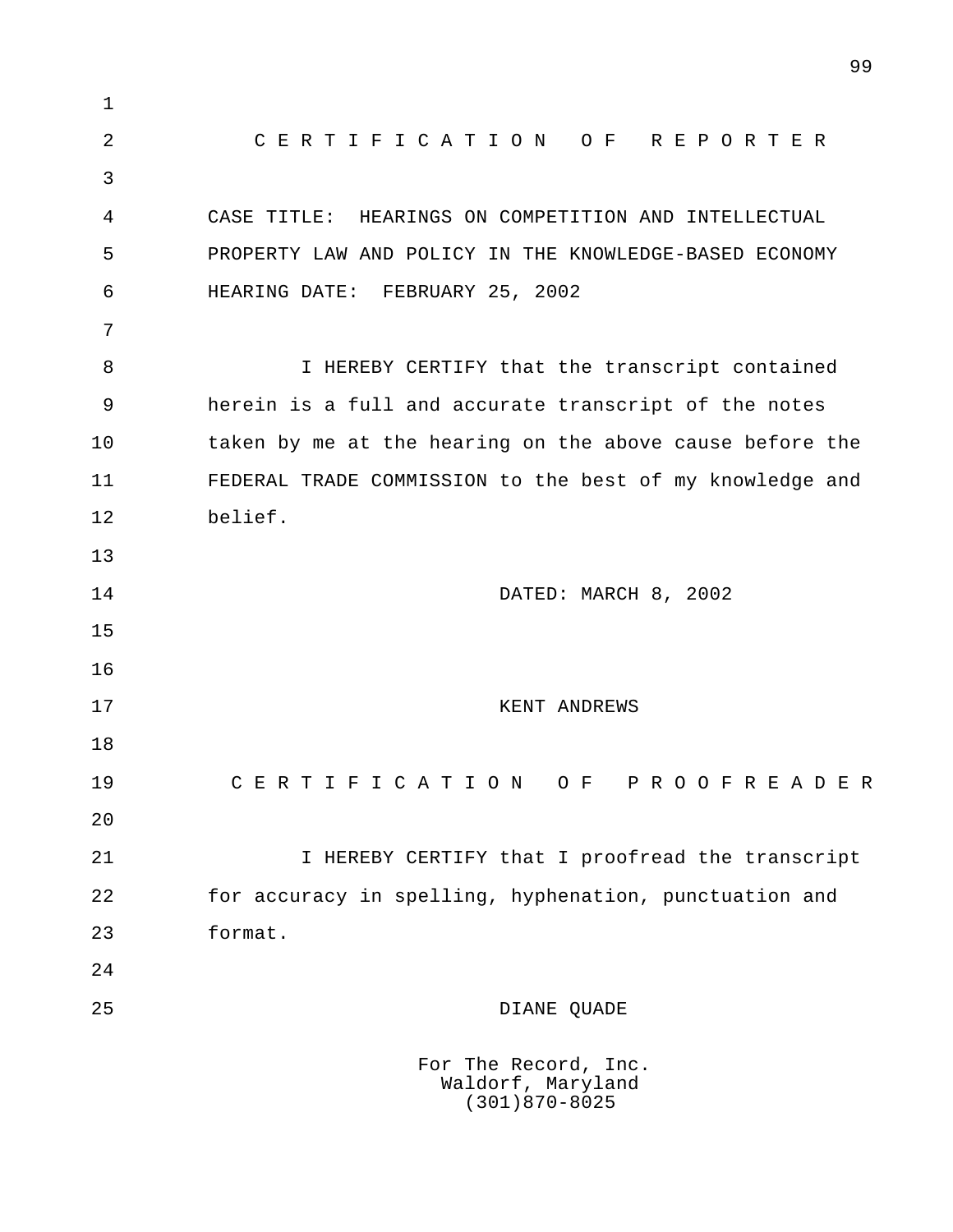## CERTIFICATION OF REPORTER

CASE TITLE: HEARINGS ON COMPETITION AND INTELLECTUAL PROPERTY LAW AND POLICY IN THE KNOWLEDGE-BASED ECONOMY

HEARING DATE: FEBRUARY 25, 2002

I HEREBY CERTIFY that the transcript contained herein is a full and accurate transcript of the notes taken by me at the hearing on the above cause before the FEDERAL TRADE COMMISSION to the best of my knowledge and belief.

DATED: MARCH 8, 2002

KENT ANDREWS

## CERTIFICATION OF PROOFREADER

I HEREBY CERTIFY that I proofread the transcript for accuracy in spelling, hyphenation, punctuation and format.

DIANE QUADE

For The Record, Inc.
Waldorf, Maryland
(301)870-8025